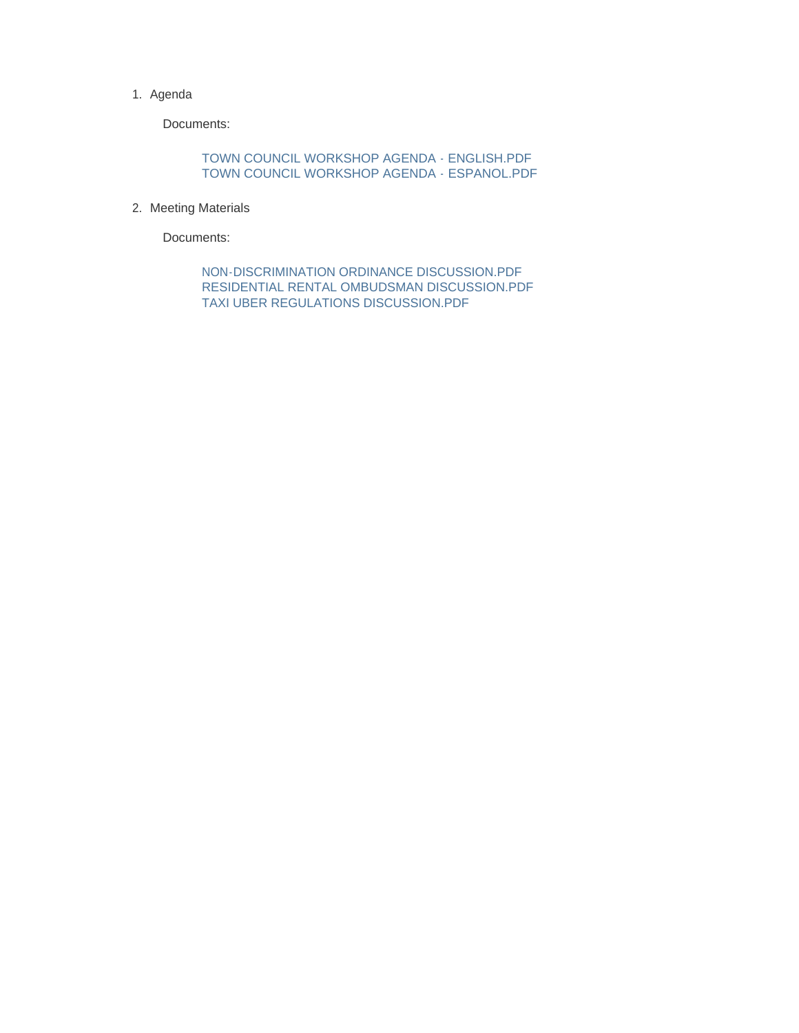1. Agenda

   Documents:

   TOWN COUNCIL WORKSHOP AGENDA - ENGLISH.PDF
   TOWN COUNCIL WORKSHOP AGENDA - ESPANOL.PDF

2. Meeting Materials

   Documents:

   NON-DISCRIMINATION ORDINANCE DISCUSSION.PDF
   RESIDENTIAL RENTAL OMBUDSMAN DISCUSSION.PDF
   TAXI UBER REGULATIONS DISCUSSION.PDF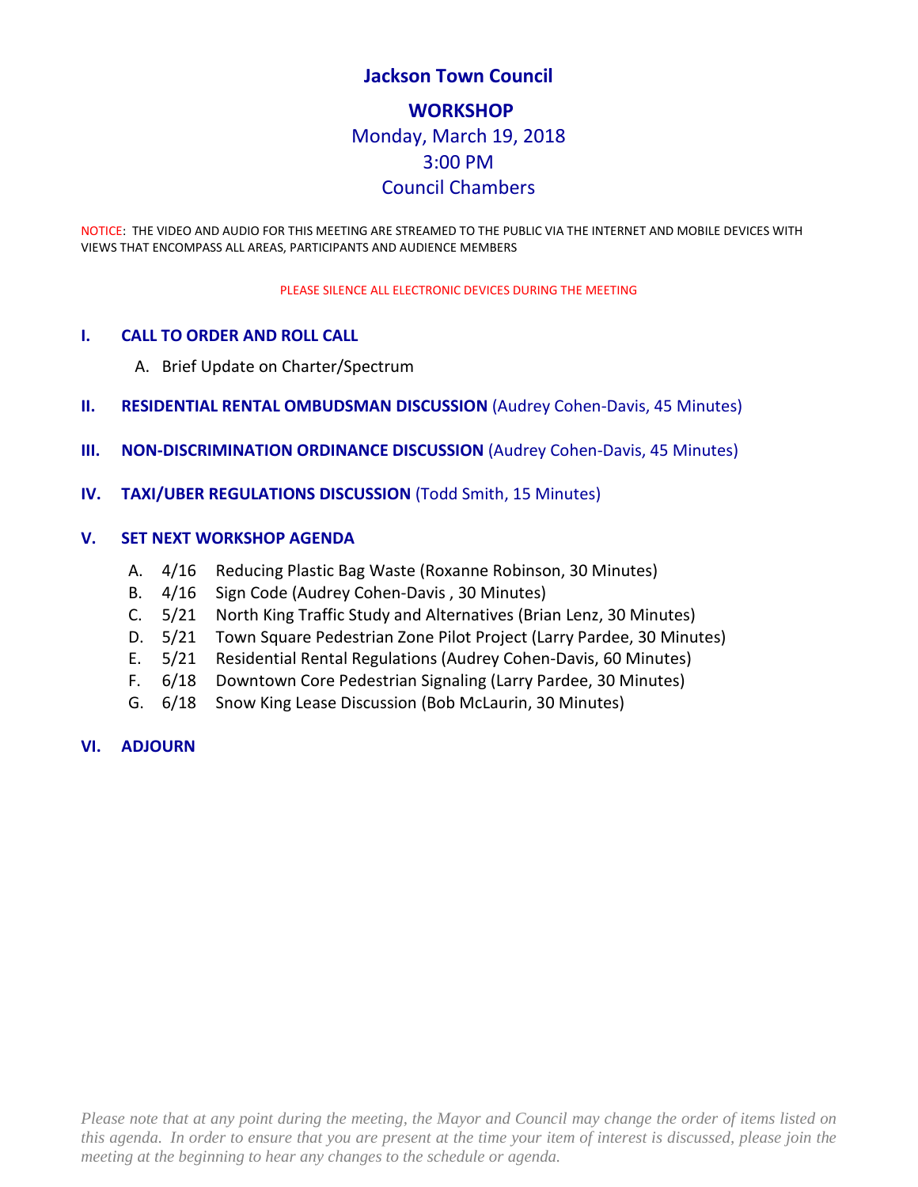# Jackson Town Council

## WORKSHOP

Monday, March 19, 2018
3:00 PM
Council Chambers

NOTICE: THE VIDEO AND AUDIO FOR THIS MEETING ARE STREAMED TO THE PUBLIC VIA THE INTERNET AND MOBILE DEVICES WITH VIEWS THAT ENCOMPASS ALL AREAS, PARTICIPANTS AND AUDIENCE MEMBERS

PLEASE SILENCE ALL ELECTRONIC DEVICES DURING THE MEETING

**I. CALL TO ORDER AND ROLL CALL**

A. Brief Update on Charter/Spectrum

**II. RESIDENTIAL RENTAL OMBUDSMAN DISCUSSION** (Audrey Cohen-Davis, 45 Minutes)

**III. NON-DISCRIMINATION ORDINANCE DISCUSSION** (Audrey Cohen-Davis, 45 Minutes)

**IV. TAXI/UBER REGULATIONS DISCUSSION** (Todd Smith, 15 Minutes)

**V. SET NEXT WORKSHOP AGENDA**

A. 4/16 Reducing Plastic Bag Waste (Roxanne Robinson, 30 Minutes)
B. 4/16 Sign Code (Audrey Cohen-Davis , 30 Minutes)
C. 5/21 North King Traffic Study and Alternatives (Brian Lenz, 30 Minutes)
D. 5/21 Town Square Pedestrian Zone Pilot Project (Larry Pardee, 30 Minutes)
E. 5/21 Residential Rental Regulations (Audrey Cohen-Davis, 60 Minutes)
F. 6/18 Downtown Core Pedestrian Signaling (Larry Pardee, 30 Minutes)
G. 6/18 Snow King Lease Discussion (Bob McLaurin, 30 Minutes)

**VI. ADJOURN**

*Please note that at any point during the meeting, the Mayor and Council may change the order of items listed on this agenda. In order to ensure that you are present at the time your item of interest is discussed, please join the meeting at the beginning to hear any changes to the schedule or agenda.*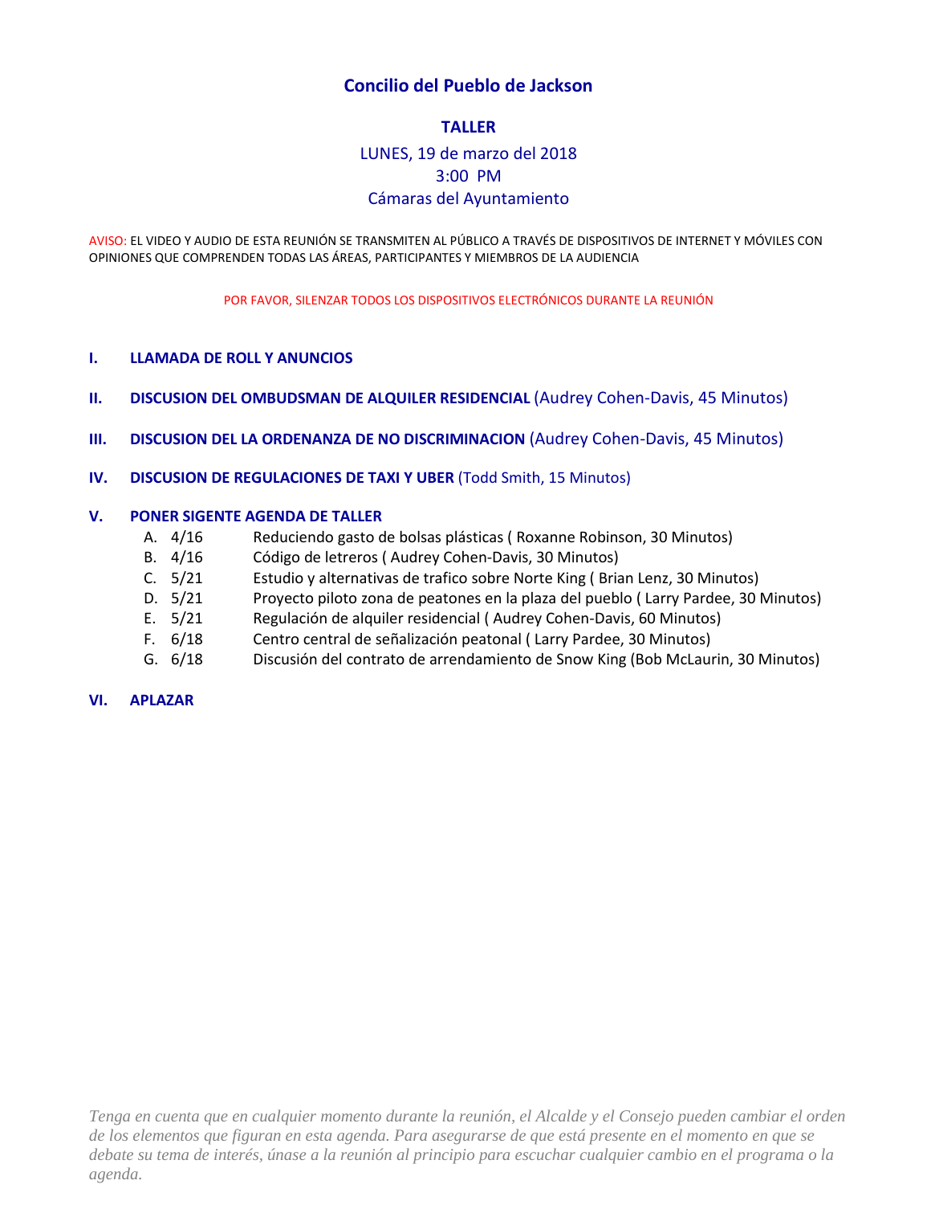# Concilio del Pueblo de Jackson

## TALLER

LUNES, 19 de marzo del 2018
3:00 PM
Cámaras del Ayuntamiento

AVISO: EL VIDEO Y AUDIO DE ESTA REUNIÓN SE TRANSMITEN AL PÚBLICO A TRAVÉS DE DISPOSITIVOS DE INTERNET Y MÓVILES CON OPINIONES QUE COMPRENDEN TODAS LAS ÁREAS, PARTICIPANTES Y MIEMBROS DE LA AUDIENCIA

POR FAVOR, SILENZAR TODOS LOS DISPOSITIVOS ELECTRÓNICOS DURANTE LA REUNIÓN

**I. LLAMADA DE ROLL Y ANUNCIOS**

**II. DISCUSION DEL OMBUDSMAN DE ALQUILER RESIDENCIAL** (Audrey Cohen-Davis, 45 Minutos)

**III. DISCUSION DEL LA ORDENANZA DE NO DISCRIMINACION** (Audrey Cohen-Davis, 45 Minutos)

**IV. DISCUSION DE REGULACIONES DE TAXI Y UBER** (Todd Smith, 15 Minutos)

**V. PONER SIGENTE AGENDA DE TALLER**

A. 4/16 Reduciendo gasto de bolsas plásticas ( Roxanne Robinson, 30 Minutos)
B. 4/16 Código de letreros ( Audrey Cohen-Davis, 30 Minutos)
C. 5/21 Estudio y alternativas de trafico sobre Norte King ( Brian Lenz, 30 Minutos)
D. 5/21 Proyecto piloto zona de peatones en la plaza del pueblo ( Larry Pardee, 30 Minutos)
E. 5/21 Regulación de alquiler residencial ( Audrey Cohen-Davis, 60 Minutos)
F. 6/18 Centro central de señalización peatonal ( Larry Pardee, 30 Minutos)
G. 6/18 Discusión del contrato de arrendamiento de Snow King (Bob McLaurin, 30 Minutos)

**VI. APLAZAR**

*Tenga en cuenta que en cualquier momento durante la reunión, el Alcalde y el Consejo pueden cambiar el orden de los elementos que figuran en esta agenda. Para asegurarse de que está presente en el momento en que se debate su tema de interés, únase a la reunión al principio para escuchar cualquier cambio en el programa o la agenda.*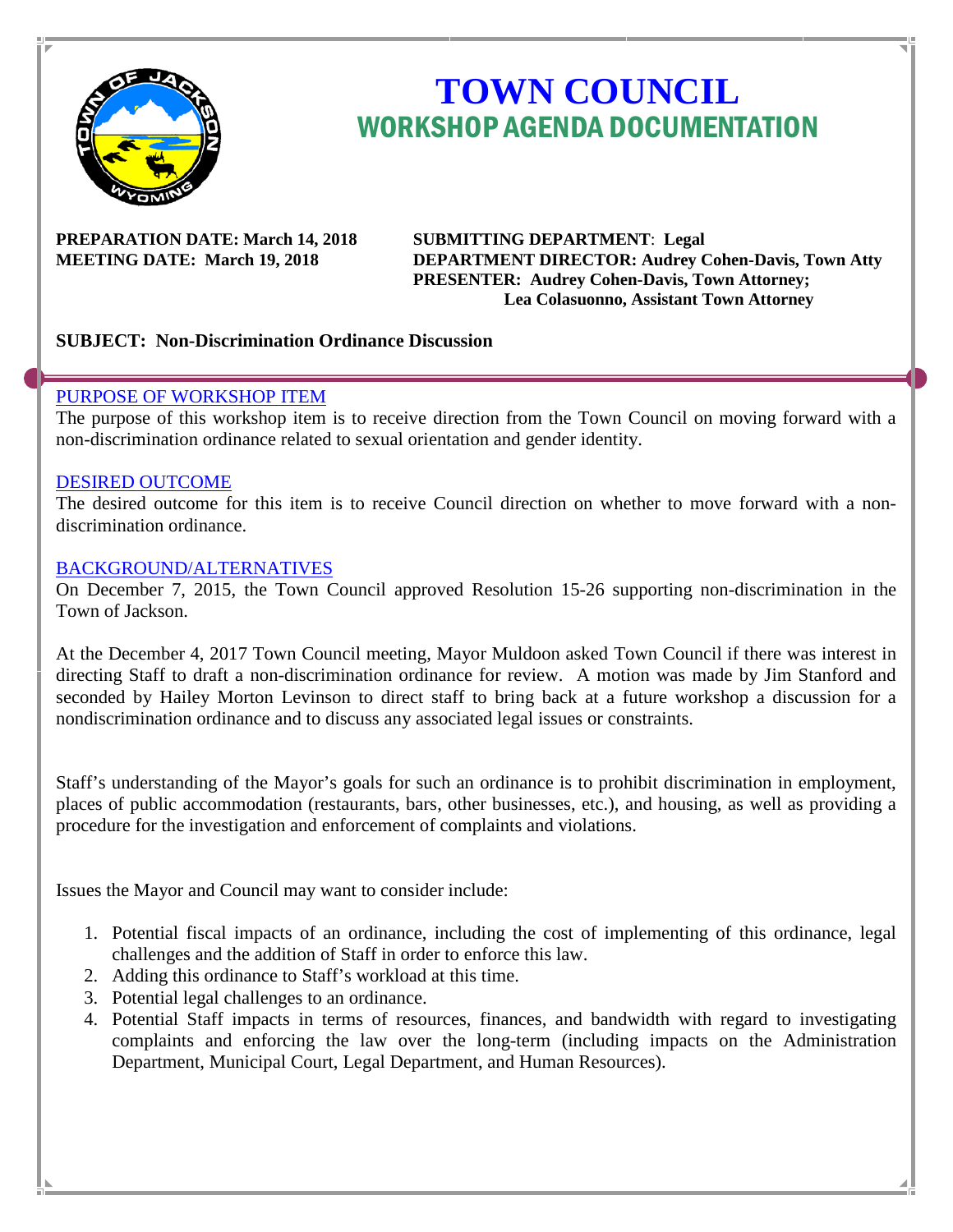# TOWN COUNCIL
## WORKSHOP AGENDA DOCUMENTATION

**PREPARATION DATE: March 14, 2018**
**MEETING DATE: March 19, 2018**

**SUBMITTING DEPARTMENT**: **Legal**
**DEPARTMENT DIRECTOR: Audrey Cohen-Davis, Town Atty**
**PRESENTER: Audrey Cohen-Davis, Town Attorney;**
**Lea Colasuonno, Assistant Town Attorney**

**SUBJECT: Non-Discrimination Ordinance Discussion**

---

PURPOSE OF WORKSHOP ITEM

The purpose of this workshop item is to receive direction from the Town Council on moving forward with a non-discrimination ordinance related to sexual orientation and gender identity.

DESIRED OUTCOME

The desired outcome for this item is to receive Council direction on whether to move forward with a non-discrimination ordinance.

BACKGROUND/ALTERNATIVES

On December 7, 2015, the Town Council approved Resolution 15-26 supporting non-discrimination in the Town of Jackson.

At the December 4, 2017 Town Council meeting, Mayor Muldoon asked Town Council if there was interest in directing Staff to draft a non-discrimination ordinance for review. A motion was made by Jim Stanford and seconded by Hailey Morton Levinson to direct staff to bring back at a future workshop a discussion for a nondiscrimination ordinance and to discuss any associated legal issues or constraints.

Staff's understanding of the Mayor's goals for such an ordinance is to prohibit discrimination in employment, places of public accommodation (restaurants, bars, other businesses, etc.), and housing, as well as providing a procedure for the investigation and enforcement of complaints and violations.

Issues the Mayor and Council may want to consider include:

1. Potential fiscal impacts of an ordinance, including the cost of implementing of this ordinance, legal challenges and the addition of Staff in order to enforce this law.
2. Adding this ordinance to Staff's workload at this time.
3. Potential legal challenges to an ordinance.
4. Potential Staff impacts in terms of resources, finances, and bandwidth with regard to investigating complaints and enforcing the law over the long-term (including impacts on the Administration Department, Municipal Court, Legal Department, and Human Resources).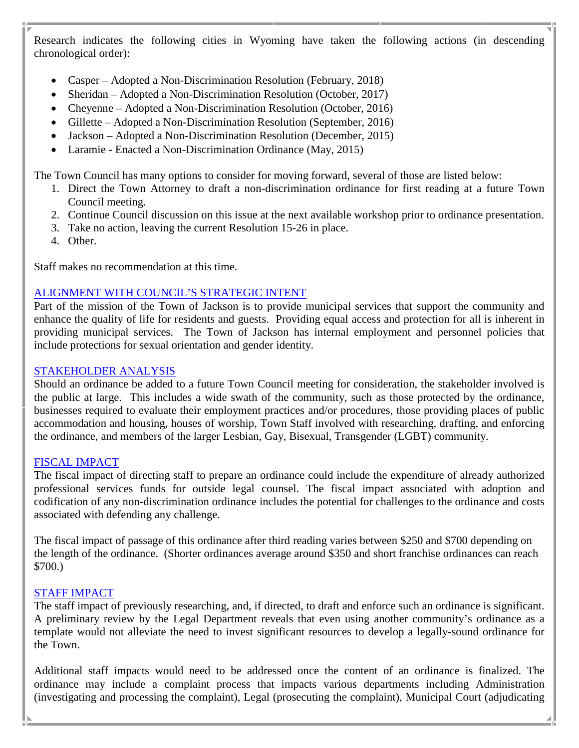Research indicates the following cities in Wyoming have taken the following actions (in descending chronological order):

- Casper – Adopted a Non-Discrimination Resolution (February, 2018)
- Sheridan – Adopted a Non-Discrimination Resolution (October, 2017)
- Cheyenne – Adopted a Non-Discrimination Resolution (October, 2016)
- Gillette – Adopted a Non-Discrimination Resolution (September, 2016)
- Jackson – Adopted a Non-Discrimination Resolution (December, 2015)
- Laramie - Enacted a Non-Discrimination Ordinance (May, 2015)

The Town Council has many options to consider for moving forward, several of those are listed below:

1. Direct the Town Attorney to draft a non-discrimination ordinance for first reading at a future Town Council meeting.
2. Continue Council discussion on this issue at the next available workshop prior to ordinance presentation.
3. Take no action, leaving the current Resolution 15-26 in place.
4. Other.

Staff makes no recommendation at this time.

## ALIGNMENT WITH COUNCIL'S STRATEGIC INTENT

Part of the mission of the Town of Jackson is to provide municipal services that support the community and enhance the quality of life for residents and guests. Providing equal access and protection for all is inherent in providing municipal services. The Town of Jackson has internal employment and personnel policies that include protections for sexual orientation and gender identity.

## STAKEHOLDER ANALYSIS

Should an ordinance be added to a future Town Council meeting for consideration, the stakeholder involved is the public at large. This includes a wide swath of the community, such as those protected by the ordinance, businesses required to evaluate their employment practices and/or procedures, those providing places of public accommodation and housing, houses of worship, Town Staff involved with researching, drafting, and enforcing the ordinance, and members of the larger Lesbian, Gay, Bisexual, Transgender (LGBT) community.

## FISCAL IMPACT

The fiscal impact of directing staff to prepare an ordinance could include the expenditure of already authorized professional services funds for outside legal counsel. The fiscal impact associated with adoption and codification of any non-discrimination ordinance includes the potential for challenges to the ordinance and costs associated with defending any challenge.

The fiscal impact of passage of this ordinance after third reading varies between $250 and $700 depending on the length of the ordinance. (Shorter ordinances average around $350 and short franchise ordinances can reach $700.)

## STAFF IMPACT

The staff impact of previously researching, and, if directed, to draft and enforce such an ordinance is significant. A preliminary review by the Legal Department reveals that even using another community's ordinance as a template would not alleviate the need to invest significant resources to develop a legally-sound ordinance for the Town.

Additional staff impacts would need to be addressed once the content of an ordinance is finalized. The ordinance may include a complaint process that impacts various departments including Administration (investigating and processing the complaint), Legal (prosecuting the complaint), Municipal Court (adjudicating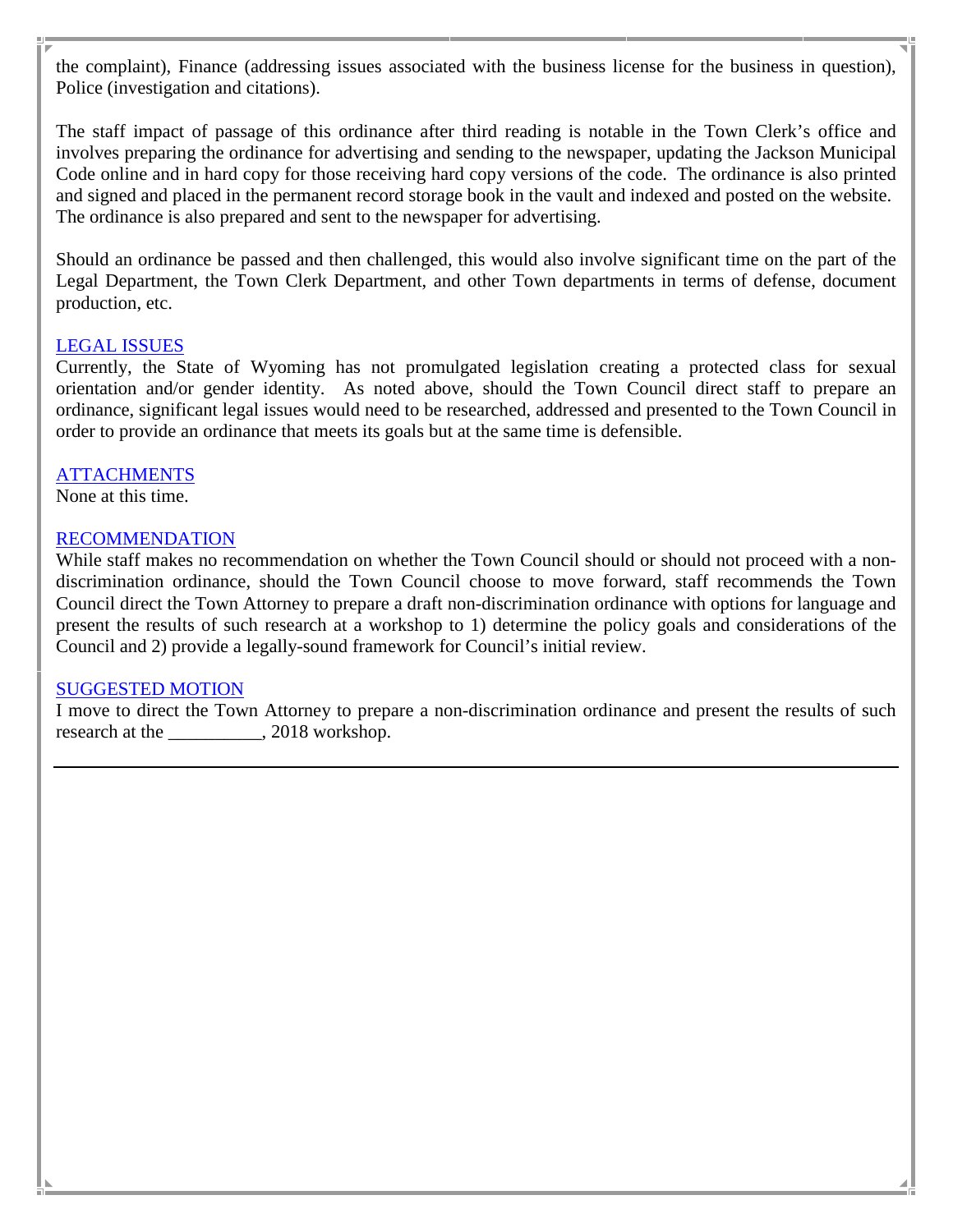the complaint), Finance (addressing issues associated with the business license for the business in question), Police (investigation and citations).

The staff impact of passage of this ordinance after third reading is notable in the Town Clerk's office and involves preparing the ordinance for advertising and sending to the newspaper, updating the Jackson Municipal Code online and in hard copy for those receiving hard copy versions of the code. The ordinance is also printed and signed and placed in the permanent record storage book in the vault and indexed and posted on the website. The ordinance is also prepared and sent to the newspaper for advertising.

Should an ordinance be passed and then challenged, this would also involve significant time on the part of the Legal Department, the Town Clerk Department, and other Town departments in terms of defense, document production, etc.

## LEGAL ISSUES

Currently, the State of Wyoming has not promulgated legislation creating a protected class for sexual orientation and/or gender identity. As noted above, should the Town Council direct staff to prepare an ordinance, significant legal issues would need to be researched, addressed and presented to the Town Council in order to provide an ordinance that meets its goals but at the same time is defensible.

## ATTACHMENTS

None at this time.

## RECOMMENDATION

While staff makes no recommendation on whether the Town Council should or should not proceed with a non-discrimination ordinance, should the Town Council choose to move forward, staff recommends the Town Council direct the Town Attorney to prepare a draft non-discrimination ordinance with options for language and present the results of such research at a workshop to 1) determine the policy goals and considerations of the Council and 2) provide a legally-sound framework for Council's initial review.

## SUGGESTED MOTION

I move to direct the Town Attorney to prepare a non-discrimination ordinance and present the results of such research at the __________, 2018 workshop.

---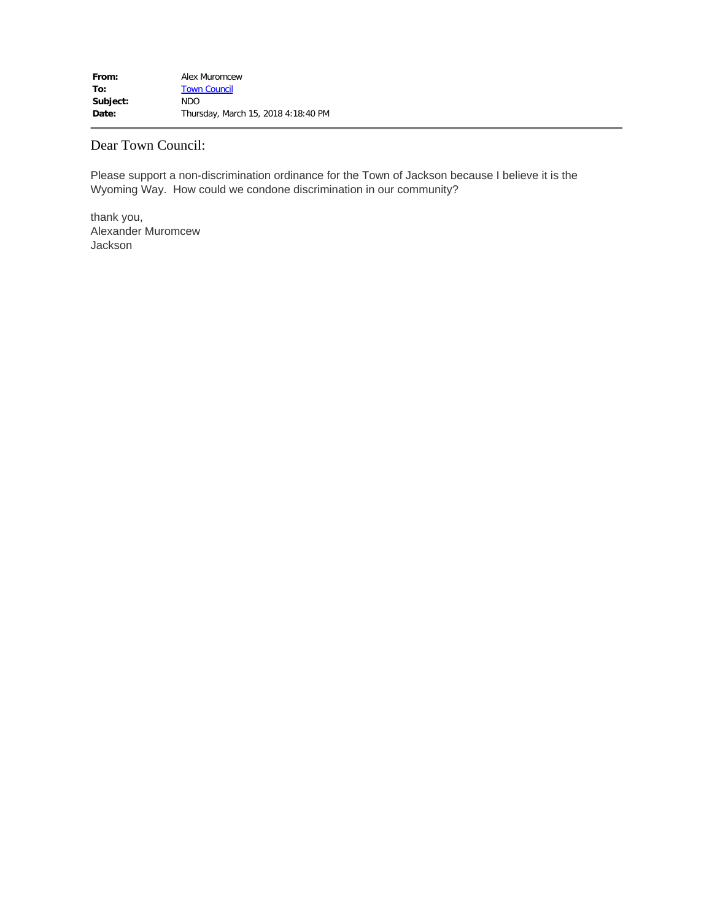**From:** Alex Muromcew
**To:** Town Council
**Subject:** NDO
**Date:** Thursday, March 15, 2018 4:18:40 PM

---

Dear Town Council:

Please support a non-discrimination ordinance for the Town of Jackson because I believe it is the Wyoming Way. How could we condone discrimination in our community?

thank you,
Alexander Muromcew
Jackson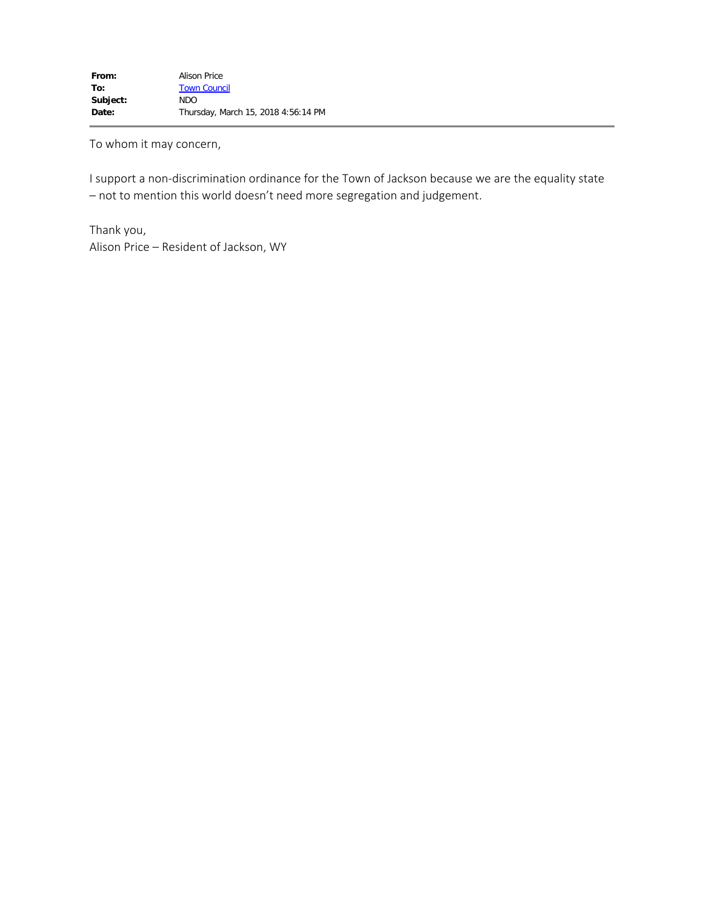**From:** Alison Price
**To:** Town Council
**Subject:** NDO
**Date:** Thursday, March 15, 2018 4:56:14 PM

---

To whom it may concern,

I support a non-discrimination ordinance for the Town of Jackson because we are the equality state – not to mention this world doesn't need more segregation and judgement.

Thank you,
Alison Price – Resident of Jackson, WY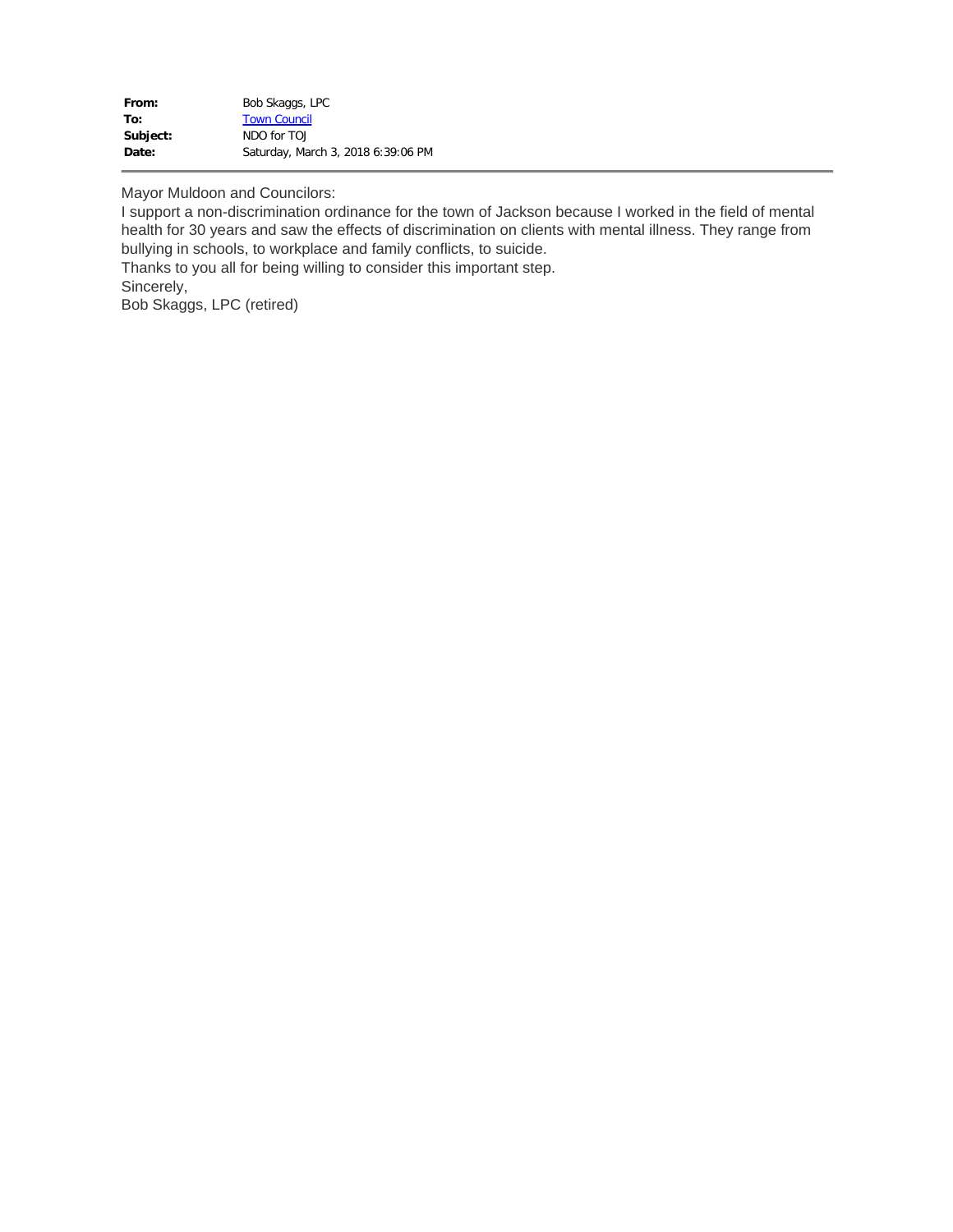**From:** Bob Skaggs, LPC
**To:** Town Council
**Subject:** NDO for TOJ
**Date:** Saturday, March 3, 2018 6:39:06 PM

---

Mayor Muldoon and Councilors:
I support a non-discrimination ordinance for the town of Jackson because I worked in the field of mental health for 30 years and saw the effects of discrimination on clients with mental illness. They range from bullying in schools, to workplace and family conflicts, to suicide.
Thanks to you all for being willing to consider this important step.
Sincerely,
Bob Skaggs, LPC (retired)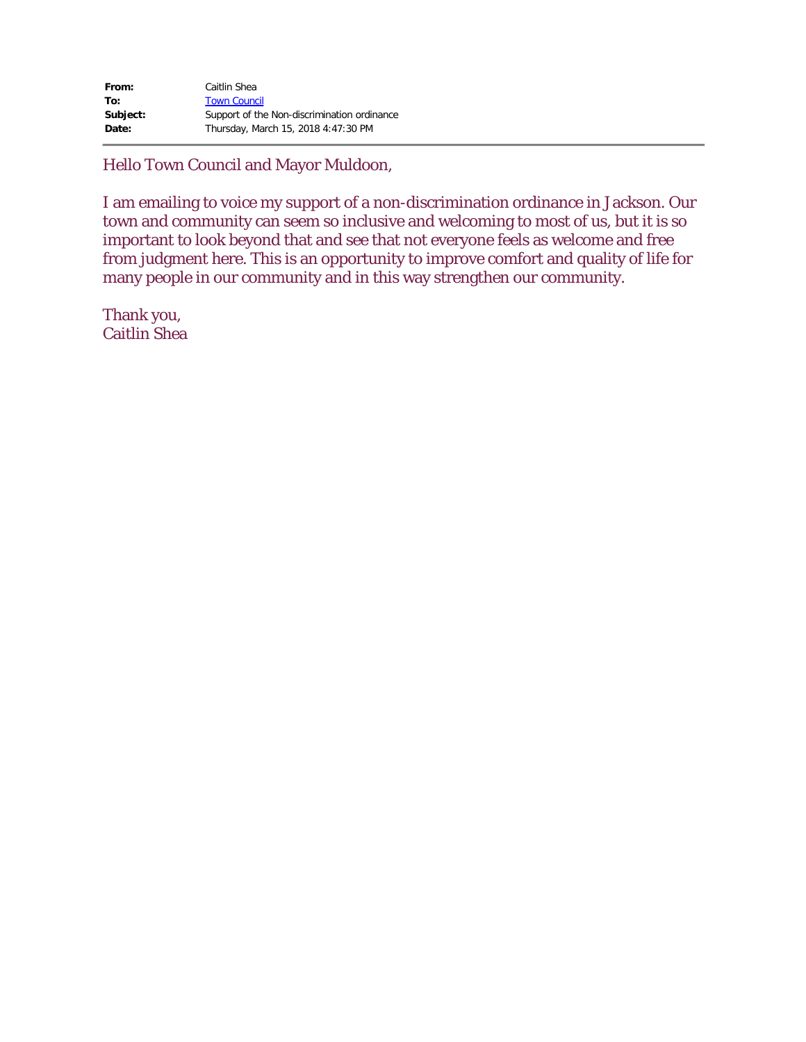| | |
|---|---|
| **From:** | Caitlin Shea |
| **To:** | Town Council |
| **Subject:** | Support of the Non-discrimination ordinance |
| **Date:** | Thursday, March 15, 2018 4:47:30 PM |

---

Hello Town Council and Mayor Muldoon,

I am emailing to voice my support of a non-discrimination ordinance in Jackson. Our town and community can seem so inclusive and welcoming to most of us, but it is so important to look beyond that and see that not everyone feels as welcome and free from judgment here. This is an opportunity to improve comfort and quality of life for many people in our community and in this way strengthen our community.

Thank you,
Caitlin Shea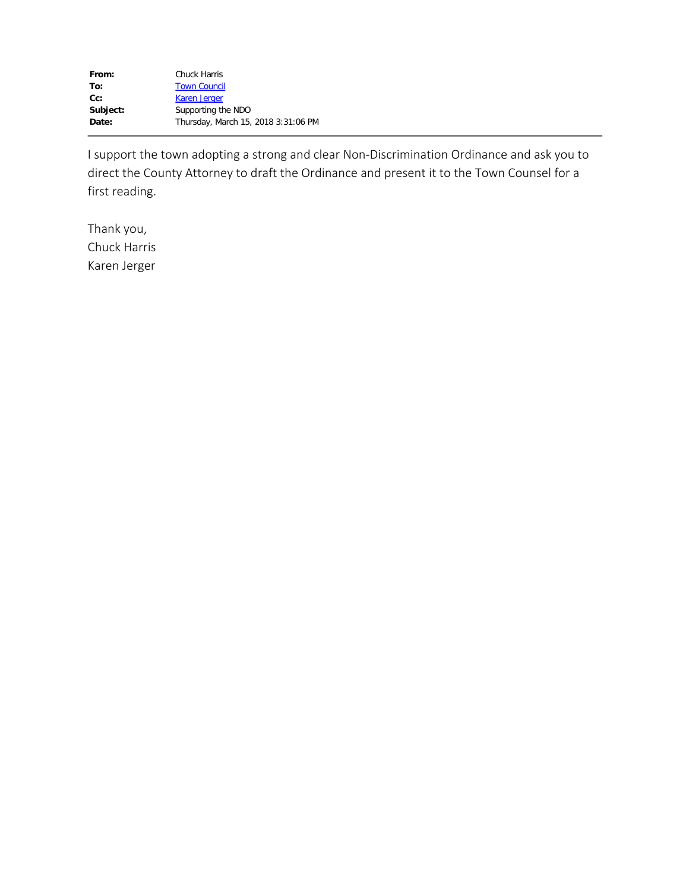| | |
|---|---|
| **From:** | Chuck Harris |
| **To:** | Town Council |
| **Cc:** | Karen Jerger |
| **Subject:** | Supporting the NDO |
| **Date:** | Thursday, March 15, 2018 3:31:06 PM |

I support the town adopting a strong and clear Non-Discrimination Ordinance and ask you to direct the County Attorney to draft the Ordinance and present it to the Town Counsel for a first reading.

Thank you,
Chuck Harris
Karen Jerger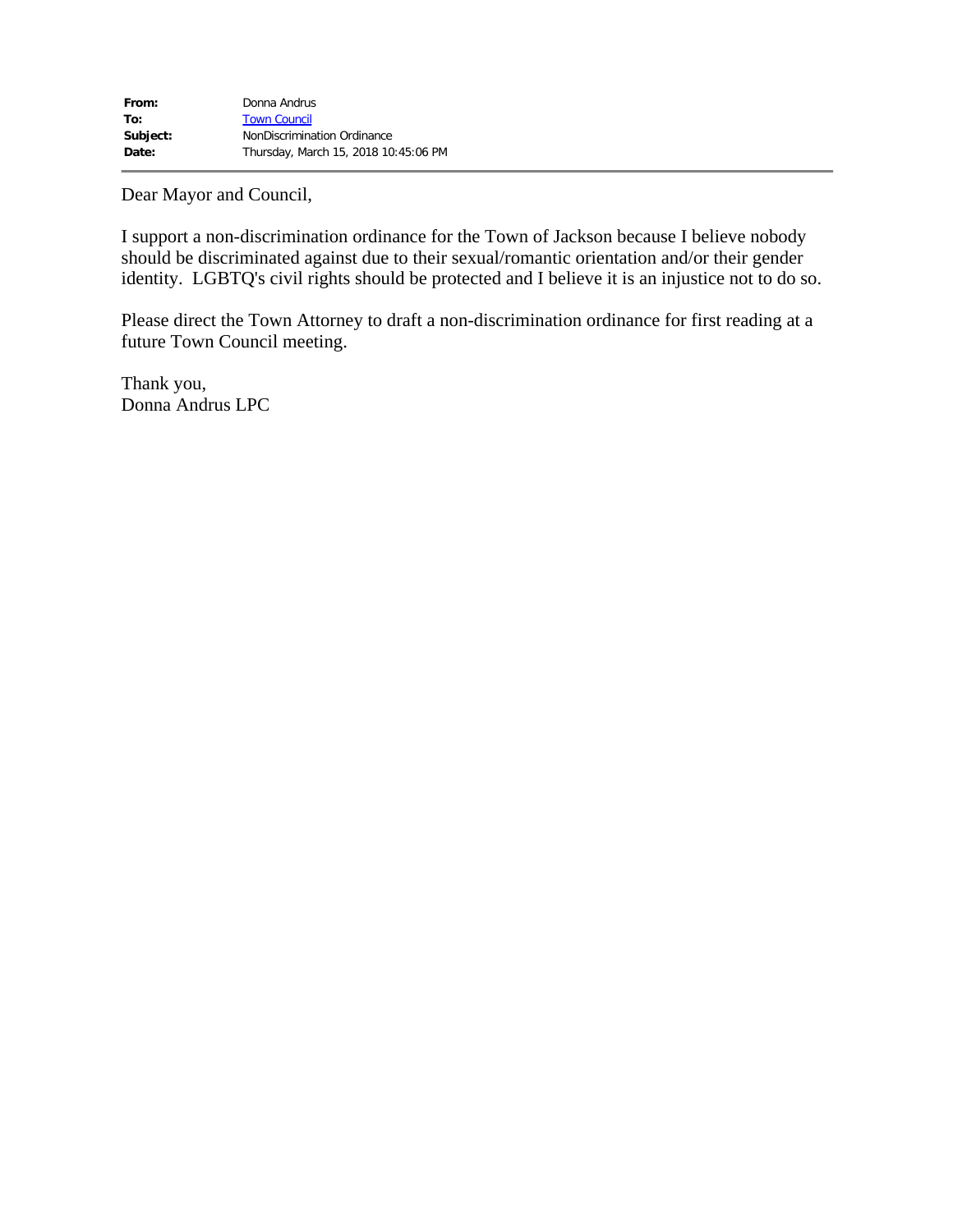| | |
|---|---|
| **From:** | Donna Andrus |
| **To:** | Town Council |
| **Subject:** | NonDiscrimination Ordinance |
| **Date:** | Thursday, March 15, 2018 10:45:06 PM |

Dear Mayor and Council,

I support a non-discrimination ordinance for the Town of Jackson because I believe nobody should be discriminated against due to their sexual/romantic orientation and/or their gender identity. LGBTQ's civil rights should be protected and I believe it is an injustice not to do so.

Please direct the Town Attorney to draft a non-discrimination ordinance for first reading at a future Town Council meeting.

Thank you,
Donna Andrus LPC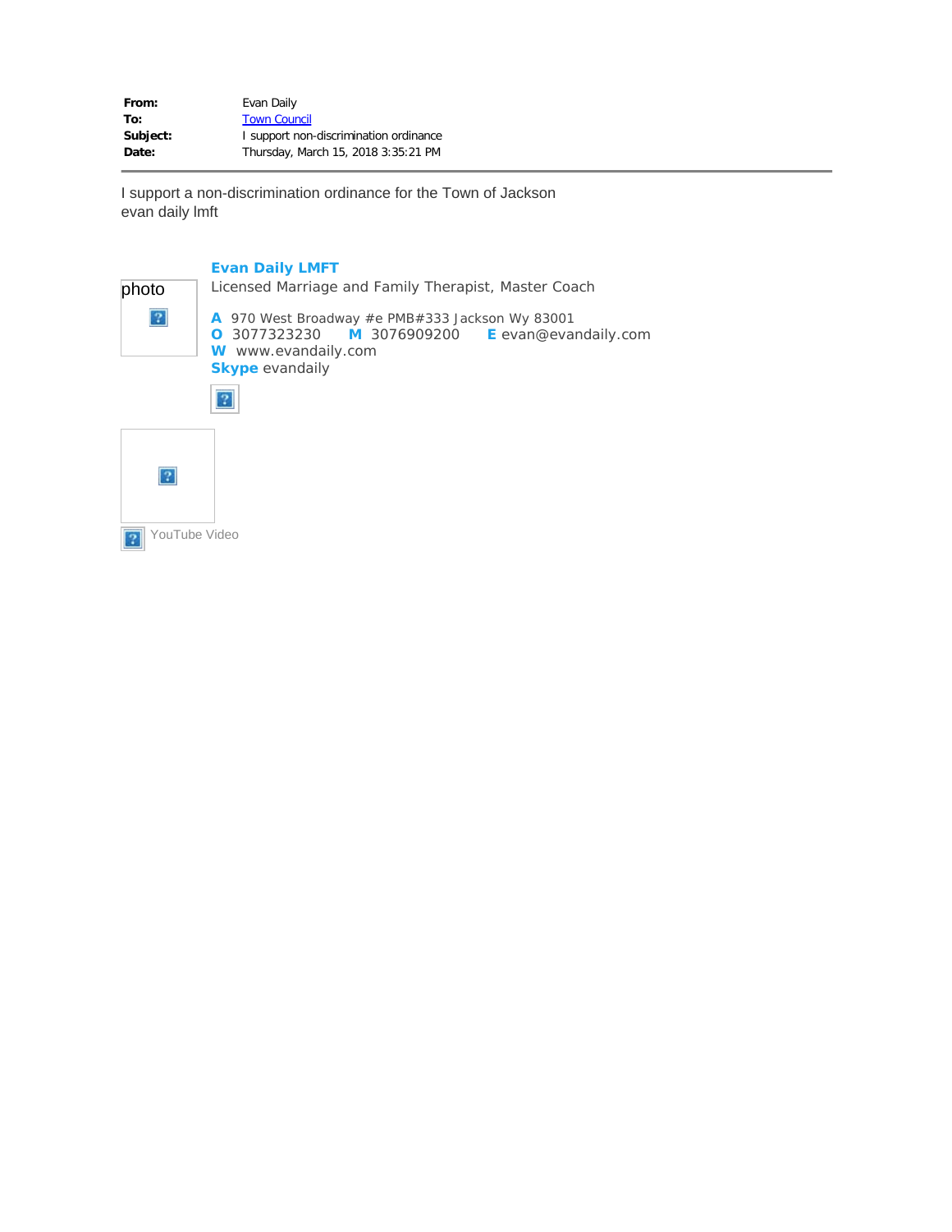**From:** Evan Daily
**To:** Town Council
**Subject:** I support non-discrimination ordinance
**Date:** Thursday, March 15, 2018 3:35:21 PM

---

I support a non-discrimination ordinance for the Town of Jackson
evan daily lmft

photo

**Evan Daily LMFT**
Licensed Marriage and Family Therapist, Master Coach

**A** 970 West Broadway #e PMB#333 Jackson Wy 83001
**O** 3077323230 **M** 3076909200 **E** evan@evandaily.com
**W** www.evandaily.com
**Skype** evandaily

YouTube Video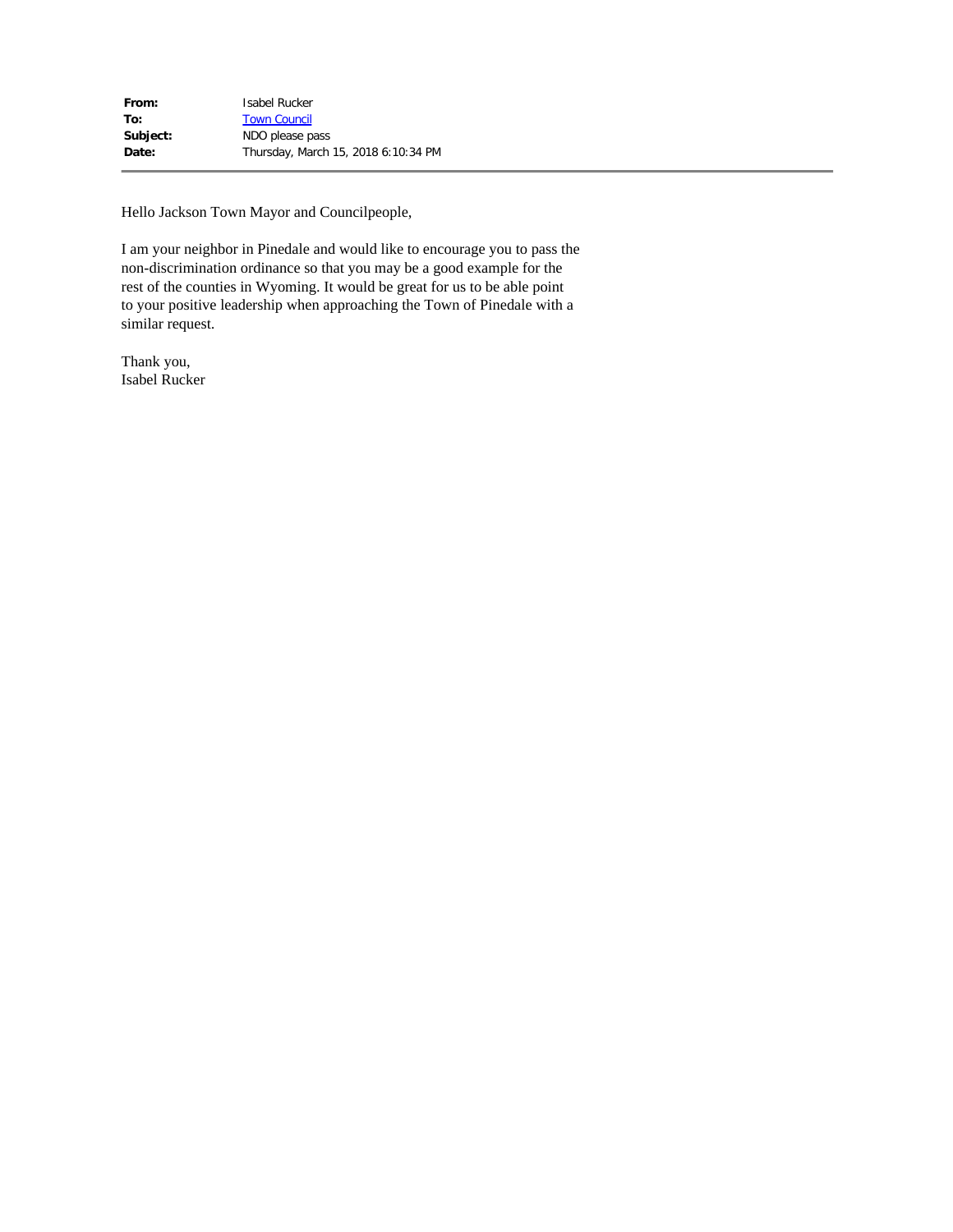**From:** Isabel Rucker
**To:** Town Council
**Subject:** NDO please pass
**Date:** Thursday, March 15, 2018 6:10:34 PM

---

Hello Jackson Town Mayor and Councilpeople,

I am your neighbor in Pinedale and would like to encourage you to pass the non-discrimination ordinance so that you may be a good example for the rest of the counties in Wyoming. It would be great for us to be able point to your positive leadership when approaching the Town of Pinedale with a similar request.

Thank you,
Isabel Rucker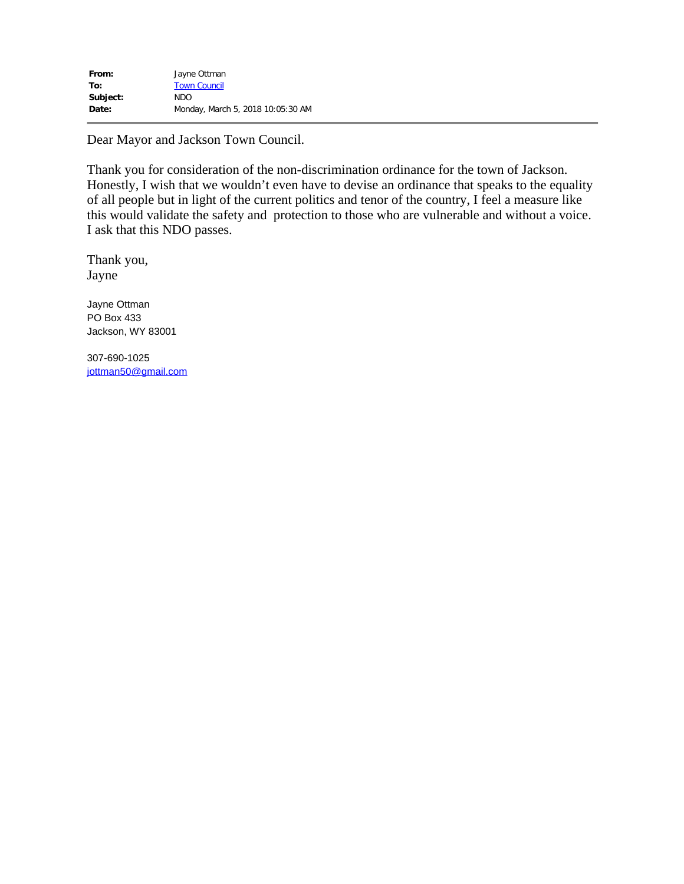**From:** Jayne Ottman
**To:** Town Council
**Subject:** NDO
**Date:** Monday, March 5, 2018 10:05:30 AM

---

Dear Mayor and Jackson Town Council.

Thank you for consideration of the non-discrimination ordinance for the town of Jackson. Honestly, I wish that we wouldn't even have to devise an ordinance that speaks to the equality of all people but in light of the current politics and tenor of the country, I feel a measure like this would validate the safety and protection to those who are vulnerable and without a voice. I ask that this NDO passes.

Thank you,
Jayne

Jayne Ottman
PO Box 433
Jackson, WY 83001

307-690-1025
jottman50@gmail.com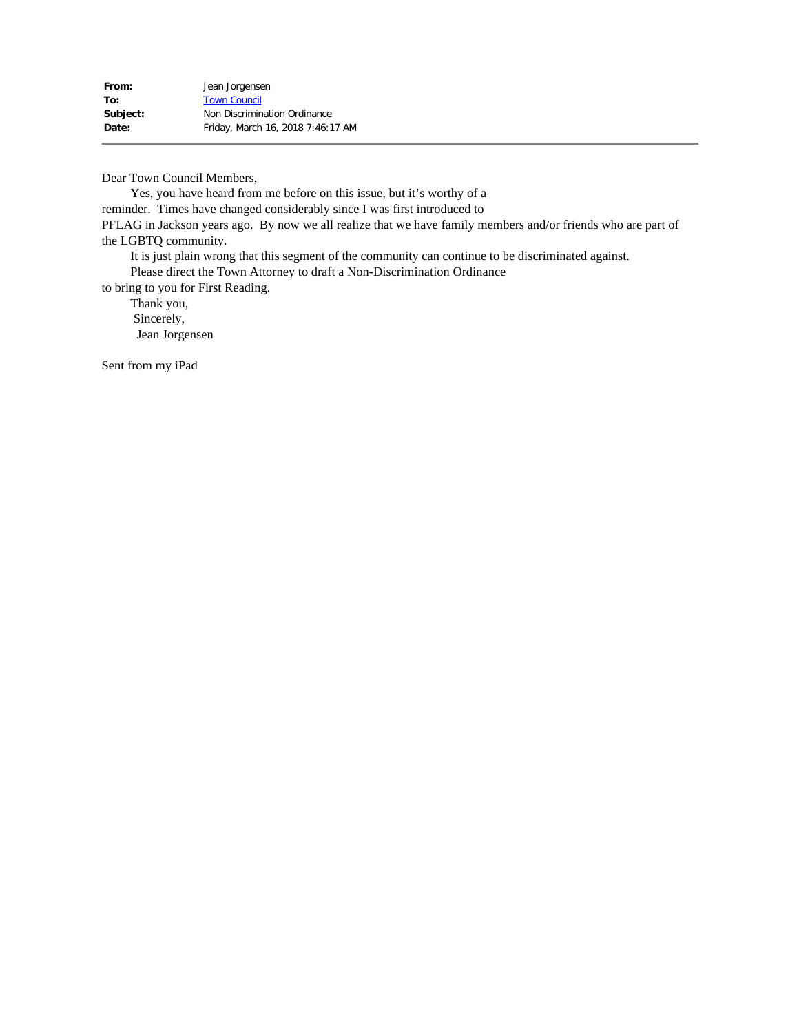| | |
|---|---|
| **From:** | Jean Jorgensen |
| **To:** | Town Council |
| **Subject:** | Non Discrimination Ordinance |
| **Date:** | Friday, March 16, 2018 7:46:17 AM |

---

Dear Town Council Members,

Yes, you have heard from me before on this issue, but it's worthy of a reminder. Times have changed considerably since I was first introduced to PFLAG in Jackson years ago. By now we all realize that we have family members and/or friends who are part of the LGBTQ community.

It is just plain wrong that this segment of the community can continue to be discriminated against.

Please direct the Town Attorney to draft a Non-Discrimination Ordinance to bring to you for First Reading.

Thank you,
Sincerely,
Jean Jorgensen

Sent from my iPad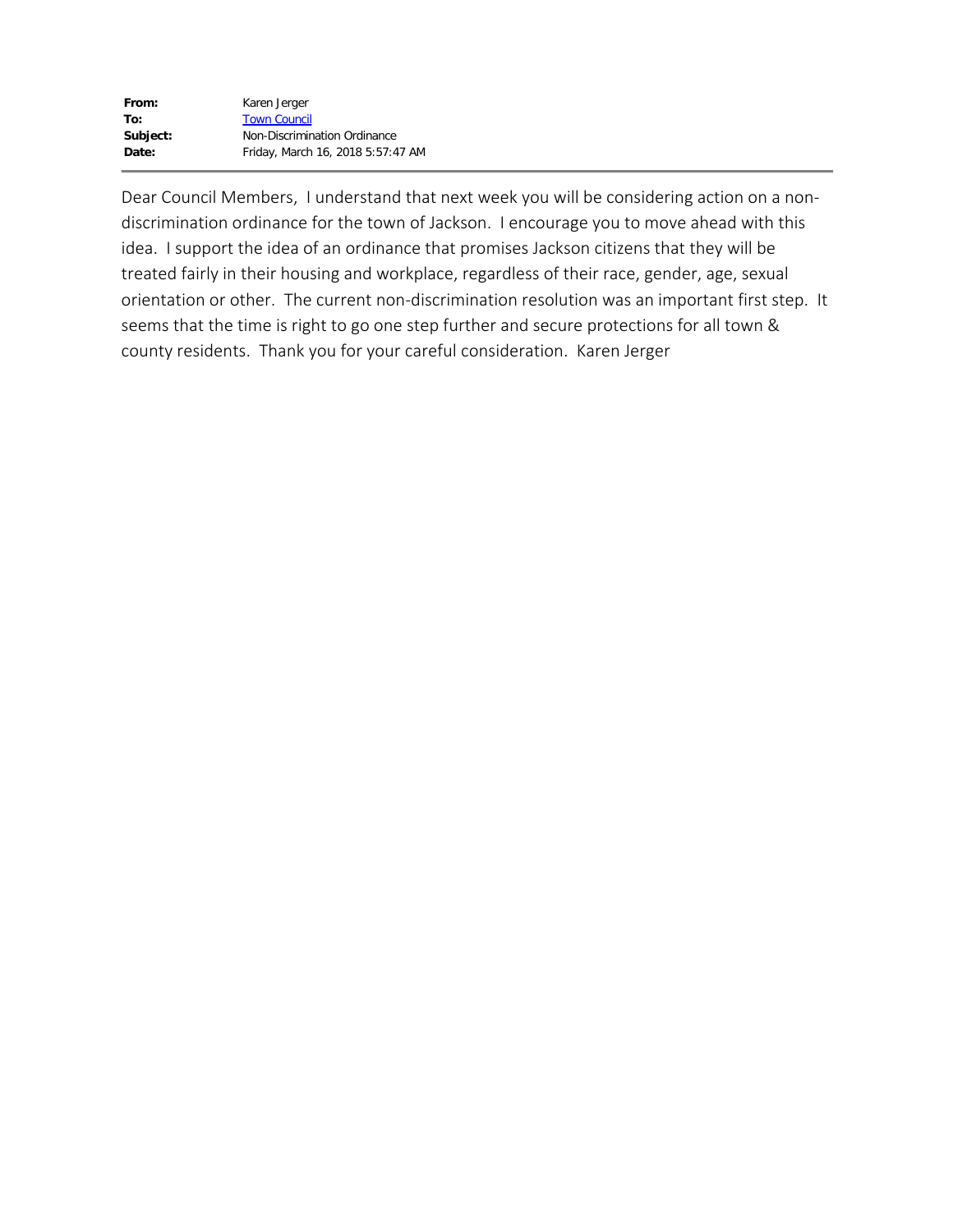**From:** Karen Jerger
**To:** Town Council
**Subject:** Non-Discrimination Ordinance
**Date:** Friday, March 16, 2018 5:57:47 AM

---

Dear Council Members, I understand that next week you will be considering action on a non-discrimination ordinance for the town of Jackson. I encourage you to move ahead with this idea. I support the idea of an ordinance that promises Jackson citizens that they will be treated fairly in their housing and workplace, regardless of their race, gender, age, sexual orientation or other. The current non-discrimination resolution was an important first step. It seems that the time is right to go one step further and secure protections for all town & county residents. Thank you for your careful consideration. Karen Jerger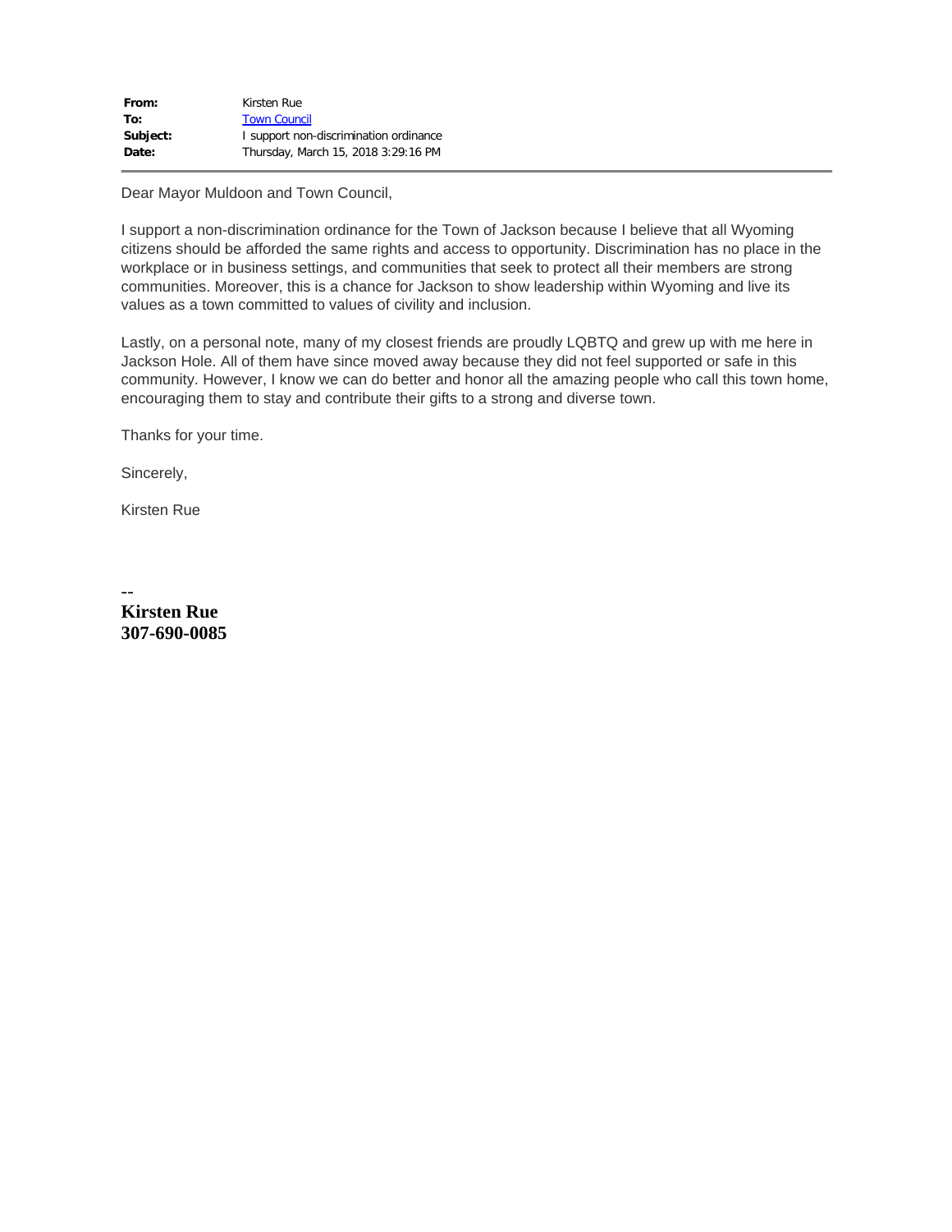| | |
|---|---|
| **From:** | Kirsten Rue |
| **To:** | Town Council |
| **Subject:** | I support non-discrimination ordinance |
| **Date:** | Thursday, March 15, 2018 3:29:16 PM |

Dear Mayor Muldoon and Town Council,

I support a non-discrimination ordinance for the Town of Jackson because I believe that all Wyoming citizens should be afforded the same rights and access to opportunity. Discrimination has no place in the workplace or in business settings, and communities that seek to protect all their members are strong communities. Moreover, this is a chance for Jackson to show leadership within Wyoming and live its values as a town committed to values of civility and inclusion.

Lastly, on a personal note, many of my closest friends are proudly LQBTQ and grew up with me here in Jackson Hole. All of them have since moved away because they did not feel supported or safe in this community. However, I know we can do better and honor all the amazing people who call this town home, encouraging them to stay and contribute their gifts to a strong and diverse town.

Thanks for your time.

Sincerely,

Kirsten Rue

--
**Kirsten Rue**
**307-690-0085**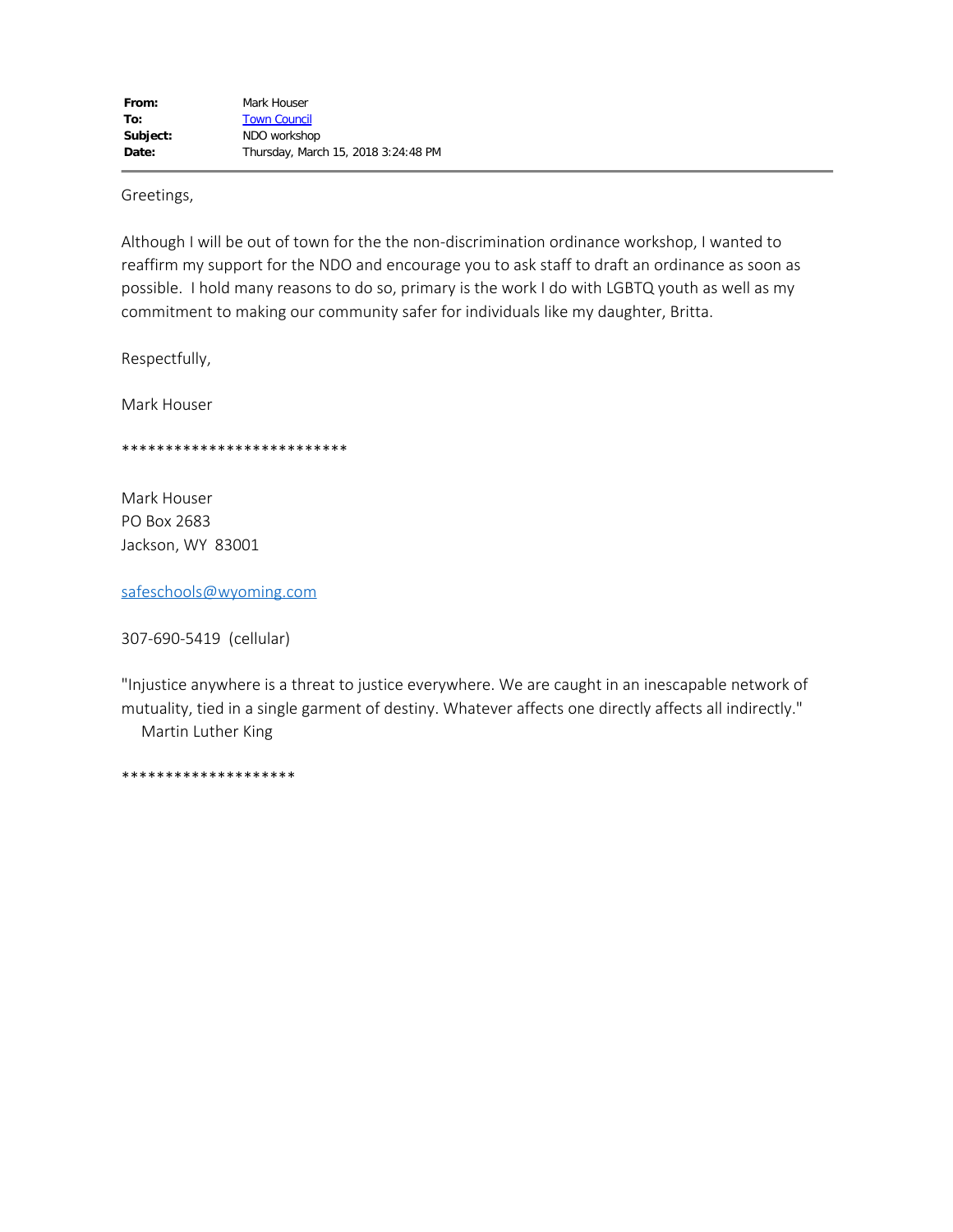**From:** Mark Houser
**To:** Town Council
**Subject:** NDO workshop
**Date:** Thursday, March 15, 2018 3:24:48 PM

---

Greetings,

Although I will be out of town for the the non-discrimination ordinance workshop, I wanted to reaffirm my support for the NDO and encourage you to ask staff to draft an ordinance as soon as possible. I hold many reasons to do so, primary is the work I do with LGBTQ youth as well as my commitment to making our community safer for individuals like my daughter, Britta.

Respectfully,

Mark Houser

**************************

Mark Houser
PO Box 2683
Jackson, WY 83001

safeschools@wyoming.com

307-690-5419 (cellular)

"Injustice anywhere is a threat to justice everywhere. We are caught in an inescapable network of mutuality, tied in a single garment of destiny. Whatever affects one directly affects all indirectly."
Martin Luther King

********************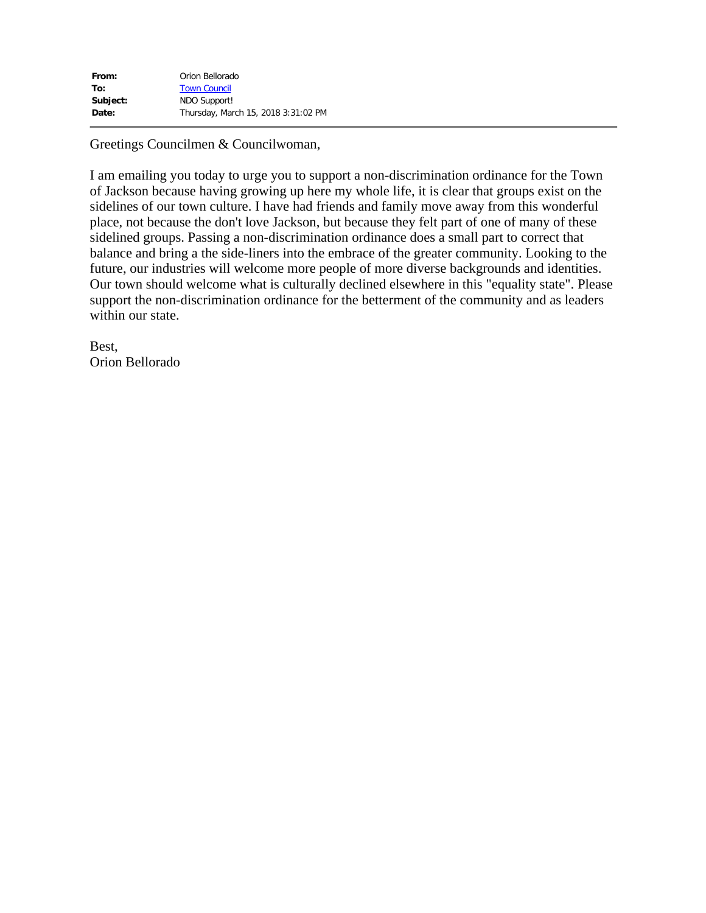| | |
|---|---|
| **From:** | Orion Bellorado |
| **To:** | Town Council |
| **Subject:** | NDO Support! |
| **Date:** | Thursday, March 15, 2018 3:31:02 PM |

---

Greetings Councilmen & Councilwoman,

I am emailing you today to urge you to support a non-discrimination ordinance for the Town of Jackson because having growing up here my whole life, it is clear that groups exist on the sidelines of our town culture. I have had friends and family move away from this wonderful place, not because the don't love Jackson, but because they felt part of one of many of these sidelined groups. Passing a non-discrimination ordinance does a small part to correct that balance and bring a the side-liners into the embrace of the greater community. Looking to the future, our industries will welcome more people of more diverse backgrounds and identities. Our town should welcome what is culturally declined elsewhere in this "equality state". Please support the non-discrimination ordinance for the betterment of the community and as leaders within our state.

Best,
Orion Bellorado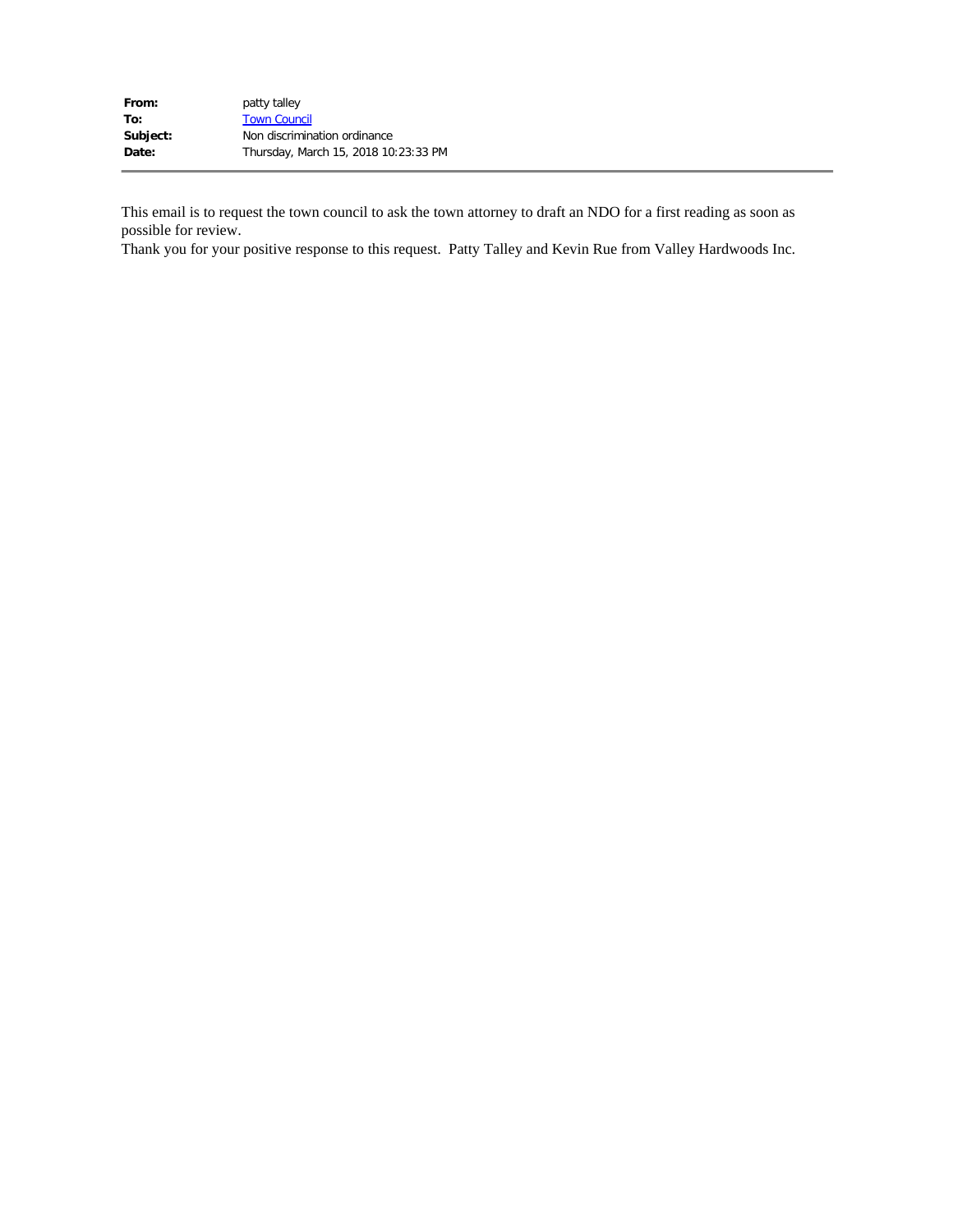| | |
|---|---|
| **From:** | patty talley |
| **To:** | Town Council |
| **Subject:** | Non discrimination ordinance |
| **Date:** | Thursday, March 15, 2018 10:23:33 PM |

This email is to request the town council to ask the town attorney to draft an NDO for a first reading as soon as possible for review.

Thank you for your positive response to this request. Patty Talley and Kevin Rue from Valley Hardwoods Inc.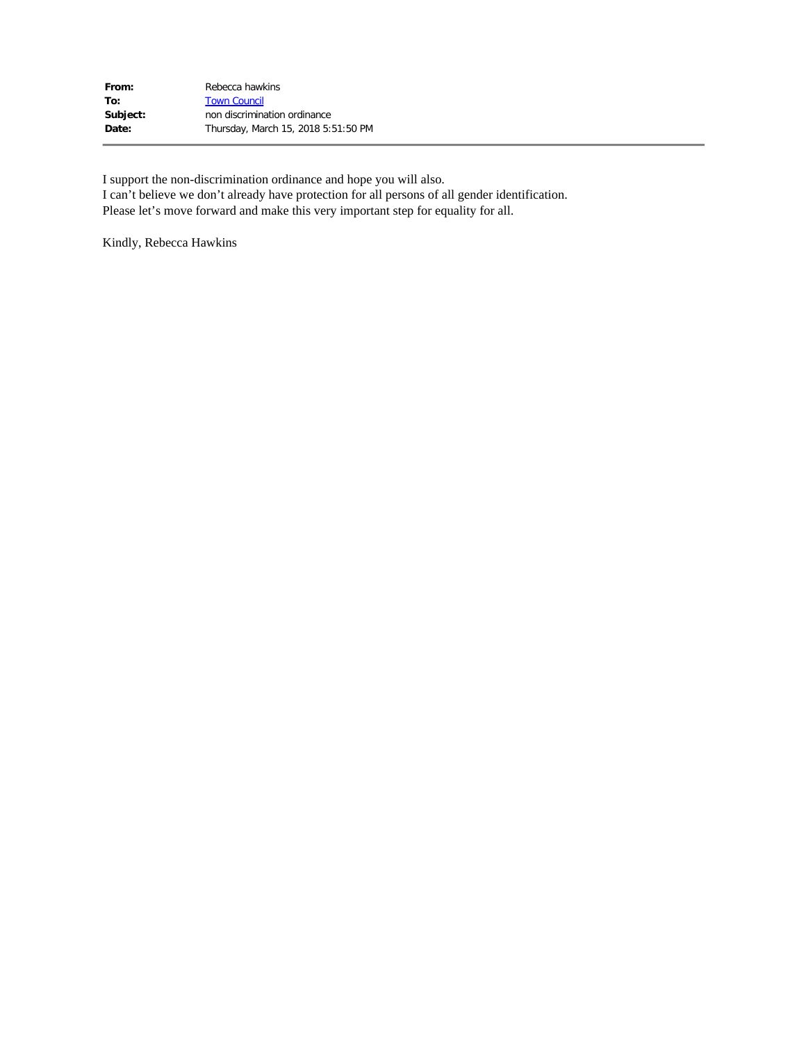**From:** Rebecca hawkins
**To:** Town Council
**Subject:** non discrimination ordinance
**Date:** Thursday, March 15, 2018 5:51:50 PM

---

I support the non-discrimination ordinance and hope you will also.
I can't believe we don't already have protection for all persons of all gender identification.
Please let's move forward and make this very important step for equality for all.

Kindly, Rebecca Hawkins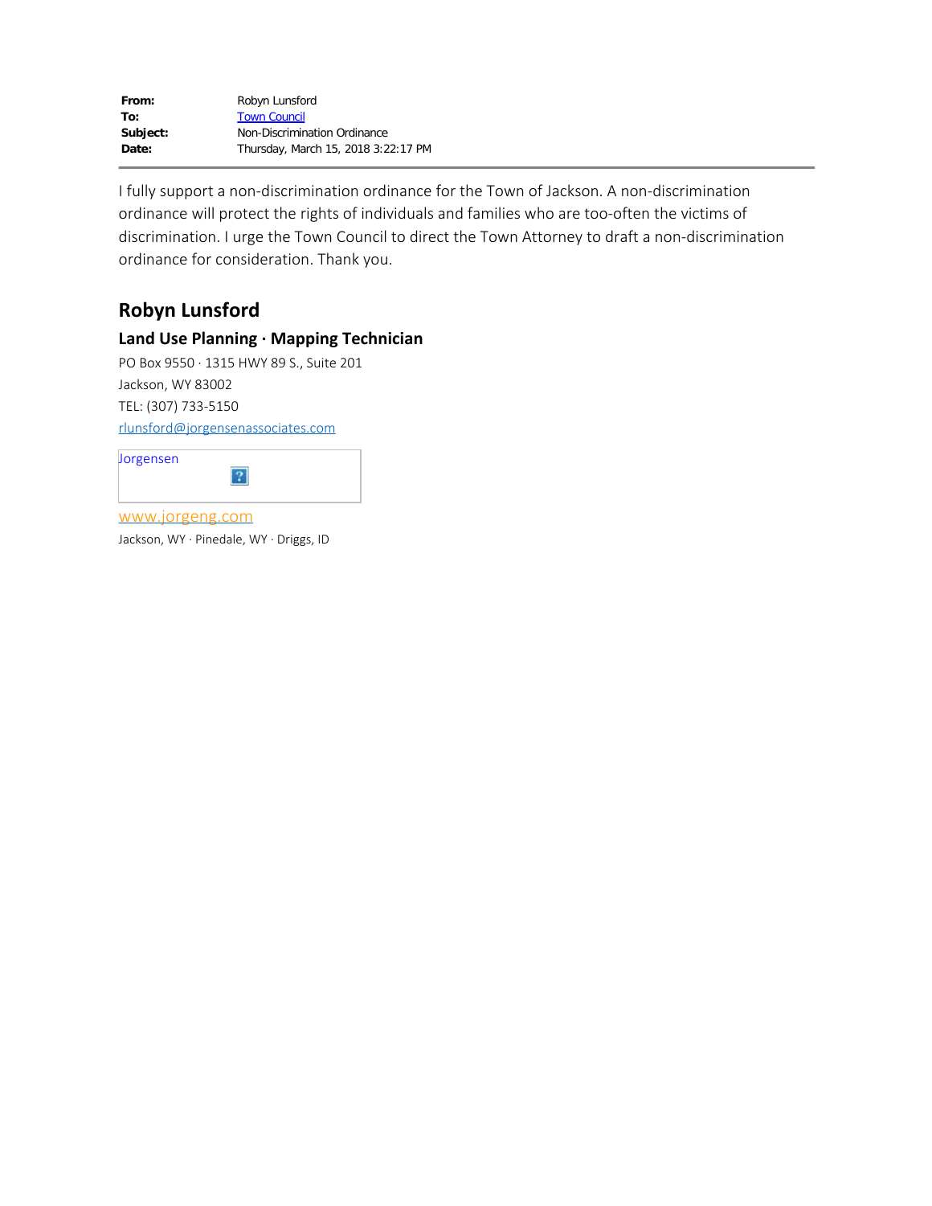**From:** Robyn Lunsford
**To:** Town Council
**Subject:** Non-Discrimination Ordinance
**Date:** Thursday, March 15, 2018 3:22:17 PM

---

I fully support a non-discrimination ordinance for the Town of Jackson. A non-discrimination ordinance will protect the rights of individuals and families who are too-often the victims of discrimination. I urge the Town Council to direct the Town Attorney to draft a non-discrimination ordinance for consideration. Thank you.

## Robyn Lunsford

### Land Use Planning · Mapping Technician

PO Box 9550 · 1315 HWY 89 S., Suite 201
Jackson, WY 83002
TEL: (307) 733-5150
rlunsford@jorgensenassociates.com

Jorgensen

www.jorgeng.com
Jackson, WY · Pinedale, WY · Driggs, ID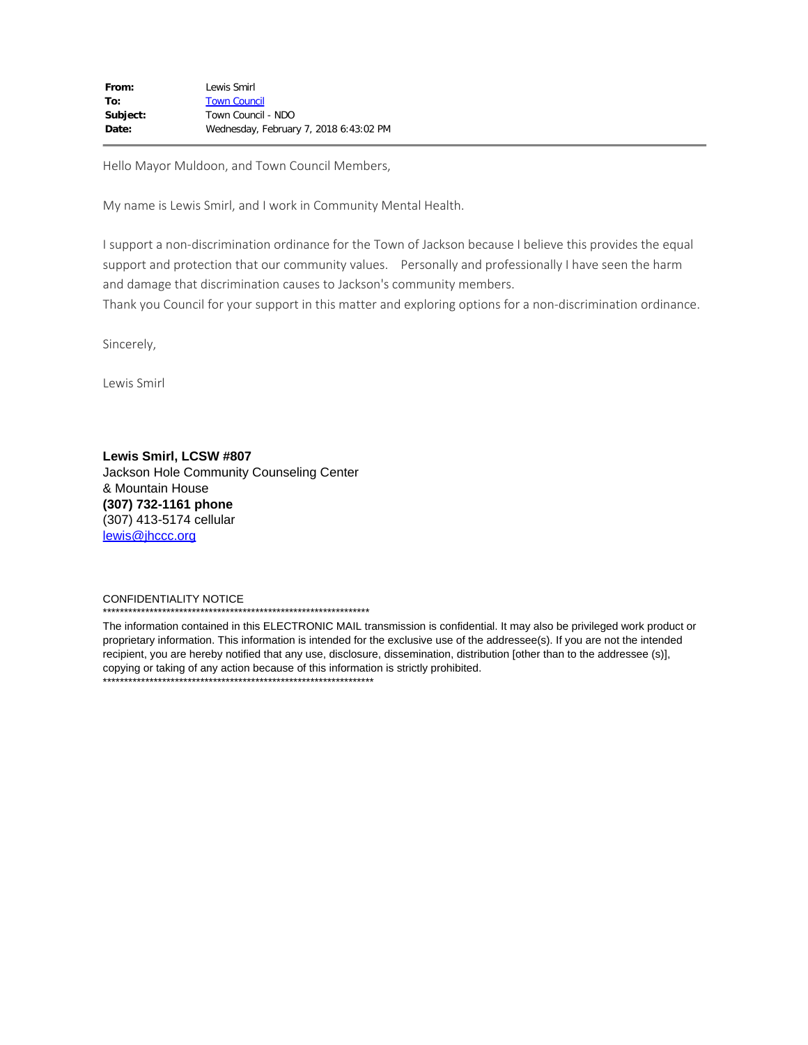**From:** Lewis Smirl
**To:** Town Council
**Subject:** Town Council - NDO
**Date:** Wednesday, February 7, 2018 6:43:02 PM

---

Hello Mayor Muldoon, and Town Council Members,

My name is Lewis Smirl, and I work in Community Mental Health.

I support a non-discrimination ordinance for the Town of Jackson because I believe this provides the equal support and protection that our community values. Personally and professionally I have seen the harm and damage that discrimination causes to Jackson's community members.
Thank you Council for your support in this matter and exploring options for a non-discrimination ordinance.

Sincerely,

Lewis Smirl

**Lewis Smirl, LCSW #807**
Jackson Hole Community Counseling Center
& Mountain House
**(307) 732-1161 phone**
(307) 413-5174 cellular
lewis@jhccc.org

CONFIDENTIALITY NOTICE
****************************************************************

The information contained in this ELECTRONIC MAIL transmission is confidential. It may also be privileged work product or proprietary information. This information is intended for the exclusive use of the addressee(s). If you are not the intended recipient, you are hereby notified that any use, disclosure, dissemination, distribution [other than to the addressee (s)], copying or taking of any action because of this information is strictly prohibited.
****************************************************************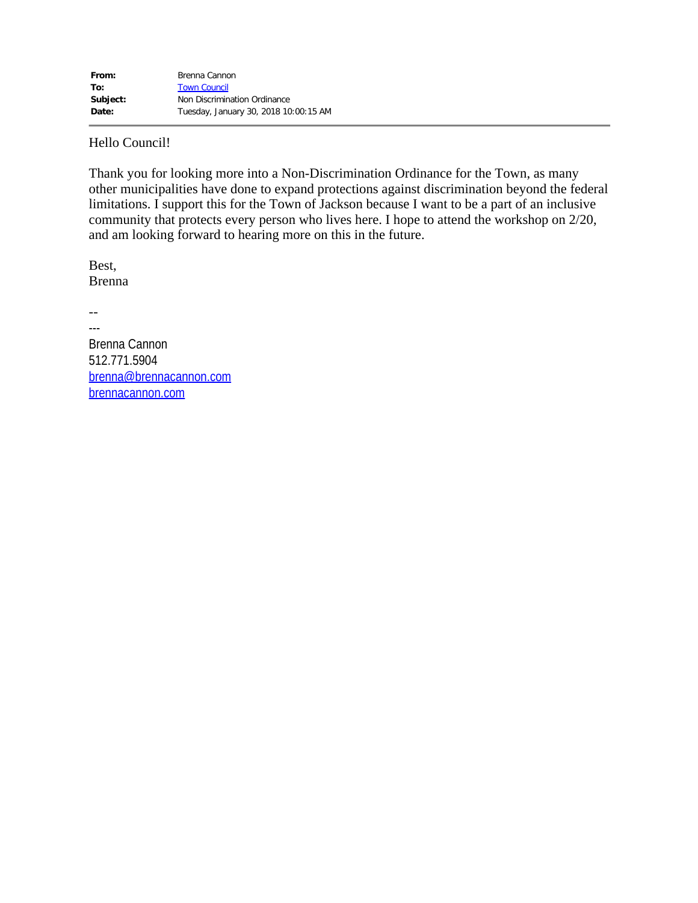| | |
|---|---|
| **From:** | Brenna Cannon |
| **To:** | Town Council |
| **Subject:** | Non Discrimination Ordinance |
| **Date:** | Tuesday, January 30, 2018 10:00:15 AM |

Hello Council!

Thank you for looking more into a Non-Discrimination Ordinance for the Town, as many other municipalities have done to expand protections against discrimination beyond the federal limitations. I support this for the Town of Jackson because I want to be a part of an inclusive community that protects every person who lives here. I hope to attend the workshop on 2/20, and am looking forward to hearing more on this in the future.

Best,
Brenna

--
---
Brenna Cannon
512.771.5904
brenna@brennacannon.com
brennacannon.com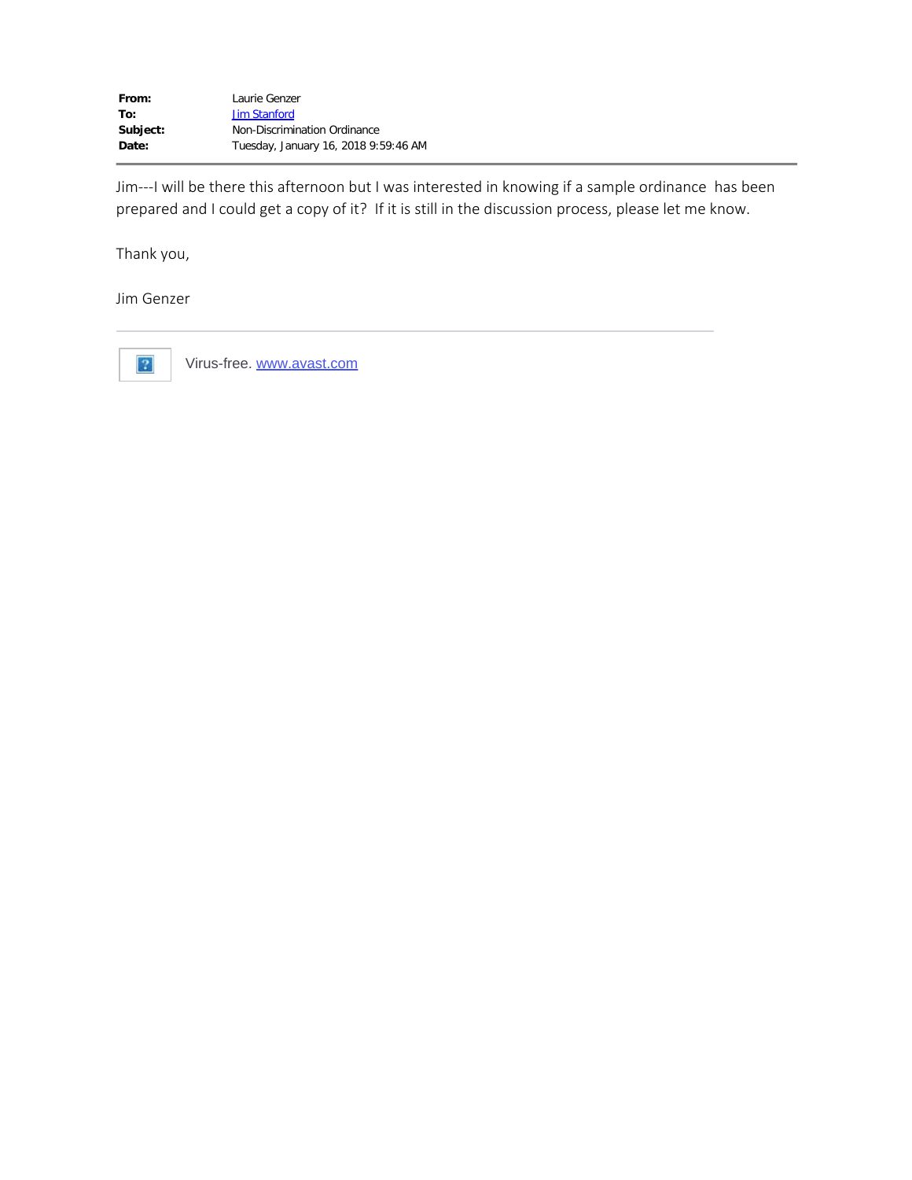| | |
|---|---|
| **From:** | Laurie Genzer |
| **To:** | Jim Stanford |
| **Subject:** | Non-Discrimination Ordinance |
| **Date:** | Tuesday, January 16, 2018 9:59:46 AM |

---

Jim---I will be there this afternoon but I was interested in knowing if a sample ordinance has been prepared and I could get a copy of it? If it is still in the discussion process, please let me know.

Thank you,

Jim Genzer

---

Virus-free. www.avast.com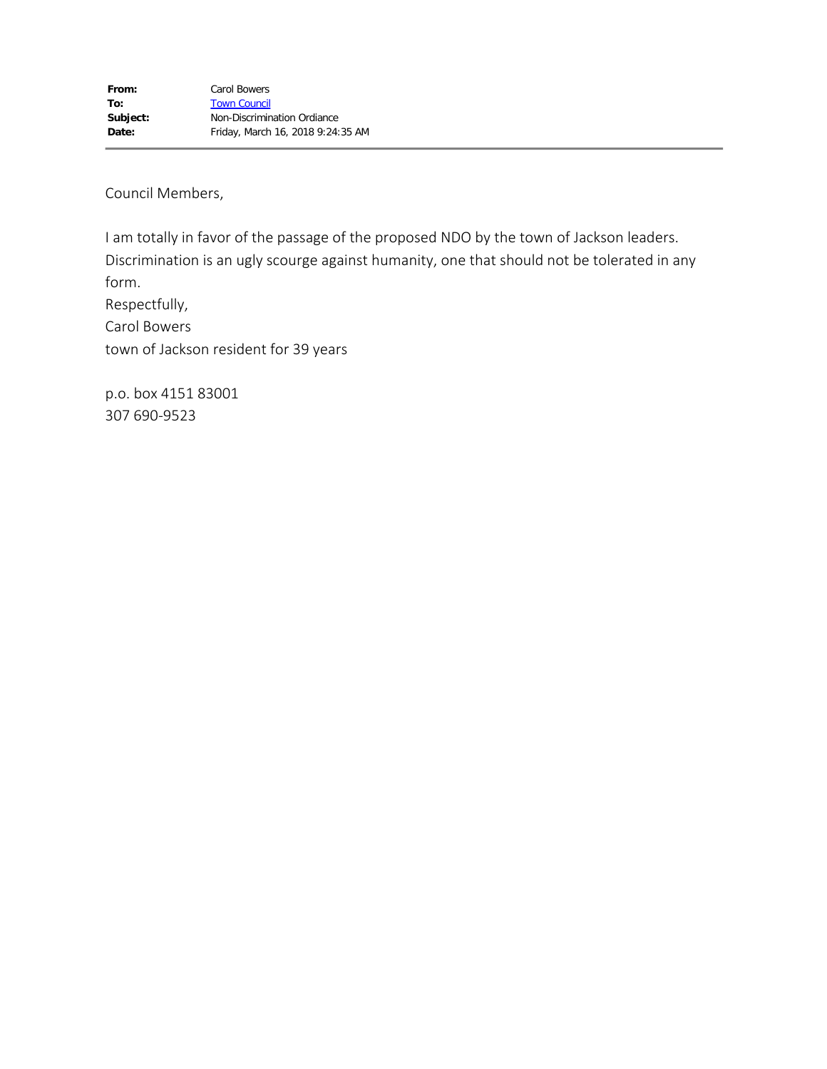**From:** Carol Bowers
**To:** Town Council
**Subject:** Non-Discrimination Ordiance
**Date:** Friday, March 16, 2018 9:24:35 AM

---

Council Members,

I am totally in favor of the passage of the proposed NDO by the town of Jackson leaders. Discrimination is an ugly scourge against humanity, one that should not be tolerated in any form.
Respectfully,
Carol Bowers
town of Jackson resident for 39 years

p.o. box 4151 83001
307 690-9523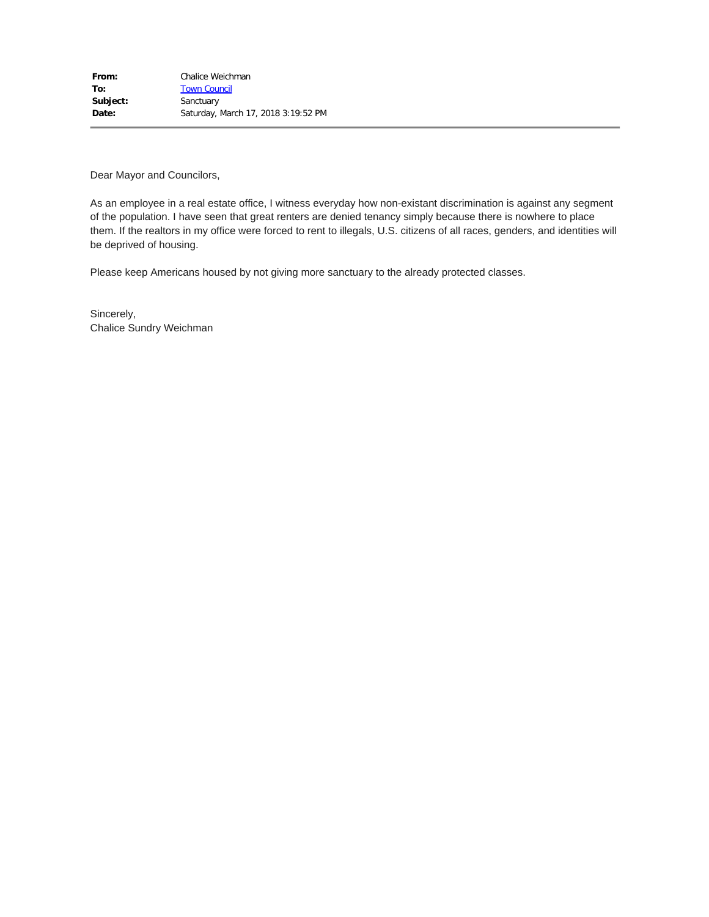| | |
|---|---|
| **From:** | Chalice Weichman |
| **To:** | Town Council |
| **Subject:** | Sanctuary |
| **Date:** | Saturday, March 17, 2018 3:19:52 PM |

Dear Mayor and Councilors,

As an employee in a real estate office, I witness everyday how non-existant discrimination is against any segment of the population. I have seen that great renters are denied tenancy simply because there is nowhere to place them. If the realtors in my office were forced to rent to illegals, U.S. citizens of all races, genders, and identities will be deprived of housing.

Please keep Americans housed by not giving more sanctuary to the already protected classes.

Sincerely,
Chalice Sundry Weichman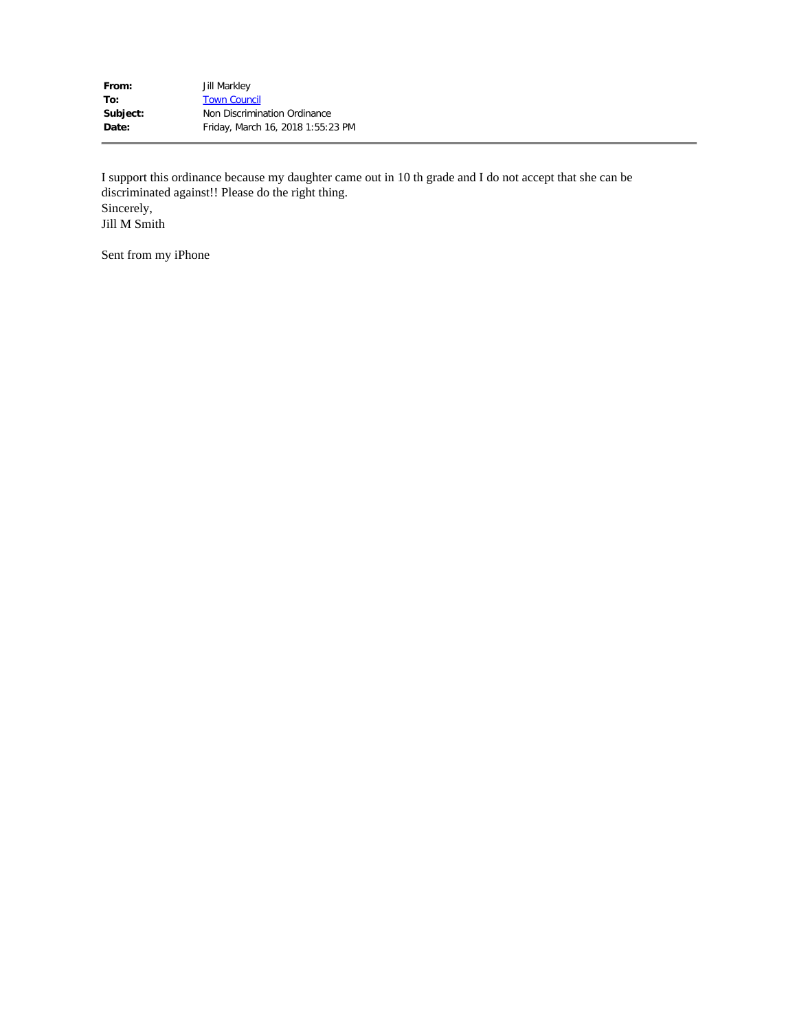| | |
|---|---|
| **From:** | Jill Markley |
| **To:** | Town Council |
| **Subject:** | Non Discrimination Ordinance |
| **Date:** | Friday, March 16, 2018 1:55:23 PM |

I support this ordinance because my daughter came out in 10 th grade and I do not accept that she can be discriminated against!! Please do the right thing.
Sincerely,
Jill M Smith

Sent from my iPhone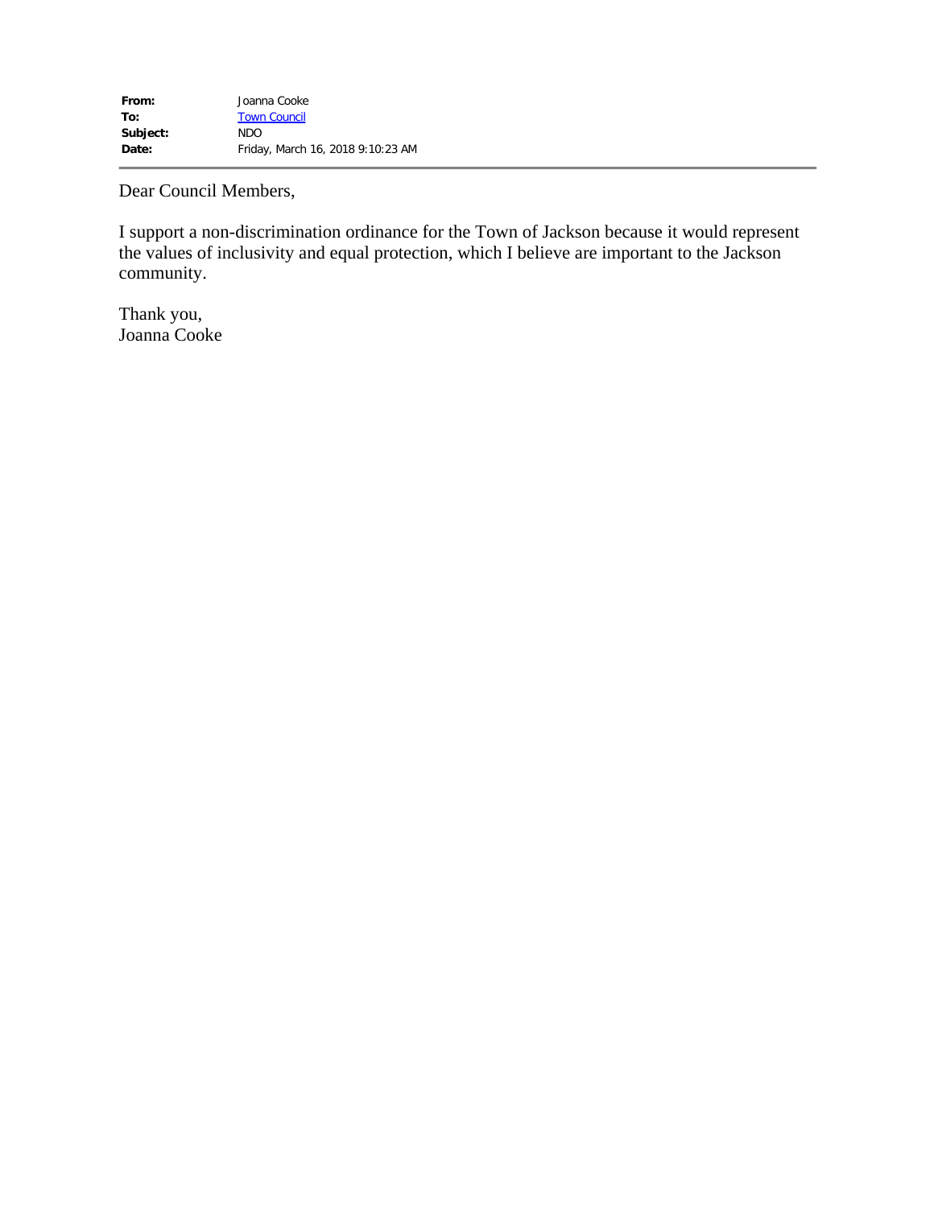| | |
|---|---|
| **From:** | Joanna Cooke |
| **To:** | Town Council |
| **Subject:** | NDO |
| **Date:** | Friday, March 16, 2018 9:10:23 AM |

---

Dear Council Members,

I support a non-discrimination ordinance for the Town of Jackson because it would represent the values of inclusivity and equal protection, which I believe are important to the Jackson community.

Thank you,
Joanna Cooke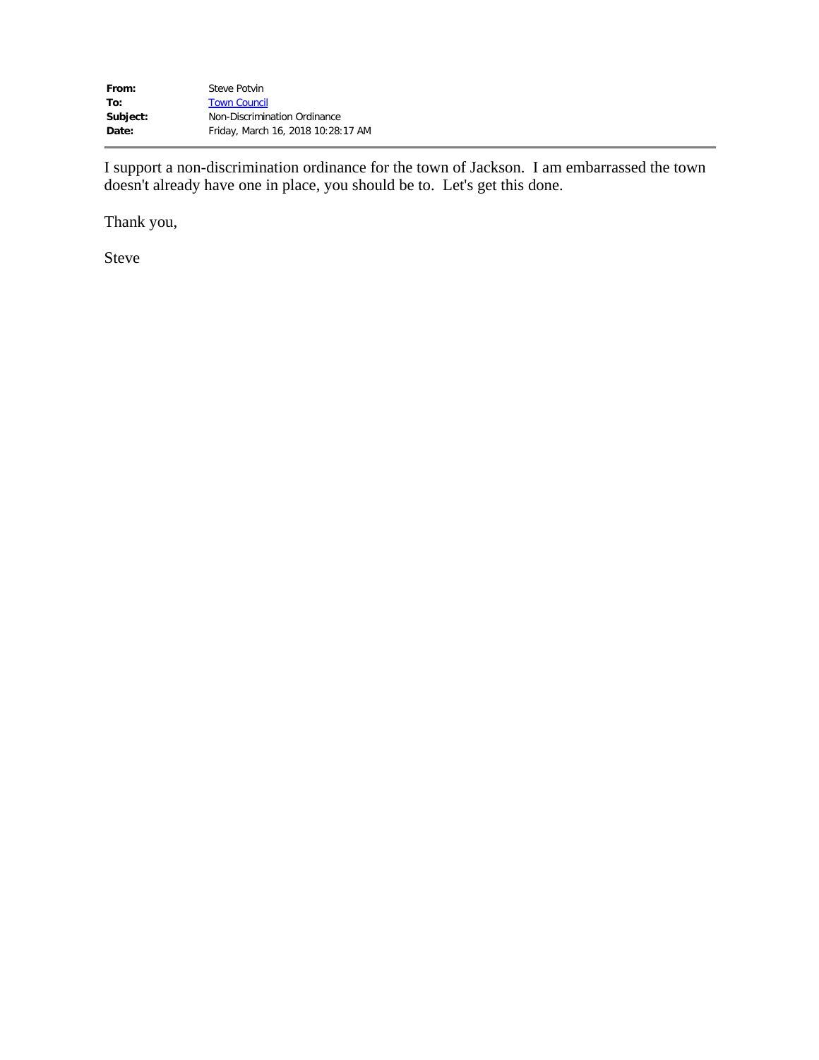| | |
|---|---|
| **From:** | Steve Potvin |
| **To:** | Town Council |
| **Subject:** | Non-Discrimination Ordinance |
| **Date:** | Friday, March 16, 2018 10:28:17 AM |

I support a non-discrimination ordinance for the town of Jackson. I am embarrassed the town doesn't already have one in place, you should be to. Let's get this done.

Thank you,

Steve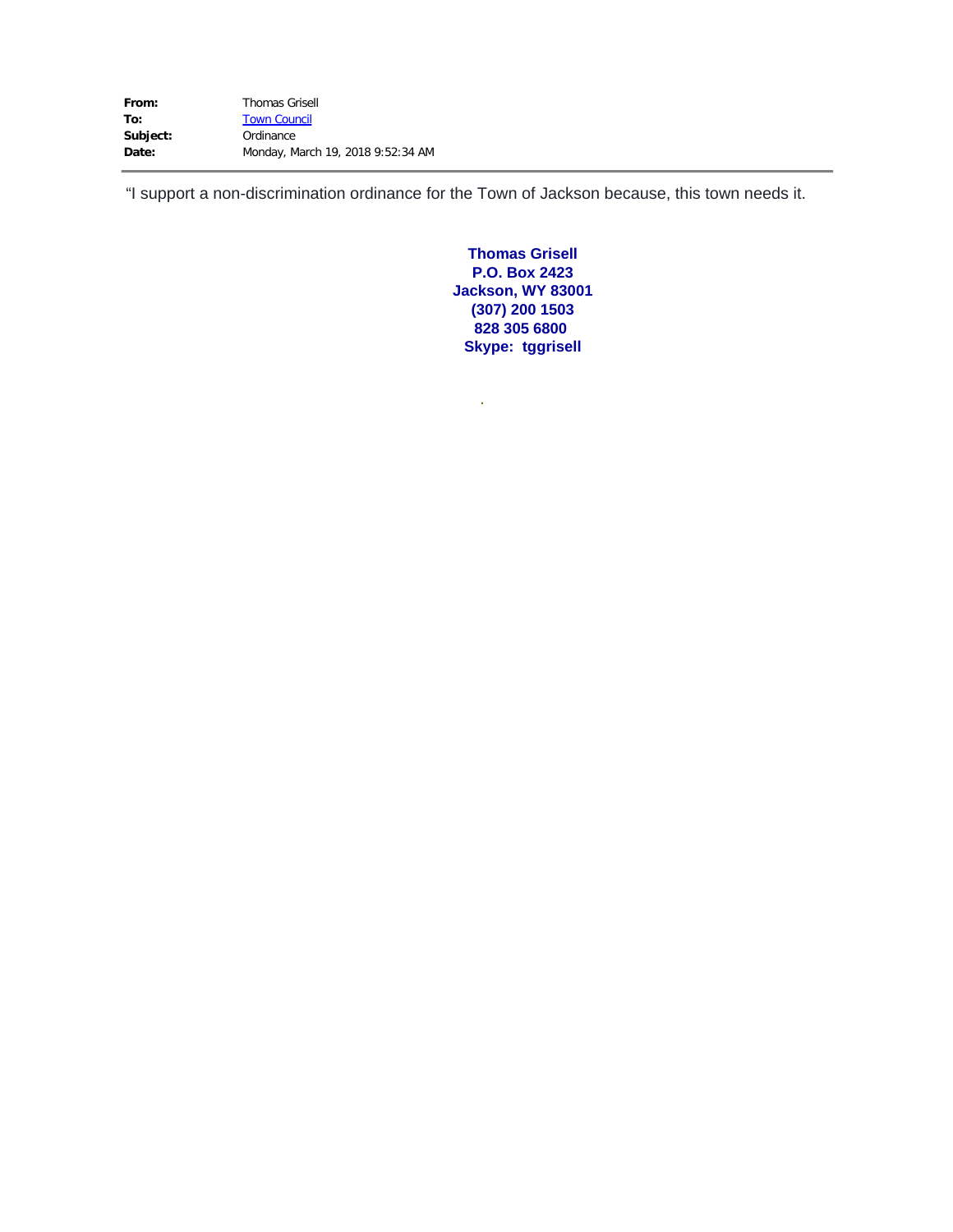| | |
|---|---|
| **From:** | Thomas Grisell |
| **To:** | Town Council |
| **Subject:** | Ordinance |
| **Date:** | Monday, March 19, 2018 9:52:34 AM |

"I support a non-discrimination ordinance for the Town of Jackson because, this town needs it.

**Thomas Grisell**
**P.O. Box 2423**
**Jackson, WY 83001**
**(307) 200 1503**
**828 305 6800**
**Skype: tggrisell**

.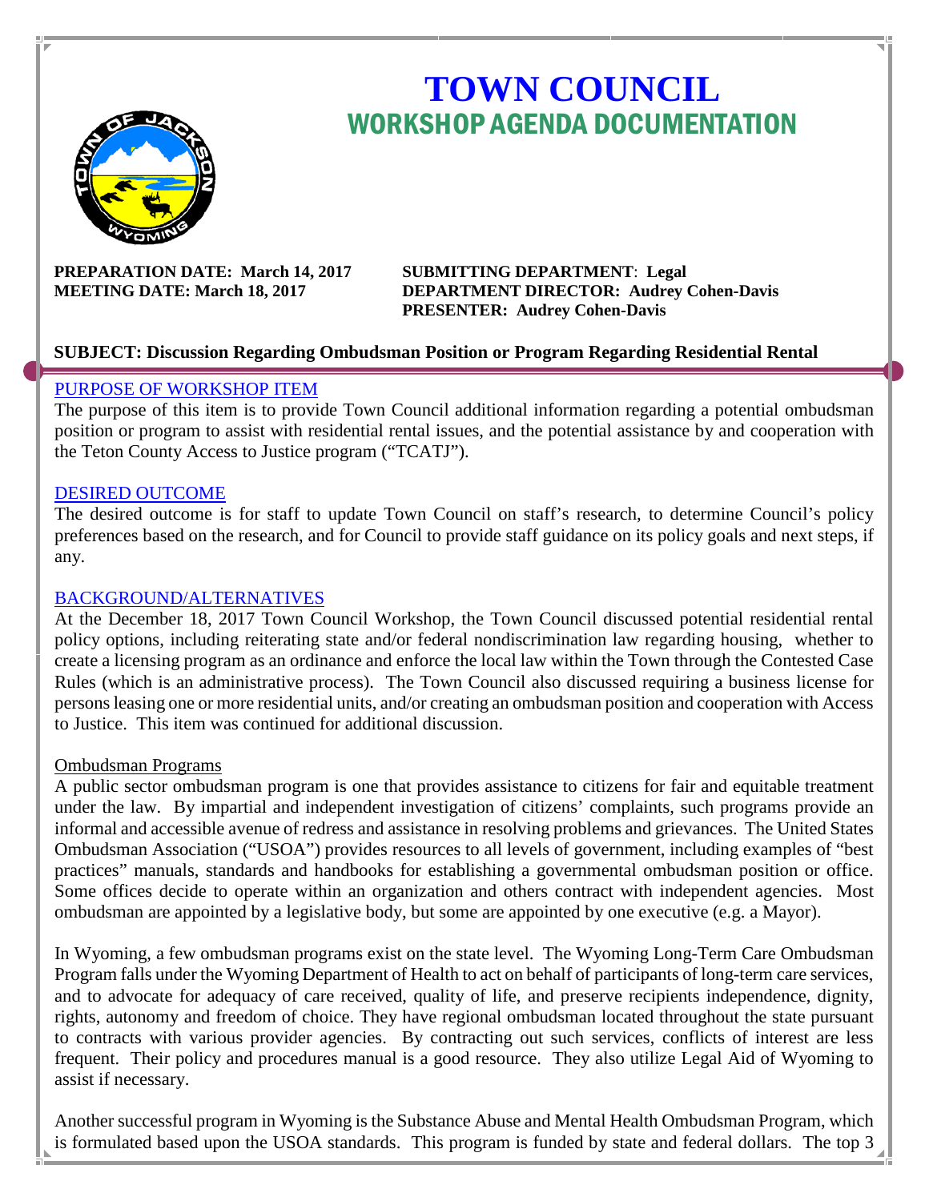# TOWN COUNCIL
## WORKSHOP AGENDA DOCUMENTATION

**PREPARATION DATE: March 14, 2017**
**MEETING DATE: March 18, 2017**

**SUBMITTING DEPARTMENT: Legal**
**DEPARTMENT DIRECTOR: Audrey Cohen-Davis**
**PRESENTER: Audrey Cohen-Davis**

**SUBJECT: Discussion Regarding Ombudsman Position or Program Regarding Residential Rental**

### PURPOSE OF WORKSHOP ITEM

The purpose of this item is to provide Town Council additional information regarding a potential ombudsman position or program to assist with residential rental issues, and the potential assistance by and cooperation with the Teton County Access to Justice program ("TCATJ").

### DESIRED OUTCOME

The desired outcome is for staff to update Town Council on staff's research, to determine Council's policy preferences based on the research, and for Council to provide staff guidance on its policy goals and next steps, if any.

### BACKGROUND/ALTERNATIVES

At the December 18, 2017 Town Council Workshop, the Town Council discussed potential residential rental policy options, including reiterating state and/or federal nondiscrimination law regarding housing, whether to create a licensing program as an ordinance and enforce the local law within the Town through the Contested Case Rules (which is an administrative process). The Town Council also discussed requiring a business license for persons leasing one or more residential units, and/or creating an ombudsman position and cooperation with Access to Justice. This item was continued for additional discussion.

#### Ombudsman Programs

A public sector ombudsman program is one that provides assistance to citizens for fair and equitable treatment under the law. By impartial and independent investigation of citizens' complaints, such programs provide an informal and accessible avenue of redress and assistance in resolving problems and grievances. The United States Ombudsman Association ("USOA") provides resources to all levels of government, including examples of "best practices" manuals, standards and handbooks for establishing a governmental ombudsman position or office. Some offices decide to operate within an organization and others contract with independent agencies. Most ombudsman are appointed by a legislative body, but some are appointed by one executive (e.g. a Mayor).

In Wyoming, a few ombudsman programs exist on the state level. The Wyoming Long-Term Care Ombudsman Program falls under the Wyoming Department of Health to act on behalf of participants of long-term care services, and to advocate for adequacy of care received, quality of life, and preserve recipients independence, dignity, rights, autonomy and freedom of choice. They have regional ombudsman located throughout the state pursuant to contracts with various provider agencies. By contracting out such services, conflicts of interest are less frequent. Their policy and procedures manual is a good resource. They also utilize Legal Aid of Wyoming to assist if necessary.

Another successful program in Wyoming is the Substance Abuse and Mental Health Ombudsman Program, which is formulated based upon the USOA standards. This program is funded by state and federal dollars. The top 3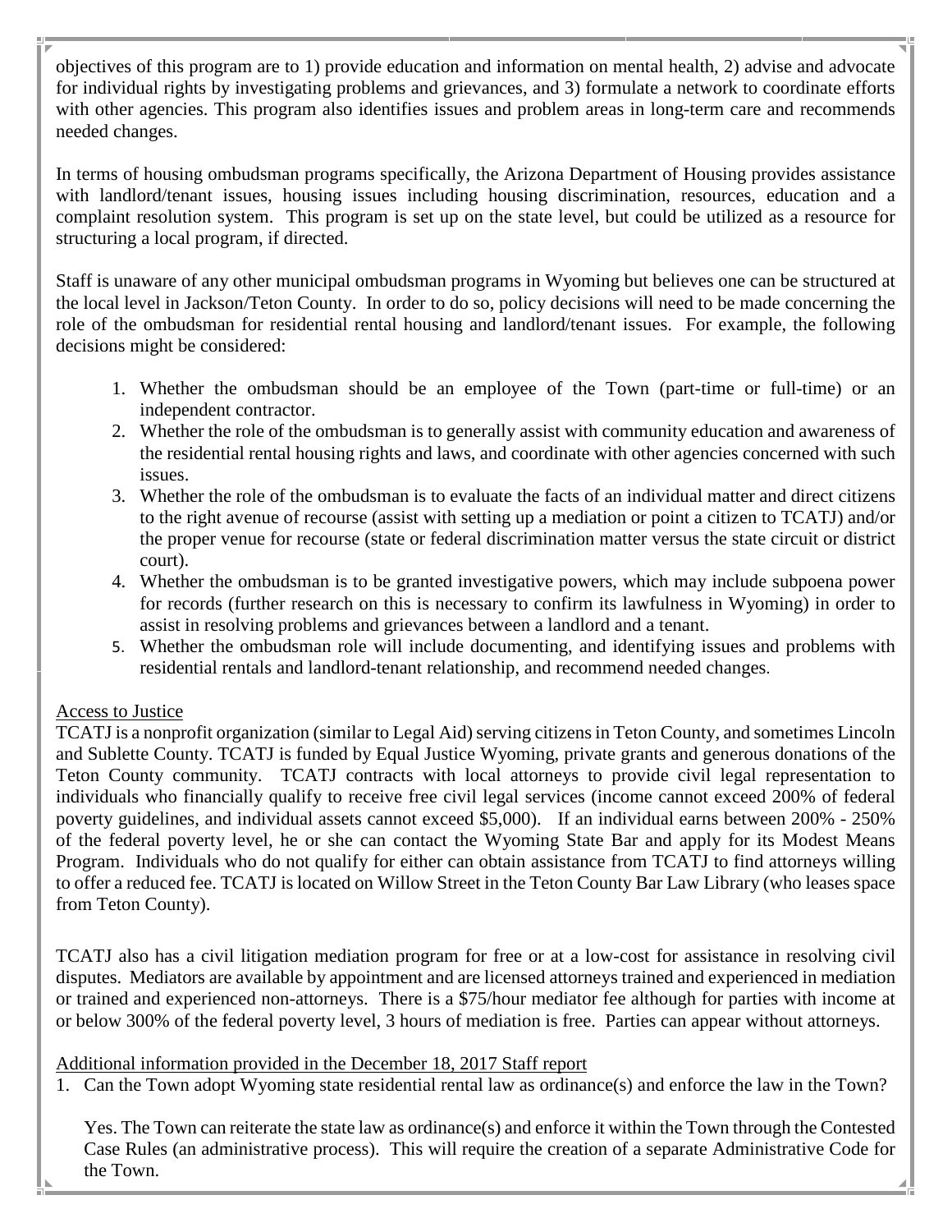objectives of this program are to 1) provide education and information on mental health, 2) advise and advocate for individual rights by investigating problems and grievances, and 3) formulate a network to coordinate efforts with other agencies. This program also identifies issues and problem areas in long-term care and recommends needed changes.

In terms of housing ombudsman programs specifically, the Arizona Department of Housing provides assistance with landlord/tenant issues, housing issues including housing discrimination, resources, education and a complaint resolution system. This program is set up on the state level, but could be utilized as a resource for structuring a local program, if directed.

Staff is unaware of any other municipal ombudsman programs in Wyoming but believes one can be structured at the local level in Jackson/Teton County. In order to do so, policy decisions will need to be made concerning the role of the ombudsman for residential rental housing and landlord/tenant issues. For example, the following decisions might be considered:

1. Whether the ombudsman should be an employee of the Town (part-time or full-time) or an independent contractor.
2. Whether the role of the ombudsman is to generally assist with community education and awareness of the residential rental housing rights and laws, and coordinate with other agencies concerned with such issues.
3. Whether the role of the ombudsman is to evaluate the facts of an individual matter and direct citizens to the right avenue of recourse (assist with setting up a mediation or point a citizen to TCATJ) and/or the proper venue for recourse (state or federal discrimination matter versus the state circuit or district court).
4. Whether the ombudsman is to be granted investigative powers, which may include subpoena power for records (further research on this is necessary to confirm its lawfulness in Wyoming) in order to assist in resolving problems and grievances between a landlord and a tenant.
5. Whether the ombudsman role will include documenting, and identifying issues and problems with residential rentals and landlord-tenant relationship, and recommend needed changes.

<u>Access to Justice</u>

TCATJ is a nonprofit organization (similar to Legal Aid) serving citizens in Teton County, and sometimes Lincoln and Sublette County. TCATJ is funded by Equal Justice Wyoming, private grants and generous donations of the Teton County community. TCATJ contracts with local attorneys to provide civil legal representation to individuals who financially qualify to receive free civil legal services (income cannot exceed 200% of federal poverty guidelines, and individual assets cannot exceed $5,000). If an individual earns between 200% - 250% of the federal poverty level, he or she can contact the Wyoming State Bar and apply for its Modest Means Program. Individuals who do not qualify for either can obtain assistance from TCATJ to find attorneys willing to offer a reduced fee. TCATJ is located on Willow Street in the Teton County Bar Law Library (who leases space from Teton County).

TCATJ also has a civil litigation mediation program for free or at a low-cost for assistance in resolving civil disputes. Mediators are available by appointment and are licensed attorneys trained and experienced in mediation or trained and experienced non-attorneys. There is a $75/hour mediator fee although for parties with income at or below 300% of the federal poverty level, 3 hours of mediation is free. Parties can appear without attorneys.

<u>Additional information provided in the December 18, 2017 Staff report</u>

1. Can the Town adopt Wyoming state residential rental law as ordinance(s) and enforce the law in the Town?

   Yes. The Town can reiterate the state law as ordinance(s) and enforce it within the Town through the Contested Case Rules (an administrative process). This will require the creation of a separate Administrative Code for the Town.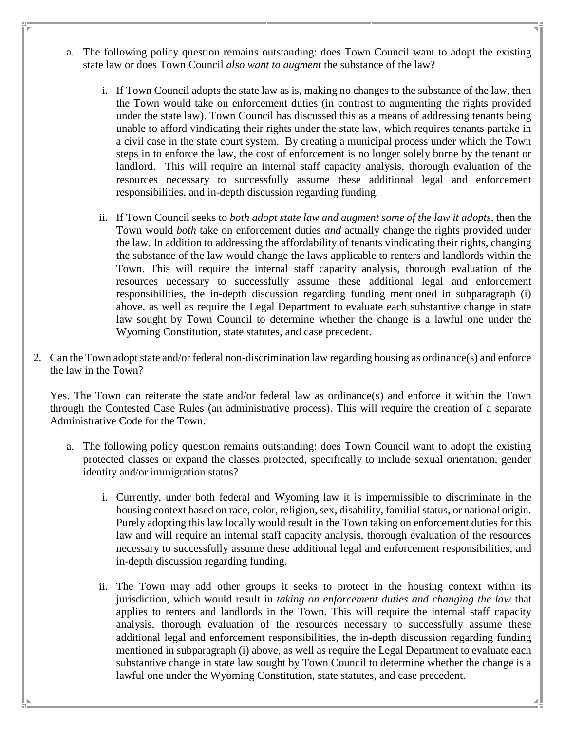a. The following policy question remains outstanding: does Town Council want to adopt the existing state law or does Town Council *also want to augment* the substance of the law?

   i. If Town Council adopts the state law as is, making no changes to the substance of the law, then the Town would take on enforcement duties (in contrast to augmenting the rights provided under the state law). Town Council has discussed this as a means of addressing tenants being unable to afford vindicating their rights under the state law, which requires tenants partake in a civil case in the state court system. By creating a municipal process under which the Town steps in to enforce the law, the cost of enforcement is no longer solely borne by the tenant or landlord. This will require an internal staff capacity analysis, thorough evaluation of the resources necessary to successfully assume these additional legal and enforcement responsibilities, and in-depth discussion regarding funding.

   ii. If Town Council seeks to *both adopt state law and augment some of the law it adopts*, then the Town would *both* take on enforcement duties *and* actually change the rights provided under the law. In addition to addressing the affordability of tenants vindicating their rights, changing the substance of the law would change the laws applicable to renters and landlords within the Town. This will require the internal staff capacity analysis, thorough evaluation of the resources necessary to successfully assume these additional legal and enforcement responsibilities, the in-depth discussion regarding funding mentioned in subparagraph (i) above, as well as require the Legal Department to evaluate each substantive change in state law sought by Town Council to determine whether the change is a lawful one under the Wyoming Constitution, state statutes, and case precedent.

2. Can the Town adopt state and/or federal non-discrimination law regarding housing as ordinance(s) and enforce the law in the Town?

   Yes. The Town can reiterate the state and/or federal law as ordinance(s) and enforce it within the Town through the Contested Case Rules (an administrative process). This will require the creation of a separate Administrative Code for the Town.

   a. The following policy question remains outstanding: does Town Council want to adopt the existing protected classes or expand the classes protected, specifically to include sexual orientation, gender identity and/or immigration status?

      i. Currently, under both federal and Wyoming law it is impermissible to discriminate in the housing context based on race, color, religion, sex, disability, familial status, or national origin. Purely adopting this law locally would result in the Town taking on enforcement duties for this law and will require an internal staff capacity analysis, thorough evaluation of the resources necessary to successfully assume these additional legal and enforcement responsibilities, and in-depth discussion regarding funding.

      ii. The Town may add other groups it seeks to protect in the housing context within its jurisdiction, which would result in *taking on enforcement duties and changing the law* that applies to renters and landlords in the Town. This will require the internal staff capacity analysis, thorough evaluation of the resources necessary to successfully assume these additional legal and enforcement responsibilities, the in-depth discussion regarding funding mentioned in subparagraph (i) above, as well as require the Legal Department to evaluate each substantive change in state law sought by Town Council to determine whether the change is a lawful one under the Wyoming Constitution, state statutes, and case precedent.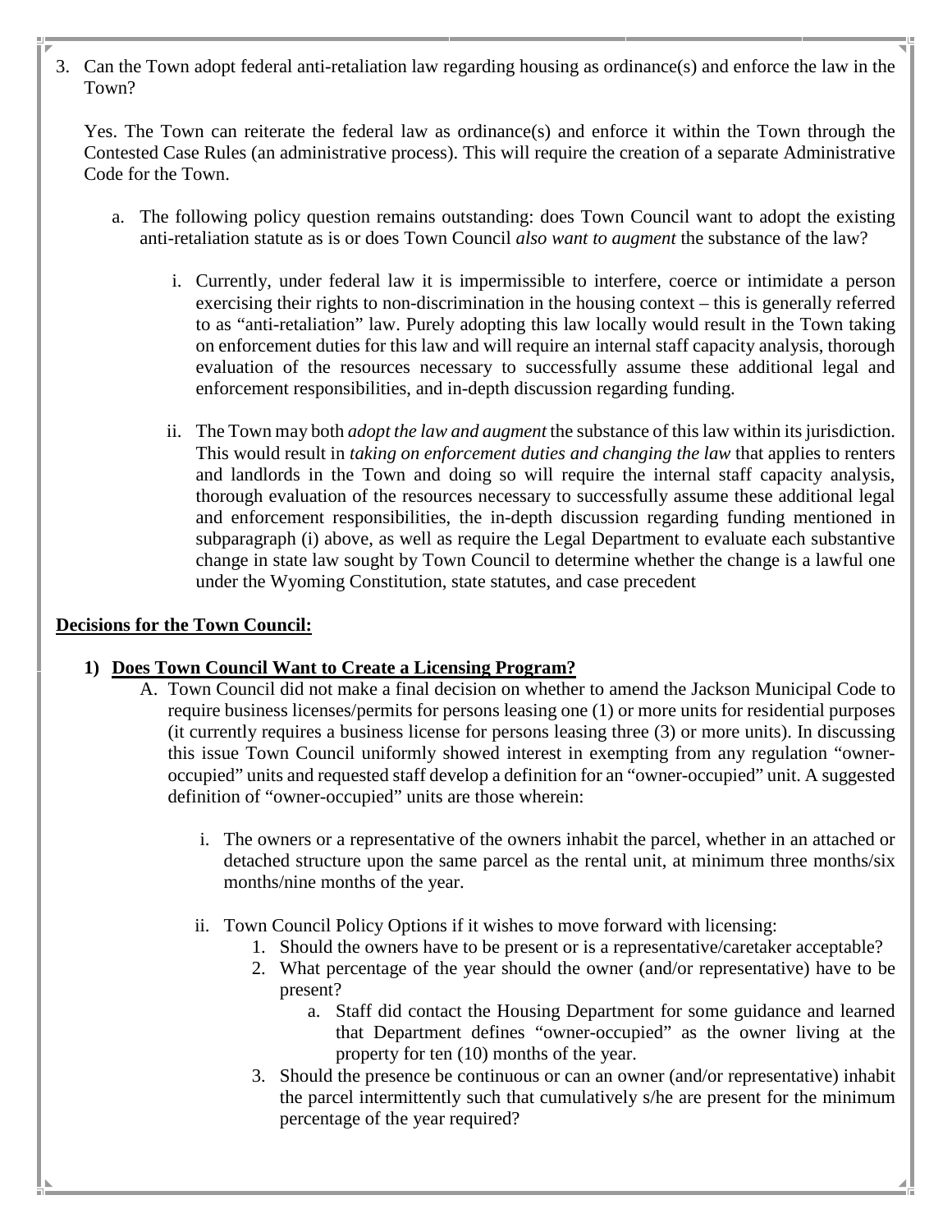3. Can the Town adopt federal anti-retaliation law regarding housing as ordinance(s) and enforce the law in the Town?

   Yes. The Town can reiterate the federal law as ordinance(s) and enforce it within the Town through the Contested Case Rules (an administrative process). This will require the creation of a separate Administrative Code for the Town.

   a. The following policy question remains outstanding: does Town Council want to adopt the existing anti-retaliation statute as is or does Town Council *also want to augment* the substance of the law?

      i. Currently, under federal law it is impermissible to interfere, coerce or intimidate a person exercising their rights to non-discrimination in the housing context – this is generally referred to as "anti-retaliation" law. Purely adopting this law locally would result in the Town taking on enforcement duties for this law and will require an internal staff capacity analysis, thorough evaluation of the resources necessary to successfully assume these additional legal and enforcement responsibilities, and in-depth discussion regarding funding.

      ii. The Town may both *adopt the law and augment* the substance of this law within its jurisdiction. This would result in *taking on enforcement duties and changing the law* that applies to renters and landlords in the Town and doing so will require the internal staff capacity analysis, thorough evaluation of the resources necessary to successfully assume these additional legal and enforcement responsibilities, the in-depth discussion regarding funding mentioned in subparagraph (i) above, as well as require the Legal Department to evaluate each substantive change in state law sought by Town Council to determine whether the change is a lawful one under the Wyoming Constitution, state statutes, and case precedent

**<u>Decisions for the Town Council:</u>**

**1) <u>Does Town Council Want to Create a Licensing Program?</u>**

A. Town Council did not make a final decision on whether to amend the Jackson Municipal Code to require business licenses/permits for persons leasing one (1) or more units for residential purposes (it currently requires a business license for persons leasing three (3) or more units). In discussing this issue Town Council uniformly showed interest in exempting from any regulation "owner-occupied" units and requested staff develop a definition for an "owner-occupied" unit. A suggested definition of "owner-occupied" units are those wherein:

   i. The owners or a representative of the owners inhabit the parcel, whether in an attached or detached structure upon the same parcel as the rental unit, at minimum three months/six months/nine months of the year.

   ii. Town Council Policy Options if it wishes to move forward with licensing:
      1. Should the owners have to be present or is a representative/caretaker acceptable?
      2. What percentage of the year should the owner (and/or representative) have to be present?
         a. Staff did contact the Housing Department for some guidance and learned that Department defines "owner-occupied" as the owner living at the property for ten (10) months of the year.
      3. Should the presence be continuous or can an owner (and/or representative) inhabit the parcel intermittently such that cumulatively s/he are present for the minimum percentage of the year required?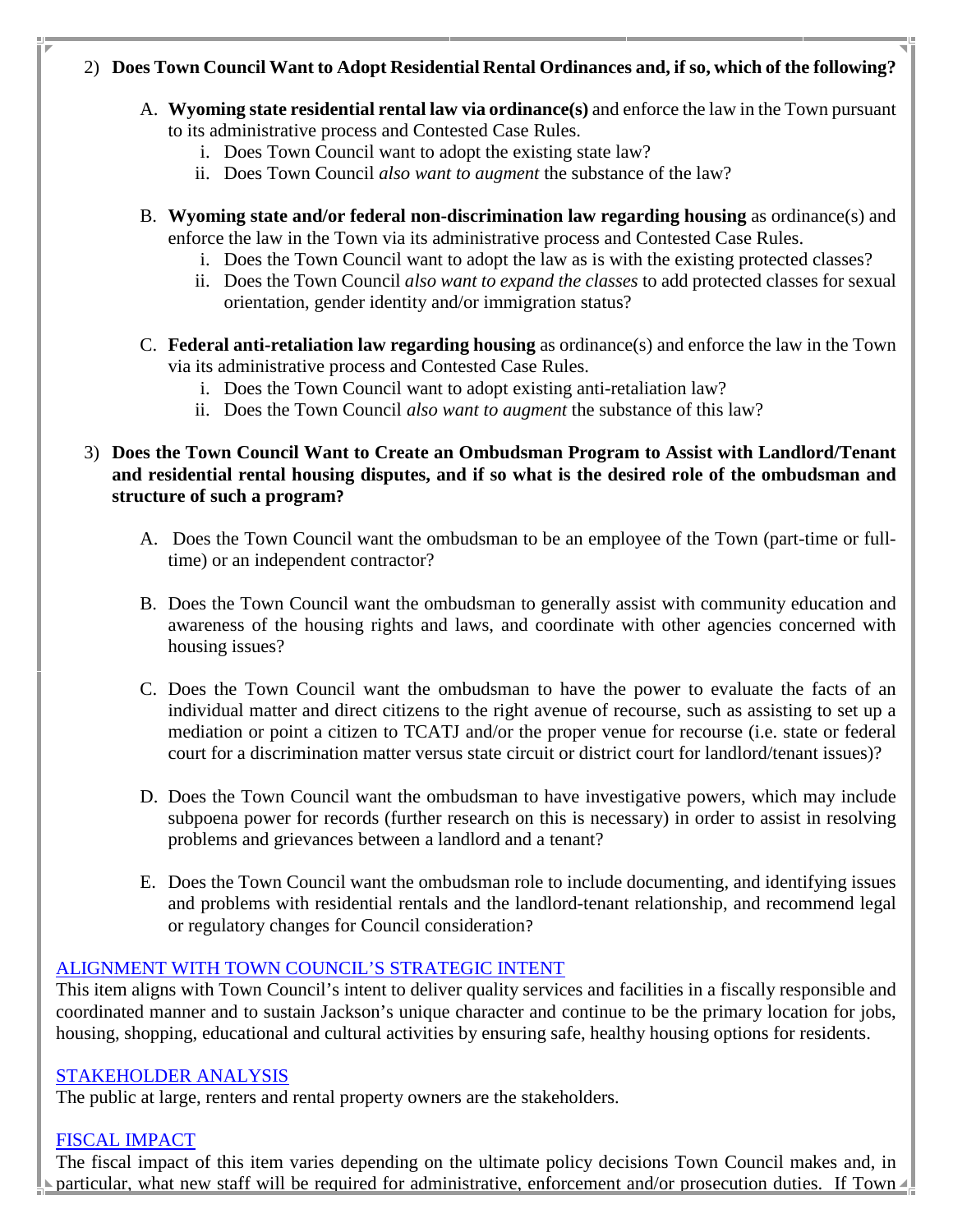2) **Does Town Council Want to Adopt Residential Rental Ordinances and, if so, which of the following?**

   A. **Wyoming state residential rental law via ordinance(s)** and enforce the law in the Town pursuant to its administrative process and Contested Case Rules.
      i. Does Town Council want to adopt the existing state law?
      ii. Does Town Council *also want to augment* the substance of the law?

   B. **Wyoming state and/or federal non-discrimination law regarding housing** as ordinance(s) and enforce the law in the Town via its administrative process and Contested Case Rules.
      i. Does the Town Council want to adopt the law as is with the existing protected classes?
      ii. Does the Town Council *also want to expand the classes* to add protected classes for sexual orientation, gender identity and/or immigration status?

   C. **Federal anti-retaliation law regarding housing** as ordinance(s) and enforce the law in the Town via its administrative process and Contested Case Rules.
      i. Does the Town Council want to adopt existing anti-retaliation law?
      ii. Does the Town Council *also want to augment* the substance of this law?

3) **Does the Town Council Want to Create an Ombudsman Program to Assist with Landlord/Tenant and residential rental housing disputes, and if so what is the desired role of the ombudsman and structure of such a program?**

   A. Does the Town Council want the ombudsman to be an employee of the Town (part-time or full-time) or an independent contractor?

   B. Does the Town Council want the ombudsman to generally assist with community education and awareness of the housing rights and laws, and coordinate with other agencies concerned with housing issues?

   C. Does the Town Council want the ombudsman to have the power to evaluate the facts of an individual matter and direct citizens to the right avenue of recourse, such as assisting to set up a mediation or point a citizen to TCATJ and/or the proper venue for recourse (i.e. state or federal court for a discrimination matter versus state circuit or district court for landlord/tenant issues)?

   D. Does the Town Council want the ombudsman to have investigative powers, which may include subpoena power for records (further research on this is necessary) in order to assist in resolving problems and grievances between a landlord and a tenant?

   E. Does the Town Council want the ombudsman role to include documenting, and identifying issues and problems with residential rentals and the landlord-tenant relationship, and recommend legal or regulatory changes for Council consideration?

ALIGNMENT WITH TOWN COUNCIL'S STRATEGIC INTENT

This item aligns with Town Council's intent to deliver quality services and facilities in a fiscally responsible and coordinated manner and to sustain Jackson's unique character and continue to be the primary location for jobs, housing, shopping, educational and cultural activities by ensuring safe, healthy housing options for residents.

STAKEHOLDER ANALYSIS

The public at large, renters and rental property owners are the stakeholders.

FISCAL IMPACT

The fiscal impact of this item varies depending on the ultimate policy decisions Town Council makes and, in particular, what new staff will be required for administrative, enforcement and/or prosecution duties. If Town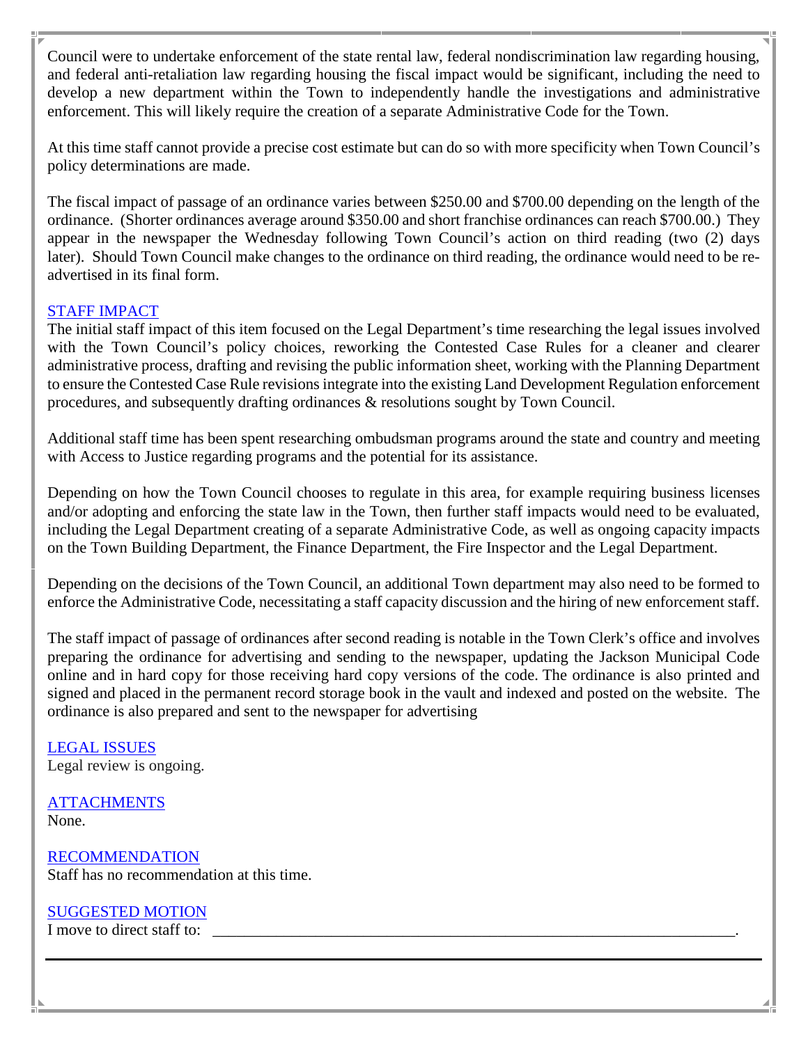Council were to undertake enforcement of the state rental law, federal nondiscrimination law regarding housing, and federal anti-retaliation law regarding housing the fiscal impact would be significant, including the need to develop a new department within the Town to independently handle the investigations and administrative enforcement. This will likely require the creation of a separate Administrative Code for the Town.

At this time staff cannot provide a precise cost estimate but can do so with more specificity when Town Council's policy determinations are made.

The fiscal impact of passage of an ordinance varies between $250.00 and $700.00 depending on the length of the ordinance. (Shorter ordinances average around $350.00 and short franchise ordinances can reach $700.00.) They appear in the newspaper the Wednesday following Town Council's action on third reading (two (2) days later). Should Town Council make changes to the ordinance on third reading, the ordinance would need to be re-advertised in its final form.

## STAFF IMPACT

The initial staff impact of this item focused on the Legal Department's time researching the legal issues involved with the Town Council's policy choices, reworking the Contested Case Rules for a cleaner and clearer administrative process, drafting and revising the public information sheet, working with the Planning Department to ensure the Contested Case Rule revisions integrate into the existing Land Development Regulation enforcement procedures, and subsequently drafting ordinances & resolutions sought by Town Council.

Additional staff time has been spent researching ombudsman programs around the state and country and meeting with Access to Justice regarding programs and the potential for its assistance.

Depending on how the Town Council chooses to regulate in this area, for example requiring business licenses and/or adopting and enforcing the state law in the Town, then further staff impacts would need to be evaluated, including the Legal Department creating of a separate Administrative Code, as well as ongoing capacity impacts on the Town Building Department, the Finance Department, the Fire Inspector and the Legal Department.

Depending on the decisions of the Town Council, an additional Town department may also need to be formed to enforce the Administrative Code, necessitating a staff capacity discussion and the hiring of new enforcement staff.

The staff impact of passage of ordinances after second reading is notable in the Town Clerk's office and involves preparing the ordinance for advertising and sending to the newspaper, updating the Jackson Municipal Code online and in hard copy for those receiving hard copy versions of the code. The ordinance is also printed and signed and placed in the permanent record storage book in the vault and indexed and posted on the website. The ordinance is also prepared and sent to the newspaper for advertising

## LEGAL ISSUES

Legal review is ongoing.

## ATTACHMENTS

None.

## RECOMMENDATION

Staff has no recommendation at this time.

## SUGGESTED MOTION

I move to direct staff to: \_\_\_\_\_\_\_\_\_\_\_\_\_\_\_\_\_\_\_\_\_\_\_\_\_\_\_\_\_\_\_\_\_\_\_\_\_\_\_\_\_\_\_\_\_\_\_\_\_\_\_\_\_\_\_\_\_\_\_\_\_\_\_\_.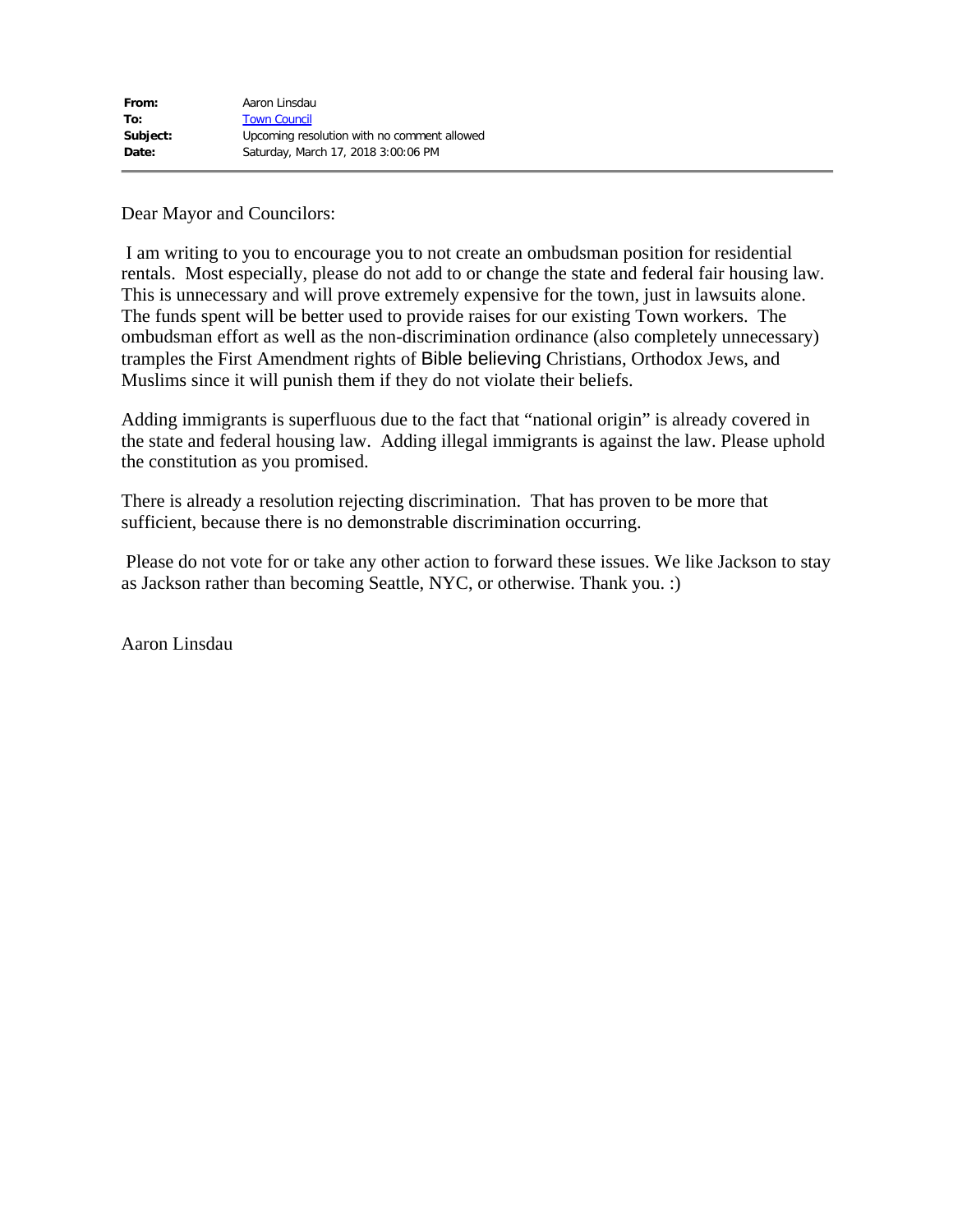| | |
|---|---|
| **From:** | Aaron Linsdau |
| **To:** | Town Council |
| **Subject:** | Upcoming resolution with no comment allowed |
| **Date:** | Saturday, March 17, 2018 3:00:06 PM |

Dear Mayor and Councilors:

I am writing to you to encourage you to not create an ombudsman position for residential rentals. Most especially, please do not add to or change the state and federal fair housing law. This is unnecessary and will prove extremely expensive for the town, just in lawsuits alone. The funds spent will be better used to provide raises for our existing Town workers. The ombudsman effort as well as the non-discrimination ordinance (also completely unnecessary) tramples the First Amendment rights of Bible believing Christians, Orthodox Jews, and Muslims since it will punish them if they do not violate their beliefs.

Adding immigrants is superfluous due to the fact that "national origin" is already covered in the state and federal housing law. Adding illegal immigrants is against the law. Please uphold the constitution as you promised.

There is already a resolution rejecting discrimination. That has proven to be more that sufficient, because there is no demonstrable discrimination occurring.

Please do not vote for or take any other action to forward these issues. We like Jackson to stay as Jackson rather than becoming Seattle, NYC, or otherwise. Thank you. :)

Aaron Linsdau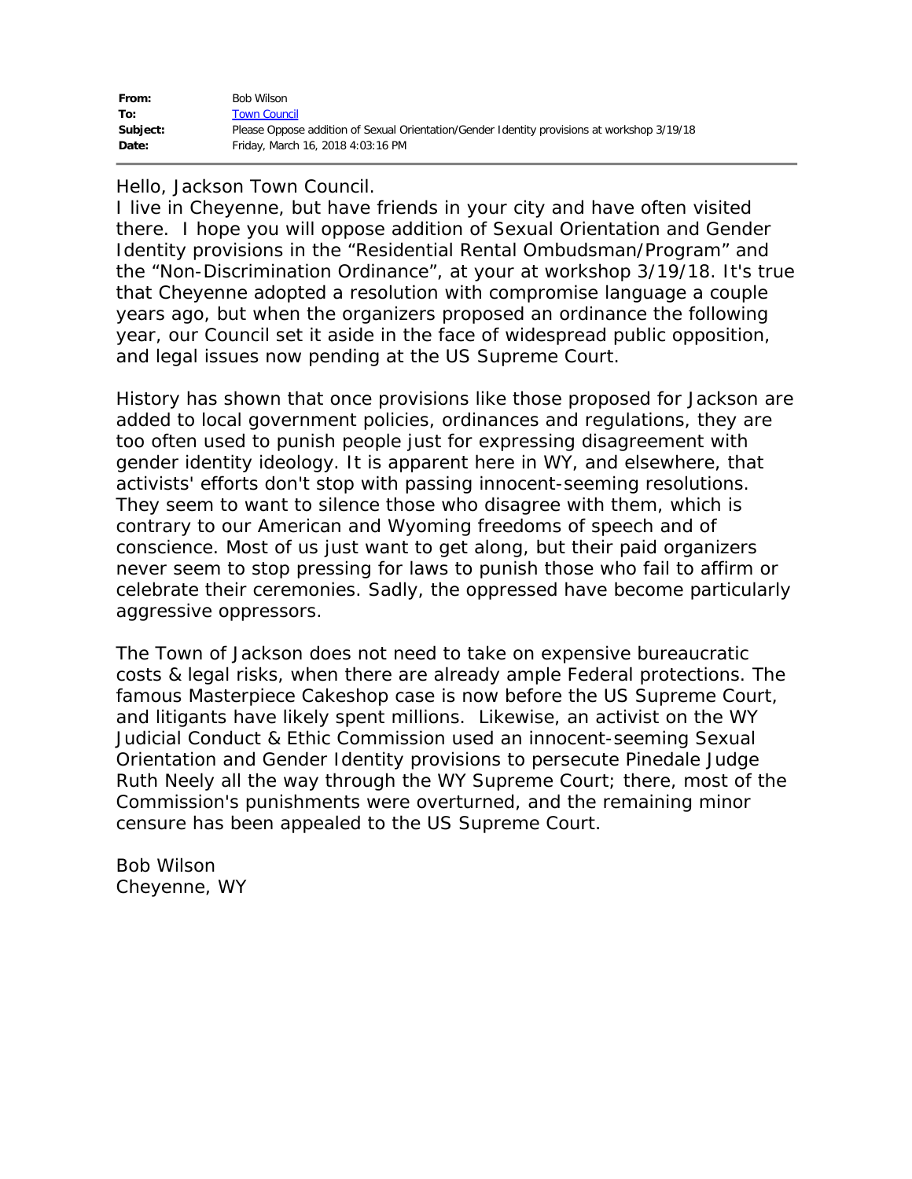| | |
|---|---|
| **From:** | Bob Wilson |
| **To:** | Town Council |
| **Subject:** | Please Oppose addition of Sexual Orientation/Gender Identity provisions at workshop 3/19/18 |
| **Date:** | Friday, March 16, 2018 4:03:16 PM |

---

Hello, Jackson Town Council.
I live in Cheyenne, but have friends in your city and have often visited there. I hope you will oppose addition of Sexual Orientation and Gender Identity provisions in the "Residential Rental Ombudsman/Program" and the "Non-Discrimination Ordinance", at your at workshop 3/19/18. It's true that Cheyenne adopted a resolution with compromise language a couple years ago, but when the organizers proposed an ordinance the following year, our Council set it aside in the face of widespread public opposition, and legal issues now pending at the US Supreme Court.

History has shown that once provisions like those proposed for Jackson are added to local government policies, ordinances and regulations, they are too often used to punish people just for expressing disagreement with gender identity ideology. It is apparent here in WY, and elsewhere, that activists' efforts don't stop with passing innocent-seeming resolutions. They seem to want to silence those who disagree with them, which is contrary to our American and Wyoming freedoms of speech and of conscience. Most of us just want to get along, but their paid organizers never seem to stop pressing for laws to punish those who fail to affirm or celebrate their ceremonies. Sadly, the oppressed have become particularly aggressive oppressors.

The Town of Jackson does not need to take on expensive bureaucratic costs & legal risks, when there are already ample Federal protections. The famous Masterpiece Cakeshop case is now before the US Supreme Court, and litigants have likely spent millions. Likewise, an activist on the WY Judicial Conduct & Ethic Commission used an innocent-seeming Sexual Orientation and Gender Identity provisions to persecute Pinedale Judge Ruth Neely all the way through the WY Supreme Court; there, most of the Commission's punishments were overturned, and the remaining minor censure has been appealed to the US Supreme Court.

Bob Wilson
Cheyenne, WY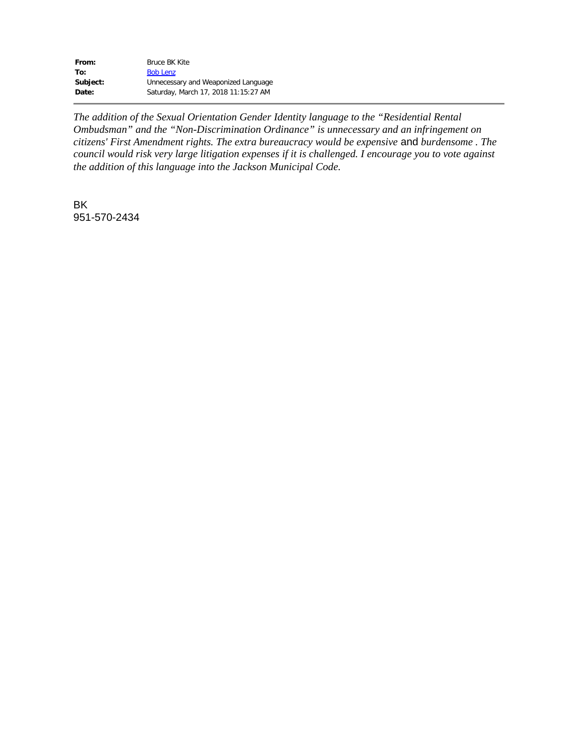| | |
|---|---|
| **From:** | Bruce BK Kite |
| **To:** | Bob Lenz |
| **Subject:** | Unnecessary and Weaponized Language |
| **Date:** | Saturday, March 17, 2018 11:15:27 AM |

---

*The addition of the Sexual Orientation Gender Identity language to the "Residential Rental Ombudsman" and the "Non-Discrimination Ordinance" is unnecessary and an infringement on citizens' First Amendment rights. The extra bureaucracy would be expensive* and *burdensome . The council would risk very large litigation expenses if it is challenged. I encourage you to vote against the addition of this language into the Jackson Municipal Code.*

BK
951-570-2434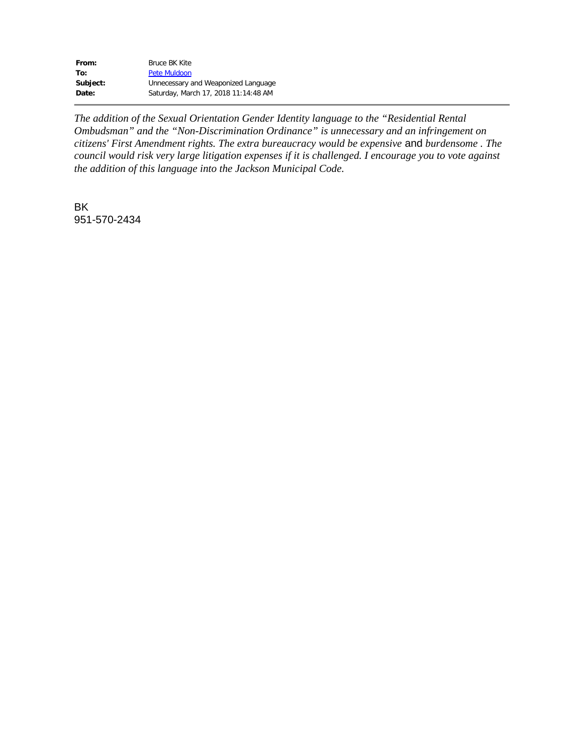| | |
|---|---|
| **From:** | Bruce BK Kite |
| **To:** | Pete Muldoon |
| **Subject:** | Unnecessary and Weaponized Language |
| **Date:** | Saturday, March 17, 2018 11:14:48 AM |

---

*The addition of the Sexual Orientation Gender Identity language to the "Residential Rental Ombudsman" and the "Non-Discrimination Ordinance" is unnecessary and an infringement on citizens' First Amendment rights. The extra bureaucracy would be expensive* and *burdensome . The council would risk very large litigation expenses if it is challenged. I encourage you to vote against the addition of this language into the Jackson Municipal Code.*

BK
951-570-2434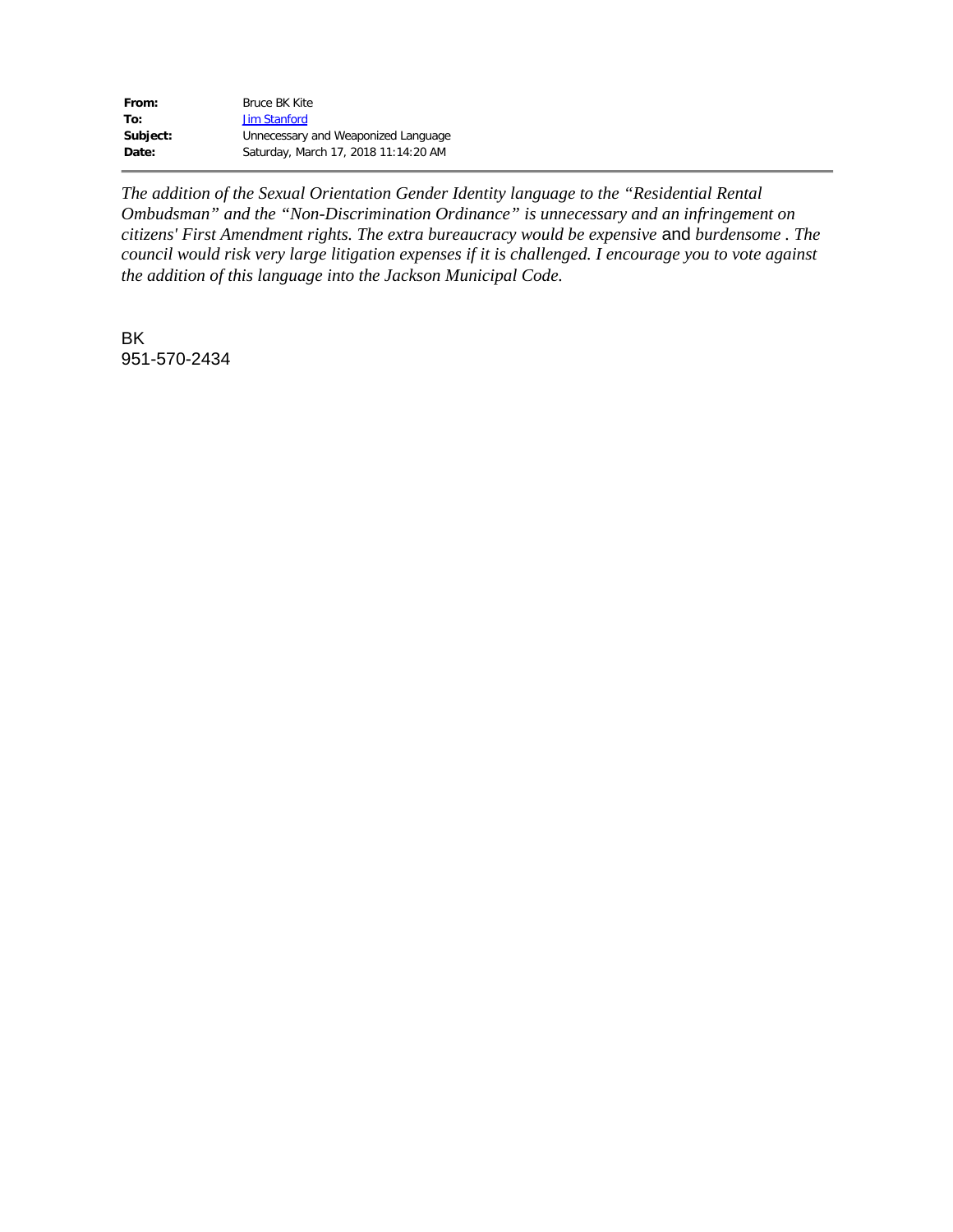**From:** Bruce BK Kite
**To:** Jim Stanford
**Subject:** Unnecessary and Weaponized Language
**Date:** Saturday, March 17, 2018 11:14:20 AM

---

*The addition of the Sexual Orientation Gender Identity language to the "Residential Rental Ombudsman" and the "Non-Discrimination Ordinance" is unnecessary and an infringement on citizens' First Amendment rights. The extra bureaucracy would be expensive* and *burdensome . The council would risk very large litigation expenses if it is challenged. I encourage you to vote against the addition of this language into the Jackson Municipal Code.*

BK
951-570-2434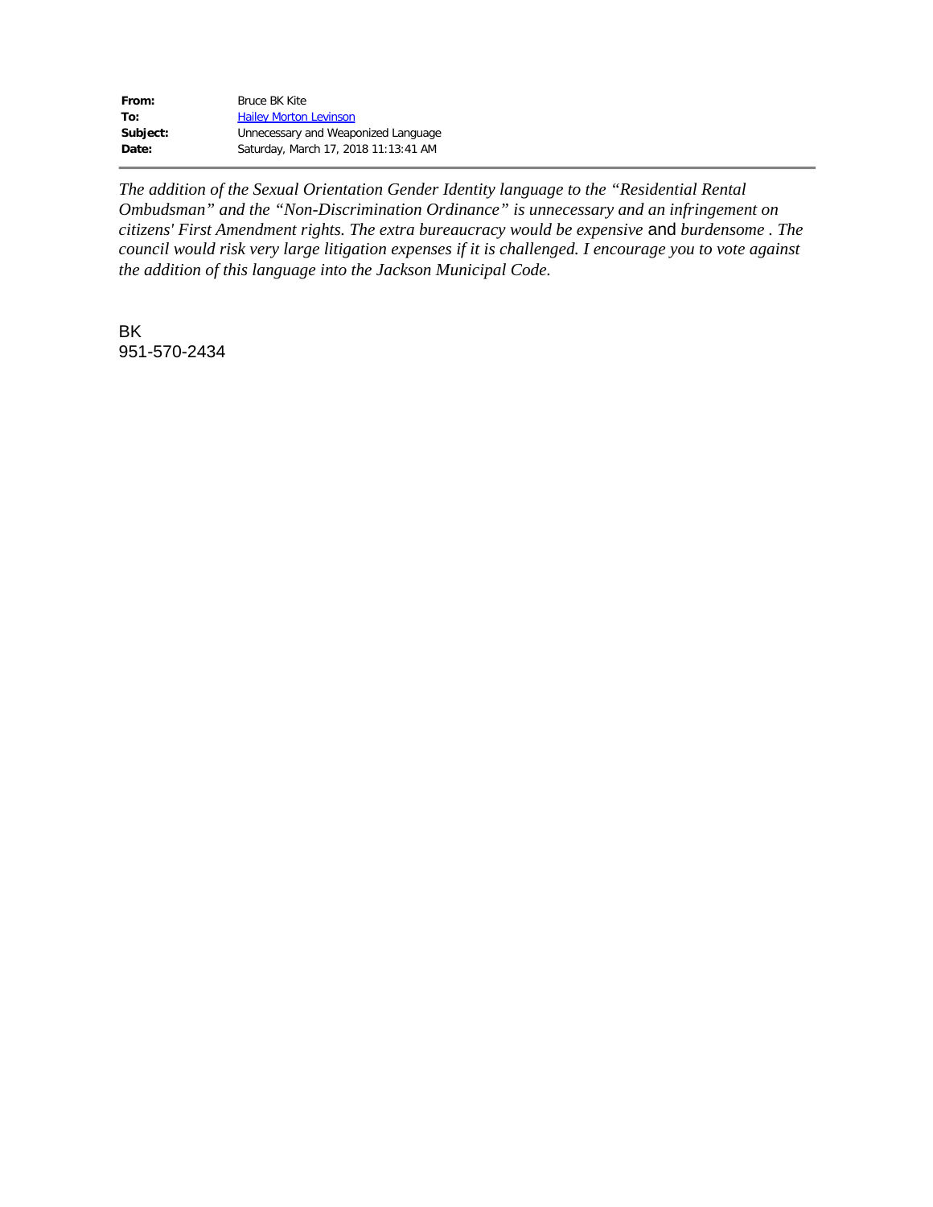**From:** Bruce BK Kite
**To:** Hailey Morton Levinson
**Subject:** Unnecessary and Weaponized Language
**Date:** Saturday, March 17, 2018 11:13:41 AM

---

*The addition of the Sexual Orientation Gender Identity language to the "Residential Rental Ombudsman" and the "Non-Discrimination Ordinance" is unnecessary and an infringement on citizens' First Amendment rights. The extra bureaucracy would be expensive* and *burdensome . The council would risk very large litigation expenses if it is challenged. I encourage you to vote against the addition of this language into the Jackson Municipal Code.*

BK
951-570-2434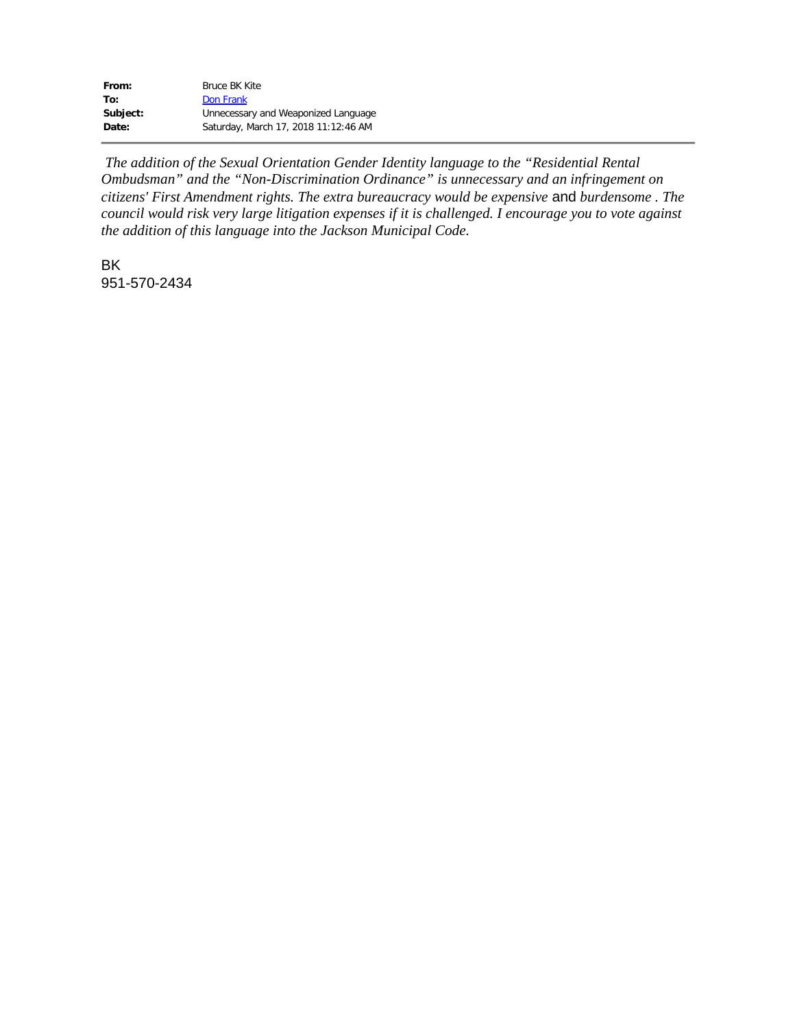| | |
|---|---|
| **From:** | Bruce BK Kite |
| **To:** | Don Frank |
| **Subject:** | Unnecessary and Weaponized Language |
| **Date:** | Saturday, March 17, 2018 11:12:46 AM |

*The addition of the Sexual Orientation Gender Identity language to the "Residential Rental Ombudsman" and the "Non-Discrimination Ordinance" is unnecessary and an infringement on citizens' First Amendment rights. The extra bureaucracy would be expensive* and *burdensome . The council would risk very large litigation expenses if it is challenged. I encourage you to vote against the addition of this language into the Jackson Municipal Code.*

BK
951-570-2434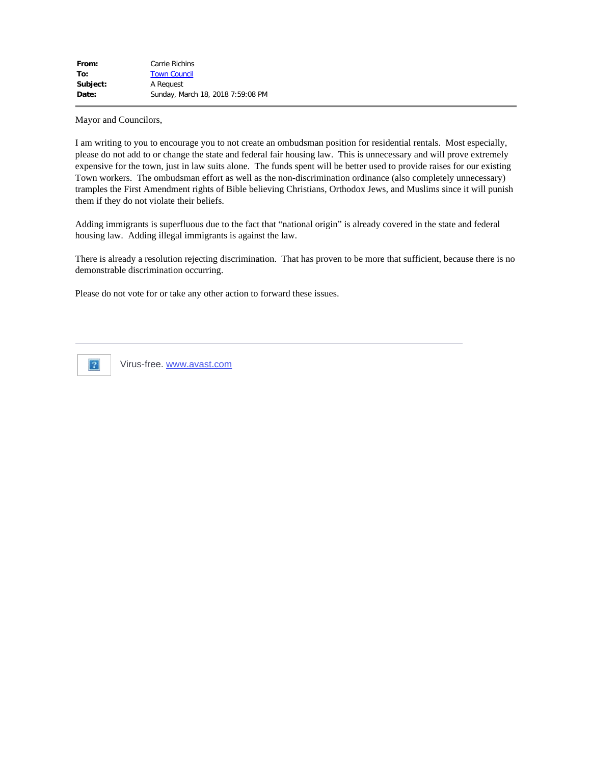| | |
|---|---|
| **From:** | Carrie Richins |
| **To:** | Town Council |
| **Subject:** | A Request |
| **Date:** | Sunday, March 18, 2018 7:59:08 PM |

Mayor and Councilors,

I am writing to you to encourage you to not create an ombudsman position for residential rentals. Most especially, please do not add to or change the state and federal fair housing law. This is unnecessary and will prove extremely expensive for the town, just in law suits alone. The funds spent will be better used to provide raises for our existing Town workers. The ombudsman effort as well as the non-discrimination ordinance (also completely unnecessary) tramples the First Amendment rights of Bible believing Christians, Orthodox Jews, and Muslims since it will punish them if they do not violate their beliefs.

Adding immigrants is superfluous due to the fact that "national origin" is already covered in the state and federal housing law. Adding illegal immigrants is against the law.

There is already a resolution rejecting discrimination. That has proven to be more that sufficient, because there is no demonstrable discrimination occurring.

Please do not vote for or take any other action to forward these issues.

---

Virus-free. www.avast.com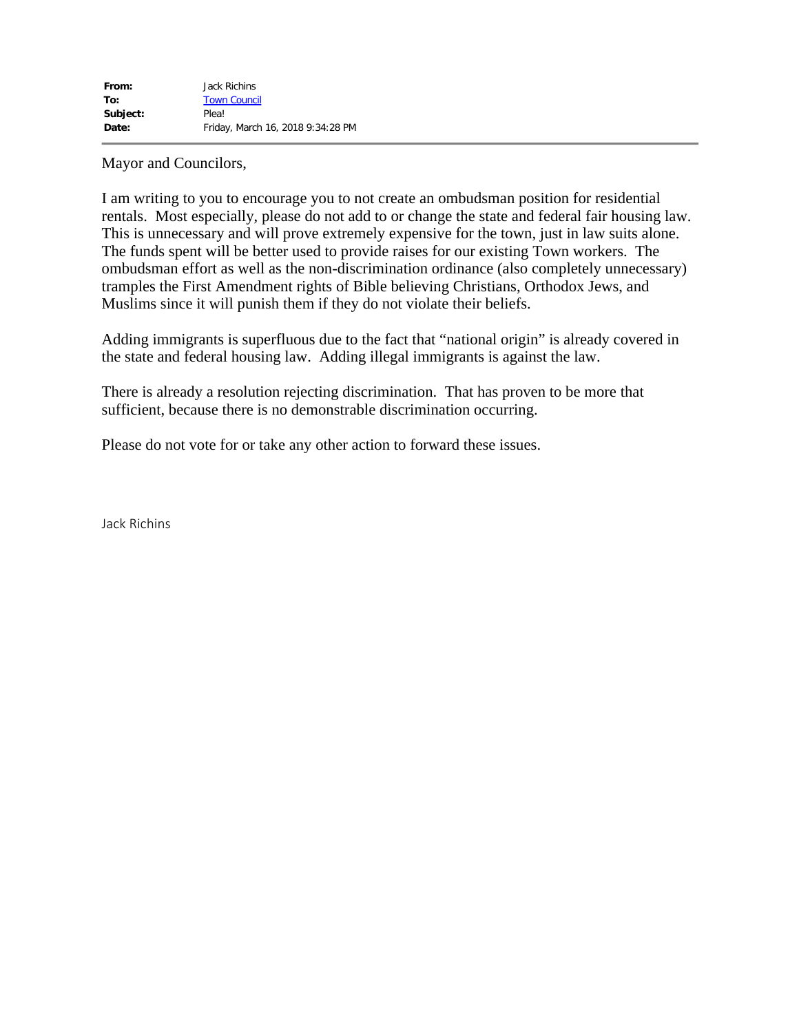**From:** Jack Richins
**To:** Town Council
**Subject:** Plea!
**Date:** Friday, March 16, 2018 9:34:28 PM

---

Mayor and Councilors,

I am writing to you to encourage you to not create an ombudsman position for residential rentals. Most especially, please do not add to or change the state and federal fair housing law. This is unnecessary and will prove extremely expensive for the town, just in law suits alone. The funds spent will be better used to provide raises for our existing Town workers. The ombudsman effort as well as the non-discrimination ordinance (also completely unnecessary) tramples the First Amendment rights of Bible believing Christians, Orthodox Jews, and Muslims since it will punish them if they do not violate their beliefs.

Adding immigrants is superfluous due to the fact that "national origin" is already covered in the state and federal housing law. Adding illegal immigrants is against the law.

There is already a resolution rejecting discrimination. That has proven to be more that sufficient, because there is no demonstrable discrimination occurring.

Please do not vote for or take any other action to forward these issues.

Jack Richins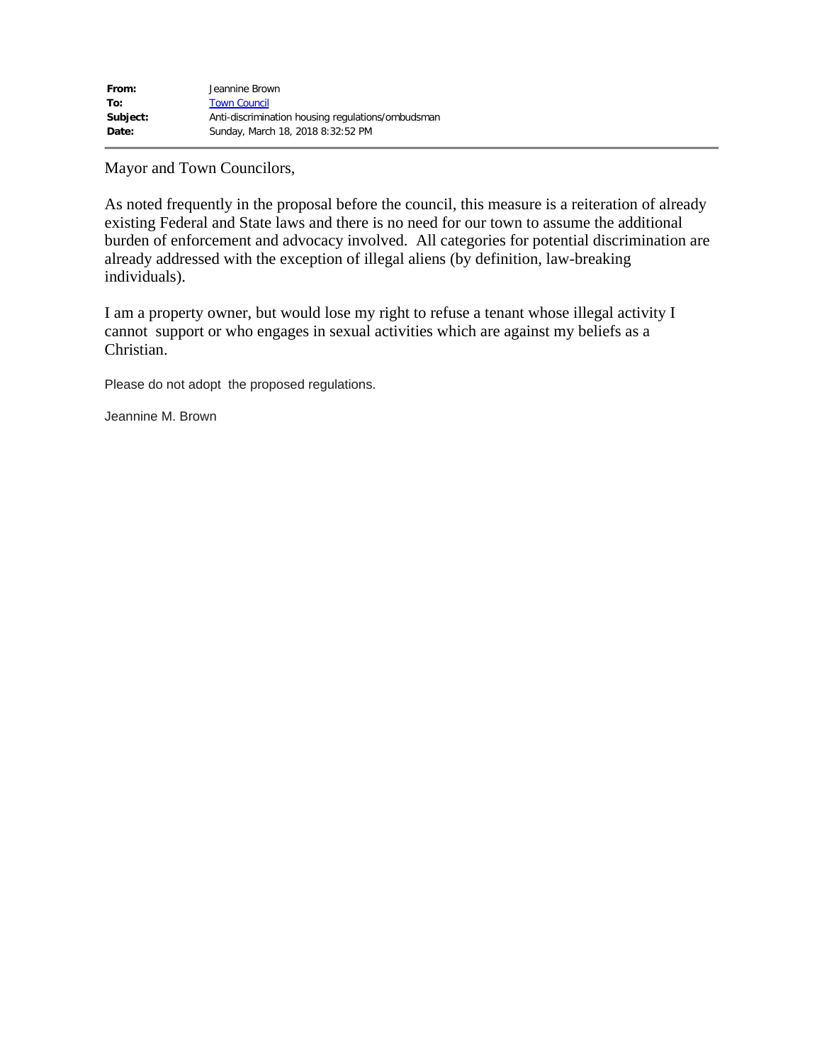| | |
|---|---|
| **From:** | Jeannine Brown |
| **To:** | Town Council |
| **Subject:** | Anti-discrimination housing regulations/ombudsman |
| **Date:** | Sunday, March 18, 2018 8:32:52 PM |

Mayor and Town Councilors,

As noted frequently in the proposal before the council, this measure is a reiteration of already existing Federal and State laws and there is no need for our town to assume the additional burden of enforcement and advocacy involved. All categories for potential discrimination are already addressed with the exception of illegal aliens (by definition, law-breaking individuals).

I am a property owner, but would lose my right to refuse a tenant whose illegal activity I cannot support or who engages in sexual activities which are against my beliefs as a Christian.

Please do not adopt the proposed regulations.

Jeannine M. Brown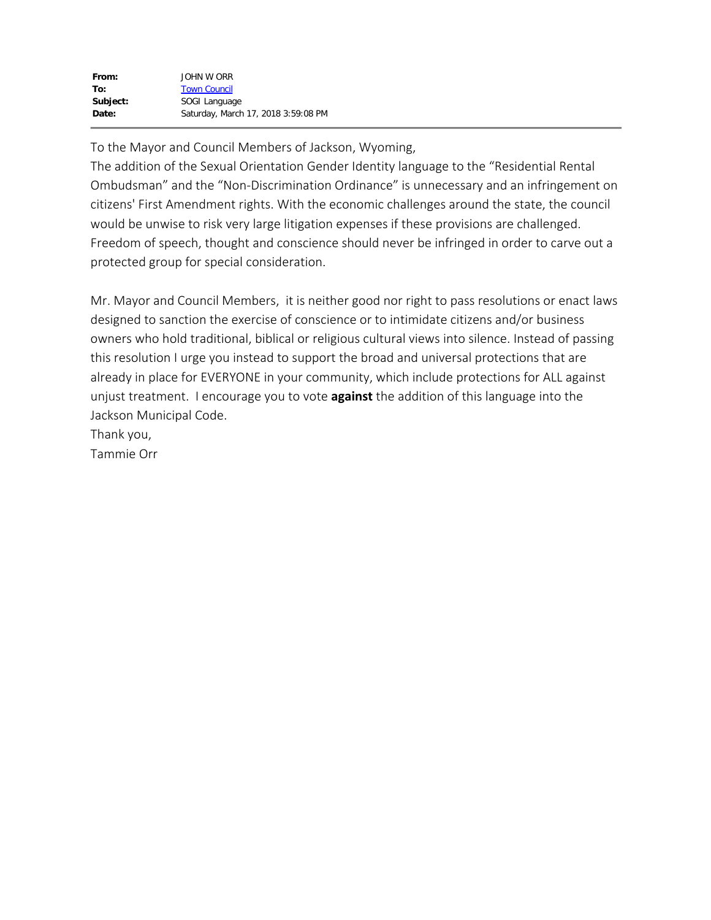| | |
|---|---|
| **From:** | JOHN W ORR |
| **To:** | Town Council |
| **Subject:** | SOGI Language |
| **Date:** | Saturday, March 17, 2018 3:59:08 PM |

To the Mayor and Council Members of Jackson, Wyoming,

The addition of the Sexual Orientation Gender Identity language to the "Residential Rental Ombudsman" and the "Non-Discrimination Ordinance" is unnecessary and an infringement on citizens' First Amendment rights. With the economic challenges around the state, the council would be unwise to risk very large litigation expenses if these provisions are challenged. Freedom of speech, thought and conscience should never be infringed in order to carve out a protected group for special consideration.

Mr. Mayor and Council Members, it is neither good nor right to pass resolutions or enact laws designed to sanction the exercise of conscience or to intimidate citizens and/or business owners who hold traditional, biblical or religious cultural views into silence. Instead of passing this resolution I urge you instead to support the broad and universal protections that are already in place for EVERYONE in your community, which include protections for ALL against unjust treatment. I encourage you to vote **against** the addition of this language into the Jackson Municipal Code.

Thank you,

Tammie Orr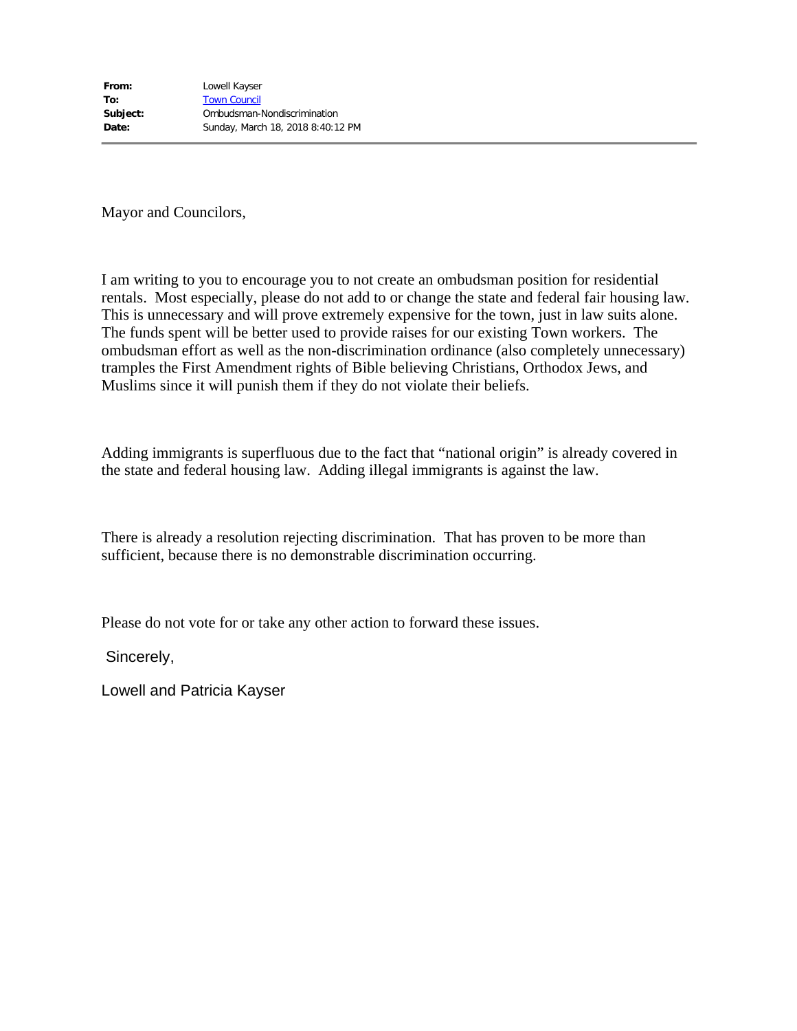**From:** Lowell Kayser
**To:** Town Council
**Subject:** Ombudsman-Nondiscrimination
**Date:** Sunday, March 18, 2018 8:40:12 PM

---

Mayor and Councilors,

I am writing to you to encourage you to not create an ombudsman position for residential rentals. Most especially, please do not add to or change the state and federal fair housing law. This is unnecessary and will prove extremely expensive for the town, just in law suits alone. The funds spent will be better used to provide raises for our existing Town workers. The ombudsman effort as well as the non-discrimination ordinance (also completely unnecessary) tramples the First Amendment rights of Bible believing Christians, Orthodox Jews, and Muslims since it will punish them if they do not violate their beliefs.

Adding immigrants is superfluous due to the fact that "national origin" is already covered in the state and federal housing law. Adding illegal immigrants is against the law.

There is already a resolution rejecting discrimination. That has proven to be more than sufficient, because there is no demonstrable discrimination occurring.

Please do not vote for or take any other action to forward these issues.

Sincerely,

Lowell and Patricia Kayser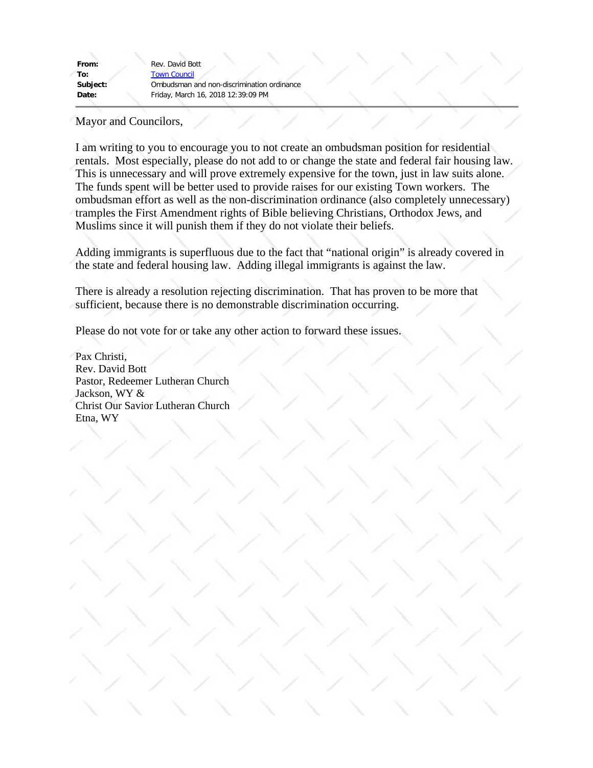| | |
|---|---|
| **From:** | Rev. David Bott |
| **To:** | Town Council |
| **Subject:** | Ombudsman and non-discrimination ordinance |
| **Date:** | Friday, March 16, 2018 12:39:09 PM |

---

Mayor and Councilors,

I am writing to you to encourage you to not create an ombudsman position for residential rentals. Most especially, please do not add to or change the state and federal fair housing law. This is unnecessary and will prove extremely expensive for the town, just in law suits alone. The funds spent will be better used to provide raises for our existing Town workers. The ombudsman effort as well as the non-discrimination ordinance (also completely unnecessary) tramples the First Amendment rights of Bible believing Christians, Orthodox Jews, and Muslims since it will punish them if they do not violate their beliefs.

Adding immigrants is superfluous due to the fact that "national origin" is already covered in the state and federal housing law. Adding illegal immigrants is against the law.

There is already a resolution rejecting discrimination. That has proven to be more that sufficient, because there is no demonstrable discrimination occurring.

Please do not vote for or take any other action to forward these issues.

Pax Christi,
Rev. David Bott
Pastor, Redeemer Lutheran Church
Jackson, WY &
Christ Our Savior Lutheran Church
Etna, WY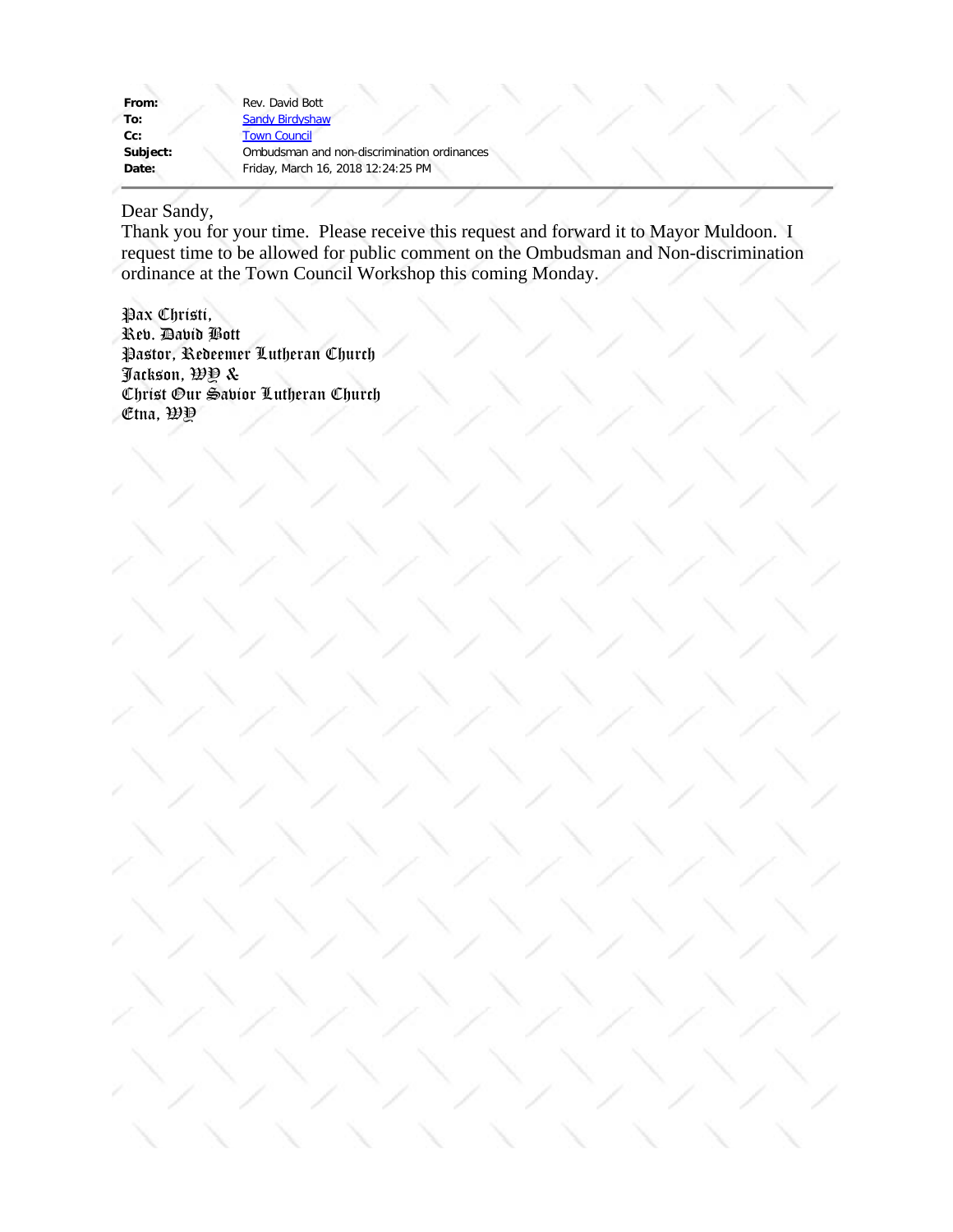| | |
|---|---|
| **From:** | Rev. David Bott |
| **To:** | Sandy Birdyshaw |
| **Cc:** | Town Council |
| **Subject:** | Ombudsman and non-discrimination ordinances |
| **Date:** | Friday, March 16, 2018 12:24:25 PM |

Dear Sandy,

Thank you for your time. Please receive this request and forward it to Mayor Muldoon. I request time to be allowed for public comment on the Ombudsman and Non-discrimination ordinance at the Town Council Workshop this coming Monday.

Pax Christi,
Rev. David Bott
Pastor, Redeemer Lutheran Church
Jackson, WY &
Christ Our Savior Lutheran Church
Etna, WY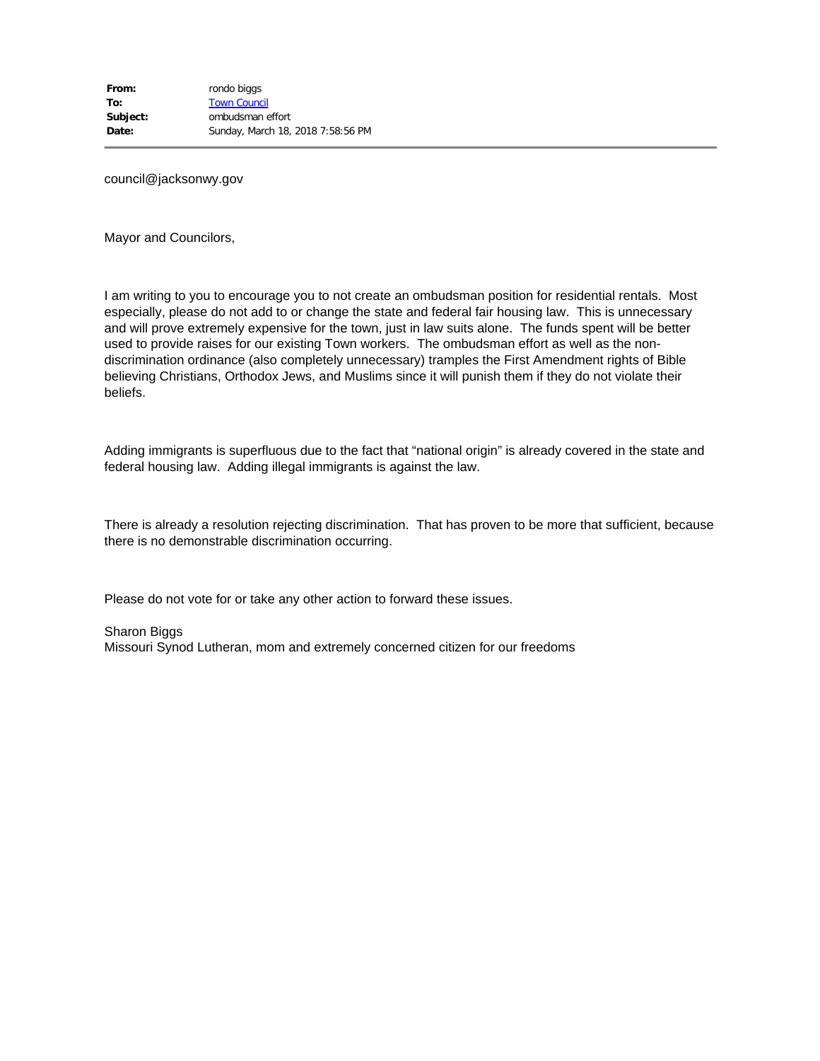| | |
|---|---|
| **From:** | rondo biggs |
| **To:** | Town Council |
| **Subject:** | ombudsman effort |
| **Date:** | Sunday, March 18, 2018 7:58:56 PM |

council@jacksonwy.gov

Mayor and Councilors,

I am writing to you to encourage you to not create an ombudsman position for residential rentals. Most especially, please do not add to or change the state and federal fair housing law. This is unnecessary and will prove extremely expensive for the town, just in law suits alone. The funds spent will be better used to provide raises for our existing Town workers. The ombudsman effort as well as the non-discrimination ordinance (also completely unnecessary) tramples the First Amendment rights of Bible believing Christians, Orthodox Jews, and Muslims since it will punish them if they do not violate their beliefs.

Adding immigrants is superfluous due to the fact that "national origin" is already covered in the state and federal housing law. Adding illegal immigrants is against the law.

There is already a resolution rejecting discrimination. That has proven to be more that sufficient, because there is no demonstrable discrimination occurring.

Please do not vote for or take any other action to forward these issues.

Sharon Biggs
Missouri Synod Lutheran, mom and extremely concerned citizen for our freedoms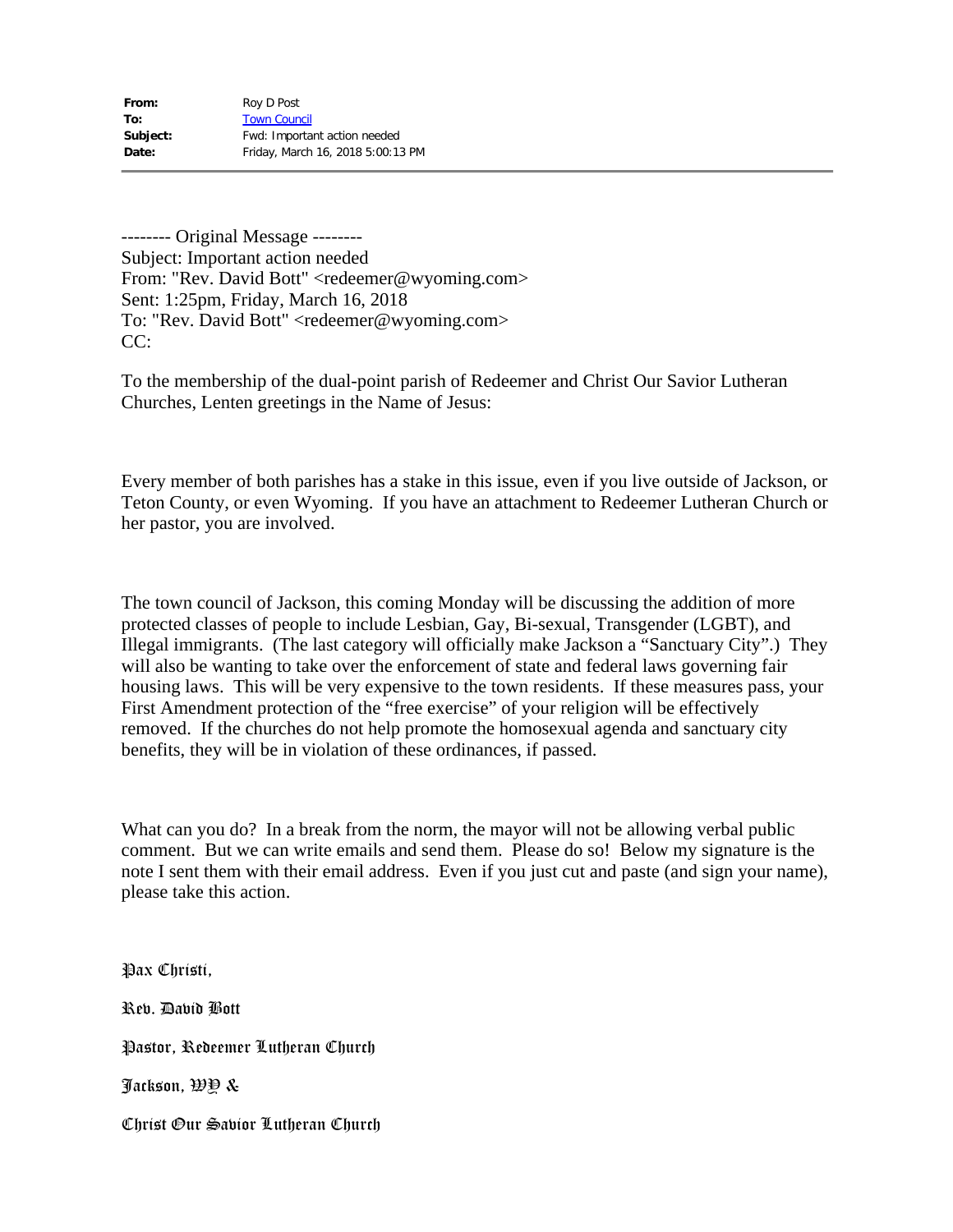|  |  |
| --- | --- |
| **From:** | Roy D Post |
| **To:** | Town Council |
| **Subject:** | Fwd: Important action needed |
| **Date:** | Friday, March 16, 2018 5:00:13 PM |

---

-------- Original Message --------
Subject: Important action needed
From: "Rev. David Bott" <redeemer@wyoming.com>
Sent: 1:25pm, Friday, March 16, 2018
To: "Rev. David Bott" <redeemer@wyoming.com>
CC:

To the membership of the dual-point parish of Redeemer and Christ Our Savior Lutheran Churches, Lenten greetings in the Name of Jesus:

Every member of both parishes has a stake in this issue, even if you live outside of Jackson, or Teton County, or even Wyoming. If you have an attachment to Redeemer Lutheran Church or her pastor, you are involved.

The town council of Jackson, this coming Monday will be discussing the addition of more protected classes of people to include Lesbian, Gay, Bi-sexual, Transgender (LGBT), and Illegal immigrants. (The last category will officially make Jackson a "Sanctuary City".) They will also be wanting to take over the enforcement of state and federal laws governing fair housing laws. This will be very expensive to the town residents. If these measures pass, your First Amendment protection of the "free exercise" of your religion will be effectively removed. If the churches do not help promote the homosexual agenda and sanctuary city benefits, they will be in violation of these ordinances, if passed.

What can you do? In a break from the norm, the mayor will not be allowing verbal public comment. But we can write emails and send them. Please do so! Below my signature is the note I sent them with their email address. Even if you just cut and paste (and sign your name), please take this action.

Pax Christi,

Rev. David Bott

Pastor, Redeemer Lutheran Church

Jackson, WY &

Christ Our Savior Lutheran Church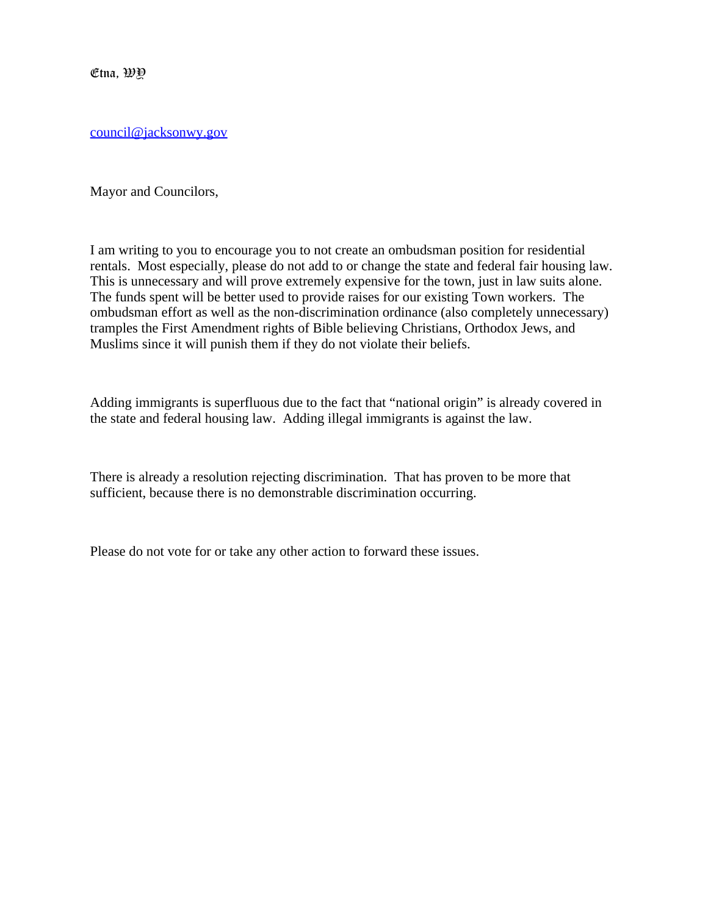Etna, WY

council@jacksonwy.gov

Mayor and Councilors,

I am writing to you to encourage you to not create an ombudsman position for residential rentals. Most especially, please do not add to or change the state and federal fair housing law. This is unnecessary and will prove extremely expensive for the town, just in law suits alone. The funds spent will be better used to provide raises for our existing Town workers. The ombudsman effort as well as the non-discrimination ordinance (also completely unnecessary) tramples the First Amendment rights of Bible believing Christians, Orthodox Jews, and Muslims since it will punish them if they do not violate their beliefs.

Adding immigrants is superfluous due to the fact that "national origin" is already covered in the state and federal housing law. Adding illegal immigrants is against the law.

There is already a resolution rejecting discrimination. That has proven to be more that sufficient, because there is no demonstrable discrimination occurring.

Please do not vote for or take any other action to forward these issues.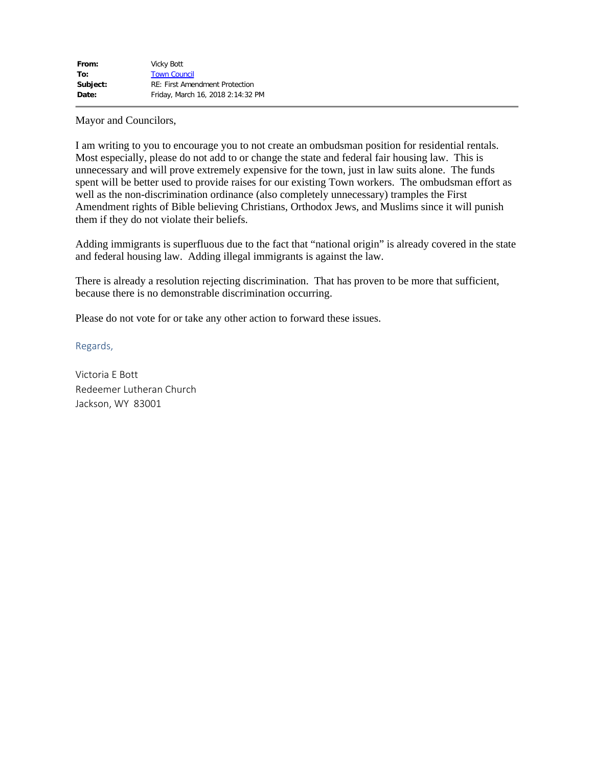| | |
|---|---|
| **From:** | Vicky Bott |
| **To:** | Town Council |
| **Subject:** | RE: First Amendment Protection |
| **Date:** | Friday, March 16, 2018 2:14:32 PM |

---

Mayor and Councilors,

I am writing to you to encourage you to not create an ombudsman position for residential rentals. Most especially, please do not add to or change the state and federal fair housing law. This is unnecessary and will prove extremely expensive for the town, just in law suits alone. The funds spent will be better used to provide raises for our existing Town workers. The ombudsman effort as well as the non-discrimination ordinance (also completely unnecessary) tramples the First Amendment rights of Bible believing Christians, Orthodox Jews, and Muslims since it will punish them if they do not violate their beliefs.

Adding immigrants is superfluous due to the fact that "national origin" is already covered in the state and federal housing law. Adding illegal immigrants is against the law.

There is already a resolution rejecting discrimination. That has proven to be more that sufficient, because there is no demonstrable discrimination occurring.

Please do not vote for or take any other action to forward these issues.

Regards,

Victoria E Bott  
Redeemer Lutheran Church  
Jackson, WY 83001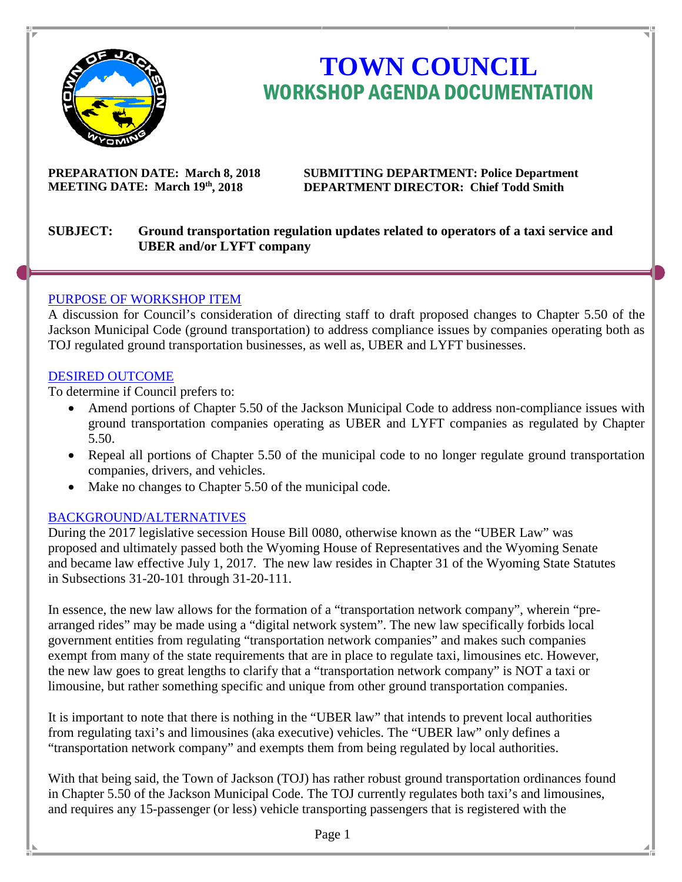# TOWN COUNCIL
## WORKSHOP AGENDA DOCUMENTATION

**PREPARATION DATE: March 8, 2018**
**MEETING DATE: March 19th, 2018**

**SUBMITTING DEPARTMENT: Police Department**
**DEPARTMENT DIRECTOR: Chief Todd Smith**

**SUBJECT: Ground transportation regulation updates related to operators of a taxi service and UBER and/or LYFT company**

### PURPOSE OF WORKSHOP ITEM

A discussion for Council's consideration of directing staff to draft proposed changes to Chapter 5.50 of the Jackson Municipal Code (ground transportation) to address compliance issues by companies operating both as TOJ regulated ground transportation businesses, as well as, UBER and LYFT businesses.

### DESIRED OUTCOME

To determine if Council prefers to:

- Amend portions of Chapter 5.50 of the Jackson Municipal Code to address non-compliance issues with ground transportation companies operating as UBER and LYFT companies as regulated by Chapter 5.50.
- Repeal all portions of Chapter 5.50 of the municipal code to no longer regulate ground transportation companies, drivers, and vehicles.
- Make no changes to Chapter 5.50 of the municipal code.

### BACKGROUND/ALTERNATIVES

During the 2017 legislative secession House Bill 0080, otherwise known as the "UBER Law" was proposed and ultimately passed both the Wyoming House of Representatives and the Wyoming Senate and became law effective July 1, 2017. The new law resides in Chapter 31 of the Wyoming State Statutes in Subsections 31-20-101 through 31-20-111.

In essence, the new law allows for the formation of a "transportation network company", wherein "pre-arranged rides" may be made using a "digital network system". The new law specifically forbids local government entities from regulating "transportation network companies" and makes such companies exempt from many of the state requirements that are in place to regulate taxi, limousines etc. However, the new law goes to great lengths to clarify that a "transportation network company" is NOT a taxi or limousine, but rather something specific and unique from other ground transportation companies.

It is important to note that there is nothing in the "UBER law" that intends to prevent local authorities from regulating taxi's and limousines (aka executive) vehicles. The "UBER law" only defines a "transportation network company" and exempts them from being regulated by local authorities.

With that being said, the Town of Jackson (TOJ) has rather robust ground transportation ordinances found in Chapter 5.50 of the Jackson Municipal Code. The TOJ currently regulates both taxi's and limousines, and requires any 15-passenger (or less) vehicle transporting passengers that is registered with the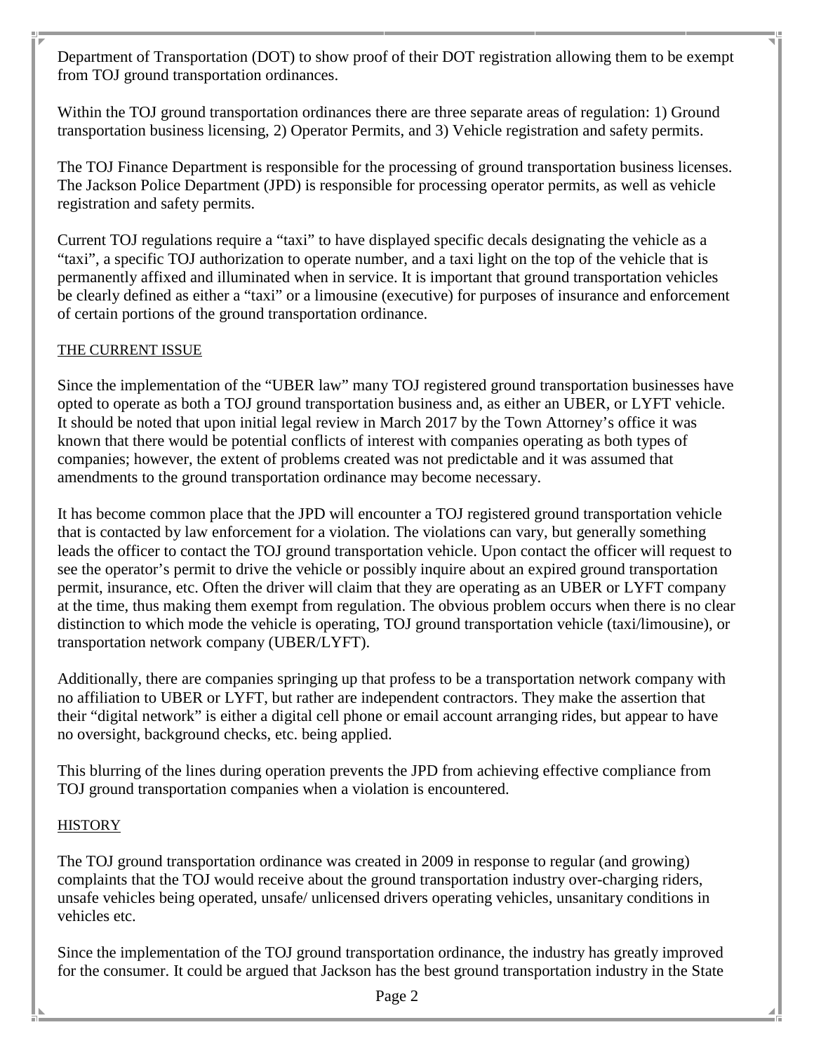Department of Transportation (DOT) to show proof of their DOT registration allowing them to be exempt from TOJ ground transportation ordinances.

Within the TOJ ground transportation ordinances there are three separate areas of regulation: 1) Ground transportation business licensing, 2) Operator Permits, and 3) Vehicle registration and safety permits.

The TOJ Finance Department is responsible for the processing of ground transportation business licenses. The Jackson Police Department (JPD) is responsible for processing operator permits, as well as vehicle registration and safety permits.

Current TOJ regulations require a "taxi" to have displayed specific decals designating the vehicle as a "taxi", a specific TOJ authorization to operate number, and a taxi light on the top of the vehicle that is permanently affixed and illuminated when in service. It is important that ground transportation vehicles be clearly defined as either a "taxi" or a limousine (executive) for purposes of insurance and enforcement of certain portions of the ground transportation ordinance.

## THE CURRENT ISSUE

Since the implementation of the "UBER law" many TOJ registered ground transportation businesses have opted to operate as both a TOJ ground transportation business and, as either an UBER, or LYFT vehicle. It should be noted that upon initial legal review in March 2017 by the Town Attorney's office it was known that there would be potential conflicts of interest with companies operating as both types of companies; however, the extent of problems created was not predictable and it was assumed that amendments to the ground transportation ordinance may become necessary.

It has become common place that the JPD will encounter a TOJ registered ground transportation vehicle that is contacted by law enforcement for a violation. The violations can vary, but generally something leads the officer to contact the TOJ ground transportation vehicle. Upon contact the officer will request to see the operator's permit to drive the vehicle or possibly inquire about an expired ground transportation permit, insurance, etc. Often the driver will claim that they are operating as an UBER or LYFT company at the time, thus making them exempt from regulation. The obvious problem occurs when there is no clear distinction to which mode the vehicle is operating, TOJ ground transportation vehicle (taxi/limousine), or transportation network company (UBER/LYFT).

Additionally, there are companies springing up that profess to be a transportation network company with no affiliation to UBER or LYFT, but rather are independent contractors. They make the assertion that their "digital network" is either a digital cell phone or email account arranging rides, but appear to have no oversight, background checks, etc. being applied.

This blurring of the lines during operation prevents the JPD from achieving effective compliance from TOJ ground transportation companies when a violation is encountered.

## HISTORY

The TOJ ground transportation ordinance was created in 2009 in response to regular (and growing) complaints that the TOJ would receive about the ground transportation industry over-charging riders, unsafe vehicles being operated, unsafe/ unlicensed drivers operating vehicles, unsanitary conditions in vehicles etc.

Since the implementation of the TOJ ground transportation ordinance, the industry has greatly improved for the consumer. It could be argued that Jackson has the best ground transportation industry in the State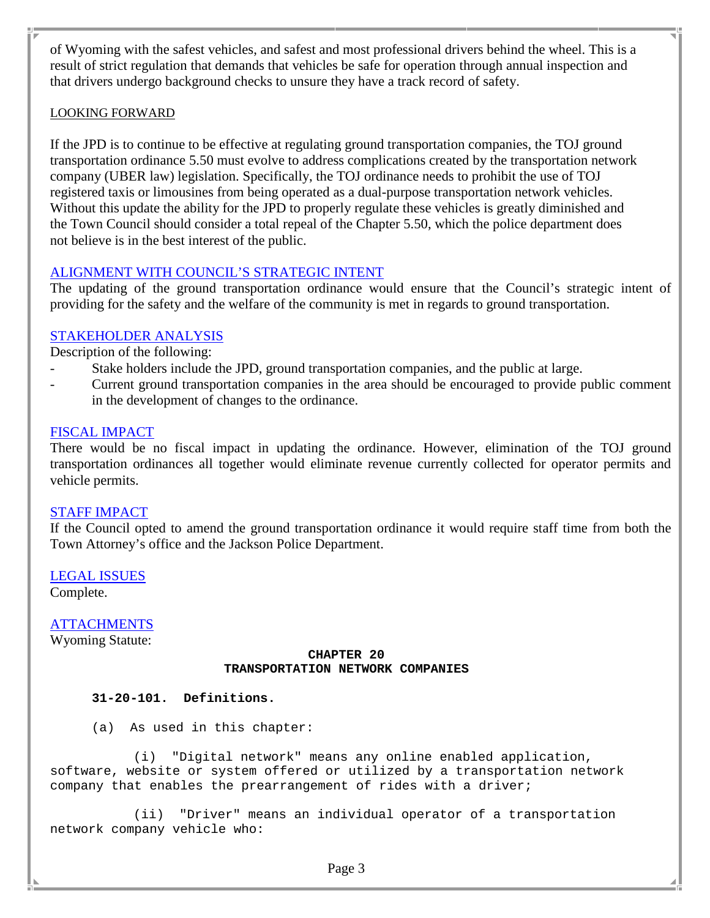of Wyoming with the safest vehicles, and safest and most professional drivers behind the wheel. This is a result of strict regulation that demands that vehicles be safe for operation through annual inspection and that drivers undergo background checks to unsure they have a track record of safety.

## LOOKING FORWARD

If the JPD is to continue to be effective at regulating ground transportation companies, the TOJ ground transportation ordinance 5.50 must evolve to address complications created by the transportation network company (UBER law) legislation. Specifically, the TOJ ordinance needs to prohibit the use of TOJ registered taxis or limousines from being operated as a dual-purpose transportation network vehicles. Without this update the ability for the JPD to properly regulate these vehicles is greatly diminished and the Town Council should consider a total repeal of the Chapter 5.50, which the police department does not believe is in the best interest of the public.

## ALIGNMENT WITH COUNCIL'S STRATEGIC INTENT

The updating of the ground transportation ordinance would ensure that the Council's strategic intent of providing for the safety and the welfare of the community is met in regards to ground transportation.

## STAKEHOLDER ANALYSIS

Description of the following:

- Stake holders include the JPD, ground transportation companies, and the public at large.
- Current ground transportation companies in the area should be encouraged to provide public comment in the development of changes to the ordinance.

## FISCAL IMPACT

There would be no fiscal impact in updating the ordinance. However, elimination of the TOJ ground transportation ordinances all together would eliminate revenue currently collected for operator permits and vehicle permits.

## STAFF IMPACT

If the Council opted to amend the ground transportation ordinance it would require staff time from both the Town Attorney's office and the Jackson Police Department.

## LEGAL ISSUES

Complete.

## ATTACHMENTS

Wyoming Statute:

**CHAPTER 20**
**TRANSPORTATION NETWORK COMPANIES**

**31-20-101. Definitions.**

(a) As used in this chapter:

(i) "Digital network" means any online enabled application, software, website or system offered or utilized by a transportation network company that enables the prearrangement of rides with a driver;

(ii) "Driver" means an individual operator of a transportation network company vehicle who: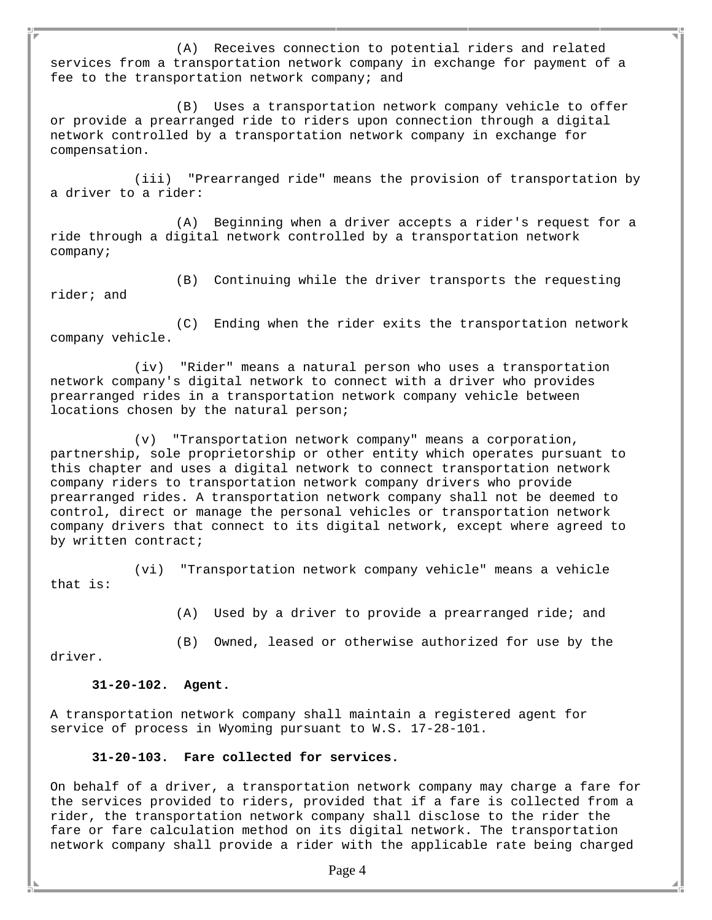(A) Receives connection to potential riders and related services from a transportation network company in exchange for payment of a fee to the transportation network company; and

(B) Uses a transportation network company vehicle to offer or provide a prearranged ride to riders upon connection through a digital network controlled by a transportation network company in exchange for compensation.

(iii) "Prearranged ride" means the provision of transportation by a driver to a rider:

(A) Beginning when a driver accepts a rider's request for a ride through a digital network controlled by a transportation network company;

(B) Continuing while the driver transports the requesting rider; and

(C) Ending when the rider exits the transportation network company vehicle.

(iv) "Rider" means a natural person who uses a transportation network company's digital network to connect with a driver who provides prearranged rides in a transportation network company vehicle between locations chosen by the natural person;

(v) "Transportation network company" means a corporation, partnership, sole proprietorship or other entity which operates pursuant to this chapter and uses a digital network to connect transportation network company riders to transportation network company drivers who provide prearranged rides. A transportation network company shall not be deemed to control, direct or manage the personal vehicles or transportation network company drivers that connect to its digital network, except where agreed to by written contract;

(vi) "Transportation network company vehicle" means a vehicle that is:

(A) Used by a driver to provide a prearranged ride; and

(B) Owned, leased or otherwise authorized for use by the driver.

**31-20-102. Agent.**

A transportation network company shall maintain a registered agent for service of process in Wyoming pursuant to W.S. 17-28-101.

**31-20-103. Fare collected for services.**

On behalf of a driver, a transportation network company may charge a fare for the services provided to riders, provided that if a fare is collected from a rider, the transportation network company shall disclose to the rider the fare or fare calculation method on its digital network. The transportation network company shall provide a rider with the applicable rate being charged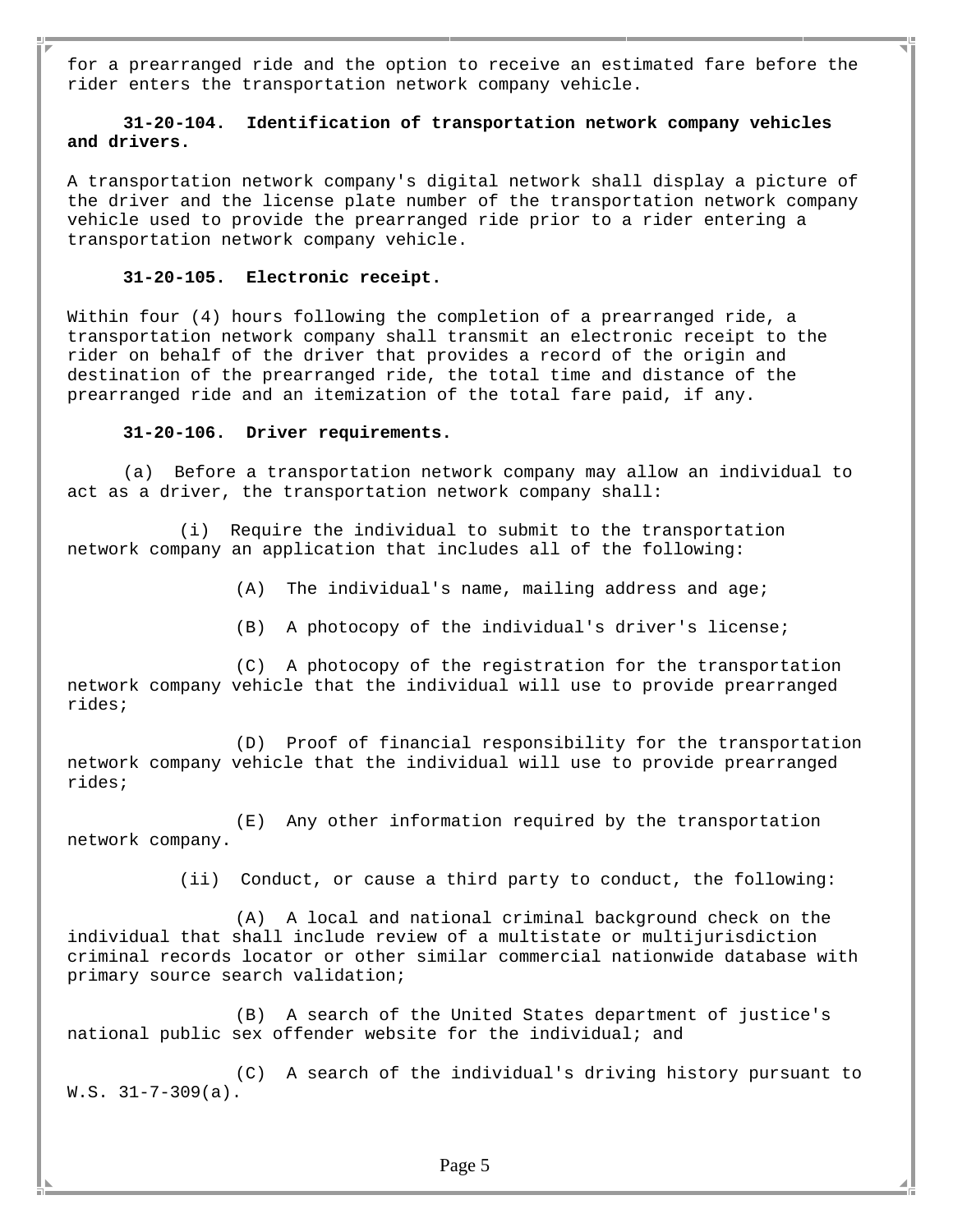for a prearranged ride and the option to receive an estimated fare before the rider enters the transportation network company vehicle.

**31-20-104. Identification of transportation network company vehicles and drivers.**

A transportation network company's digital network shall display a picture of the driver and the license plate number of the transportation network company vehicle used to provide the prearranged ride prior to a rider entering a transportation network company vehicle.

**31-20-105. Electronic receipt.**

Within four (4) hours following the completion of a prearranged ride, a transportation network company shall transmit an electronic receipt to the rider on behalf of the driver that provides a record of the origin and destination of the prearranged ride, the total time and distance of the prearranged ride and an itemization of the total fare paid, if any.

**31-20-106. Driver requirements.**

(a) Before a transportation network company may allow an individual to act as a driver, the transportation network company shall:

(i) Require the individual to submit to the transportation network company an application that includes all of the following:

(A) The individual's name, mailing address and age;

(B) A photocopy of the individual's driver's license;

(C) A photocopy of the registration for the transportation network company vehicle that the individual will use to provide prearranged rides;

(D) Proof of financial responsibility for the transportation network company vehicle that the individual will use to provide prearranged rides;

(E) Any other information required by the transportation network company.

(ii) Conduct, or cause a third party to conduct, the following:

(A) A local and national criminal background check on the individual that shall include review of a multistate or multijurisdiction criminal records locator or other similar commercial nationwide database with primary source search validation;

(B) A search of the United States department of justice's national public sex offender website for the individual; and

(C) A search of the individual's driving history pursuant to W.S. 31-7-309(a).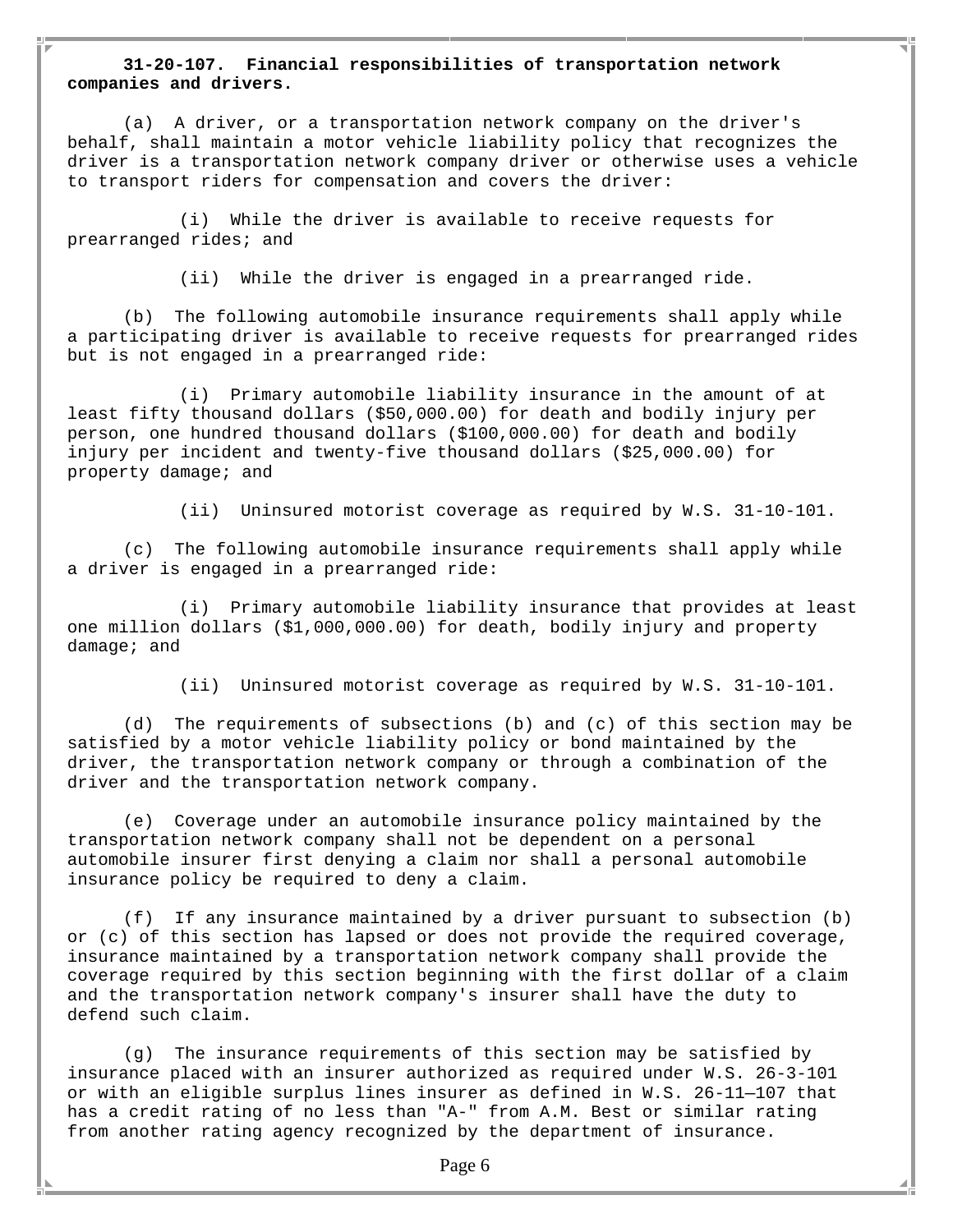**31-20-107. Financial responsibilities of transportation network companies and drivers.**

(a) A driver, or a transportation network company on the driver's behalf, shall maintain a motor vehicle liability policy that recognizes the driver is a transportation network company driver or otherwise uses a vehicle to transport riders for compensation and covers the driver:

(i) While the driver is available to receive requests for prearranged rides; and

(ii) While the driver is engaged in a prearranged ride.

(b) The following automobile insurance requirements shall apply while a participating driver is available to receive requests for prearranged rides but is not engaged in a prearranged ride:

(i) Primary automobile liability insurance in the amount of at least fifty thousand dollars ($50,000.00) for death and bodily injury per person, one hundred thousand dollars ($100,000.00) for death and bodily injury per incident and twenty-five thousand dollars ($25,000.00) for property damage; and

(ii) Uninsured motorist coverage as required by W.S. 31-10-101.

(c) The following automobile insurance requirements shall apply while a driver is engaged in a prearranged ride:

(i) Primary automobile liability insurance that provides at least one million dollars ($1,000,000.00) for death, bodily injury and property damage; and

(ii) Uninsured motorist coverage as required by W.S. 31-10-101.

(d) The requirements of subsections (b) and (c) of this section may be satisfied by a motor vehicle liability policy or bond maintained by the driver, the transportation network company or through a combination of the driver and the transportation network company.

(e) Coverage under an automobile insurance policy maintained by the transportation network company shall not be dependent on a personal automobile insurer first denying a claim nor shall a personal automobile insurance policy be required to deny a claim.

(f) If any insurance maintained by a driver pursuant to subsection (b) or (c) of this section has lapsed or does not provide the required coverage, insurance maintained by a transportation network company shall provide the coverage required by this section beginning with the first dollar of a claim and the transportation network company's insurer shall have the duty to defend such claim.

(g) The insurance requirements of this section may be satisfied by insurance placed with an insurer authorized as required under W.S. 26-3-101 or with an eligible surplus lines insurer as defined in W.S. 26-11—107 that has a credit rating of no less than "A-" from A.M. Best or similar rating from another rating agency recognized by the department of insurance.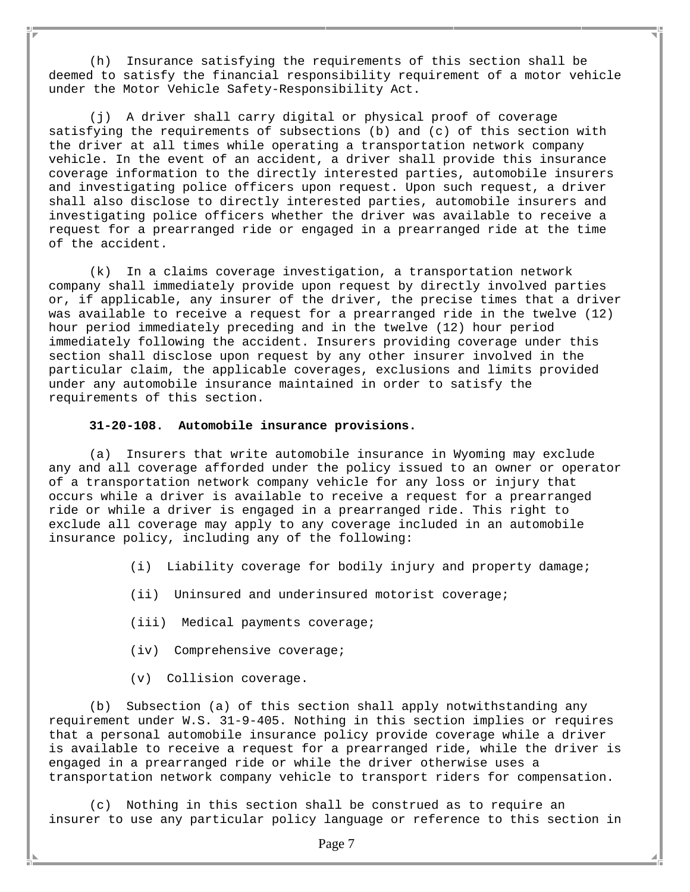(h) Insurance satisfying the requirements of this section shall be deemed to satisfy the financial responsibility requirement of a motor vehicle under the Motor Vehicle Safety-Responsibility Act.

(j) A driver shall carry digital or physical proof of coverage satisfying the requirements of subsections (b) and (c) of this section with the driver at all times while operating a transportation network company vehicle. In the event of an accident, a driver shall provide this insurance coverage information to the directly interested parties, automobile insurers and investigating police officers upon request. Upon such request, a driver shall also disclose to directly interested parties, automobile insurers and investigating police officers whether the driver was available to receive a request for a prearranged ride or engaged in a prearranged ride at the time of the accident.

(k) In a claims coverage investigation, a transportation network company shall immediately provide upon request by directly involved parties or, if applicable, any insurer of the driver, the precise times that a driver was available to receive a request for a prearranged ride in the twelve (12) hour period immediately preceding and in the twelve (12) hour period immediately following the accident. Insurers providing coverage under this section shall disclose upon request by any other insurer involved in the particular claim, the applicable coverages, exclusions and limits provided under any automobile insurance maintained in order to satisfy the requirements of this section.

**31-20-108. Automobile insurance provisions.**

(a) Insurers that write automobile insurance in Wyoming may exclude any and all coverage afforded under the policy issued to an owner or operator of a transportation network company vehicle for any loss or injury that occurs while a driver is available to receive a request for a prearranged ride or while a driver is engaged in a prearranged ride. This right to exclude all coverage may apply to any coverage included in an automobile insurance policy, including any of the following:

(i) Liability coverage for bodily injury and property damage;

(ii) Uninsured and underinsured motorist coverage;

(iii) Medical payments coverage;

(iv) Comprehensive coverage;

(v) Collision coverage.

(b) Subsection (a) of this section shall apply notwithstanding any requirement under W.S. 31-9-405. Nothing in this section implies or requires that a personal automobile insurance policy provide coverage while a driver is available to receive a request for a prearranged ride, while the driver is engaged in a prearranged ride or while the driver otherwise uses a transportation network company vehicle to transport riders for compensation.

(c) Nothing in this section shall be construed as to require an insurer to use any particular policy language or reference to this section in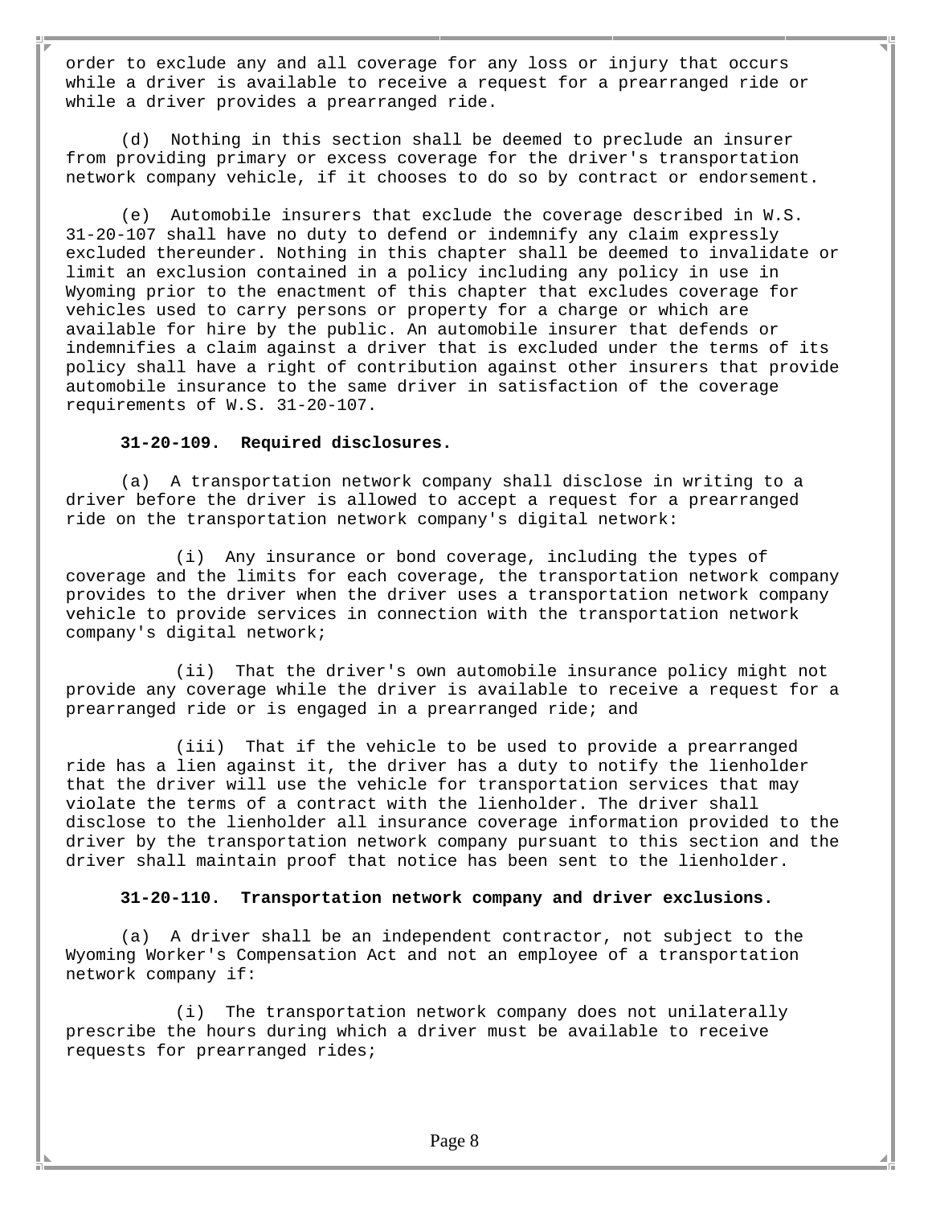order to exclude any and all coverage for any loss or injury that occurs while a driver is available to receive a request for a prearranged ride or while a driver provides a prearranged ride.

(d) Nothing in this section shall be deemed to preclude an insurer from providing primary or excess coverage for the driver's transportation network company vehicle, if it chooses to do so by contract or endorsement.

(e) Automobile insurers that exclude the coverage described in W.S. 31-20-107 shall have no duty to defend or indemnify any claim expressly excluded thereunder. Nothing in this chapter shall be deemed to invalidate or limit an exclusion contained in a policy including any policy in use in Wyoming prior to the enactment of this chapter that excludes coverage for vehicles used to carry persons or property for a charge or which are available for hire by the public. An automobile insurer that defends or indemnifies a claim against a driver that is excluded under the terms of its policy shall have a right of contribution against other insurers that provide automobile insurance to the same driver in satisfaction of the coverage requirements of W.S. 31-20-107.

**31-20-109. Required disclosures.**

(a) A transportation network company shall disclose in writing to a driver before the driver is allowed to accept a request for a prearranged ride on the transportation network company's digital network:

(i) Any insurance or bond coverage, including the types of coverage and the limits for each coverage, the transportation network company provides to the driver when the driver uses a transportation network company vehicle to provide services in connection with the transportation network company's digital network;

(ii) That the driver's own automobile insurance policy might not provide any coverage while the driver is available to receive a request for a prearranged ride or is engaged in a prearranged ride; and

(iii) That if the vehicle to be used to provide a prearranged ride has a lien against it, the driver has a duty to notify the lienholder that the driver will use the vehicle for transportation services that may violate the terms of a contract with the lienholder. The driver shall disclose to the lienholder all insurance coverage information provided to the driver by the transportation network company pursuant to this section and the driver shall maintain proof that notice has been sent to the lienholder.

**31-20-110. Transportation network company and driver exclusions.**

(a) A driver shall be an independent contractor, not subject to the Wyoming Worker's Compensation Act and not an employee of a transportation network company if:

(i) The transportation network company does not unilaterally prescribe the hours during which a driver must be available to receive requests for prearranged rides;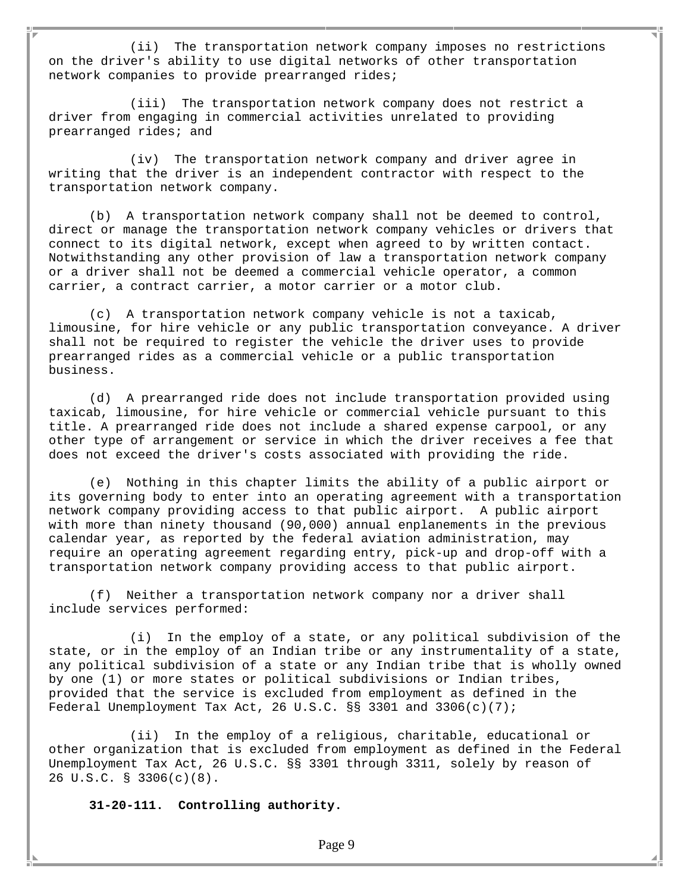(ii) The transportation network company imposes no restrictions on the driver's ability to use digital networks of other transportation network companies to provide prearranged rides;

(iii) The transportation network company does not restrict a driver from engaging in commercial activities unrelated to providing prearranged rides; and

(iv) The transportation network company and driver agree in writing that the driver is an independent contractor with respect to the transportation network company.

(b) A transportation network company shall not be deemed to control, direct or manage the transportation network company vehicles or drivers that connect to its digital network, except when agreed to by written contact. Notwithstanding any other provision of law a transportation network company or a driver shall not be deemed a commercial vehicle operator, a common carrier, a contract carrier, a motor carrier or a motor club.

(c) A transportation network company vehicle is not a taxicab, limousine, for hire vehicle or any public transportation conveyance. A driver shall not be required to register the vehicle the driver uses to provide prearranged rides as a commercial vehicle or a public transportation business.

(d) A prearranged ride does not include transportation provided using taxicab, limousine, for hire vehicle or commercial vehicle pursuant to this title. A prearranged ride does not include a shared expense carpool, or any other type of arrangement or service in which the driver receives a fee that does not exceed the driver's costs associated with providing the ride.

(e) Nothing in this chapter limits the ability of a public airport or its governing body to enter into an operating agreement with a transportation network company providing access to that public airport. A public airport with more than ninety thousand (90,000) annual enplanements in the previous calendar year, as reported by the federal aviation administration, may require an operating agreement regarding entry, pick-up and drop-off with a transportation network company providing access to that public airport.

(f) Neither a transportation network company nor a driver shall include services performed:

(i) In the employ of a state, or any political subdivision of the state, or in the employ of an Indian tribe or any instrumentality of a state, any political subdivision of a state or any Indian tribe that is wholly owned by one (1) or more states or political subdivisions or Indian tribes, provided that the service is excluded from employment as defined in the Federal Unemployment Tax Act, 26 U.S.C. §§ 3301 and 3306(c)(7);

(ii) In the employ of a religious, charitable, educational or other organization that is excluded from employment as defined in the Federal Unemployment Tax Act, 26 U.S.C. §§ 3301 through 3311, solely by reason of 26 U.S.C. § 3306(c)(8).

**31-20-111. Controlling authority.**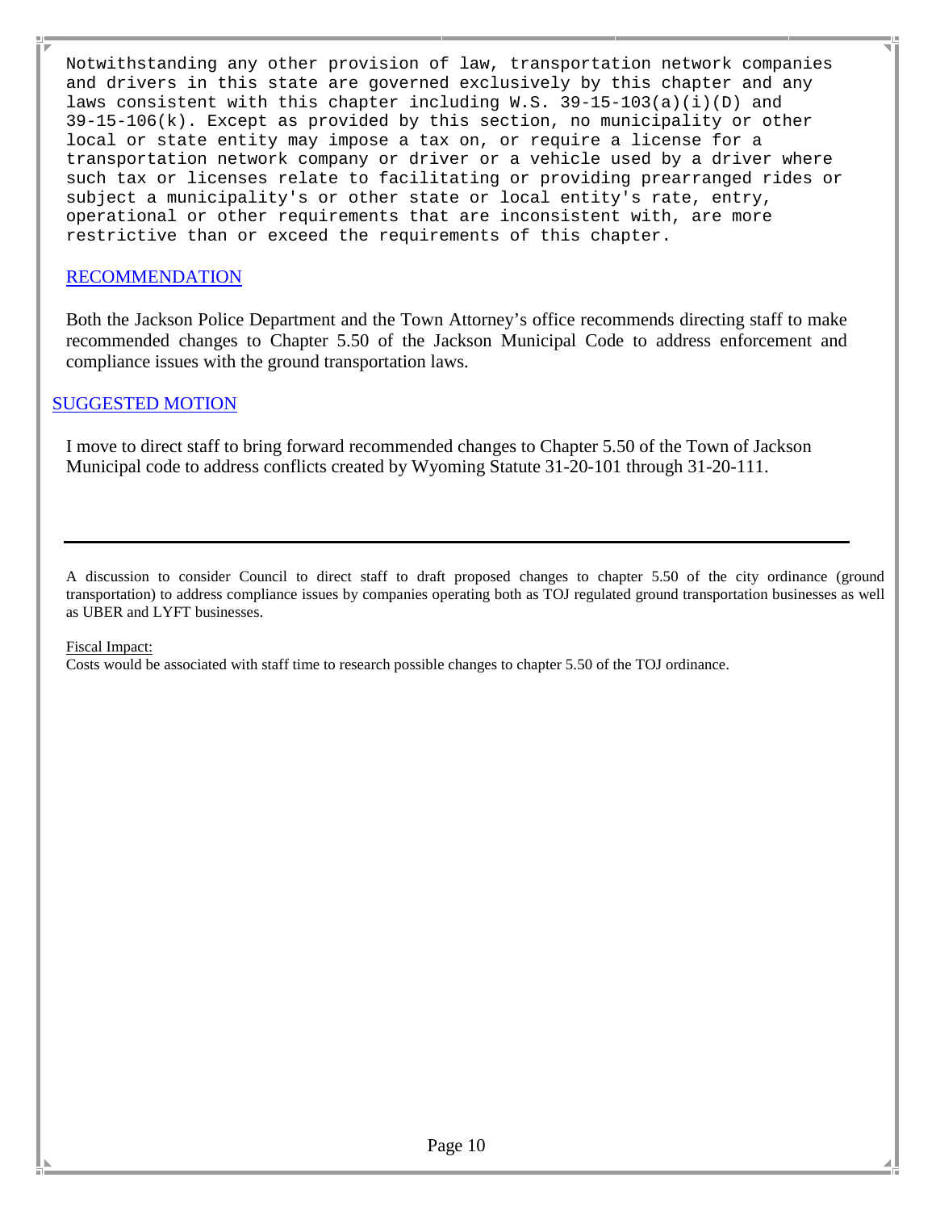```
Notwithstanding any other provision of law, transportation network companies
and drivers in this state are governed exclusively by this chapter and any
laws consistent with this chapter including W.S. 39-15-103(a)(i)(D) and
39-15-106(k). Except as provided by this section, no municipality or other
local or state entity may impose a tax on, or require a license for a
transportation network company or driver or a vehicle used by a driver where
such tax or licenses relate to facilitating or providing prearranged rides or
subject a municipality's or other state or local entity's rate, entry,
operational or other requirements that are inconsistent with, are more
restrictive than or exceed the requirements of this chapter.
```

## RECOMMENDATION

Both the Jackson Police Department and the Town Attorney's office recommends directing staff to make recommended changes to Chapter 5.50 of the Jackson Municipal Code to address enforcement and compliance issues with the ground transportation laws.

## SUGGESTED MOTION

I move to direct staff to bring forward recommended changes to Chapter 5.50 of the Town of Jackson Municipal code to address conflicts created by Wyoming Statute 31-20-101 through 31-20-111.

---

A discussion to consider Council to direct staff to draft proposed changes to chapter 5.50 of the city ordinance (ground transportation) to address compliance issues by companies operating both as TOJ regulated ground transportation businesses as well as UBER and LYFT businesses.

Fiscal Impact:
Costs would be associated with staff time to research possible changes to chapter 5.50 of the TOJ ordinance.